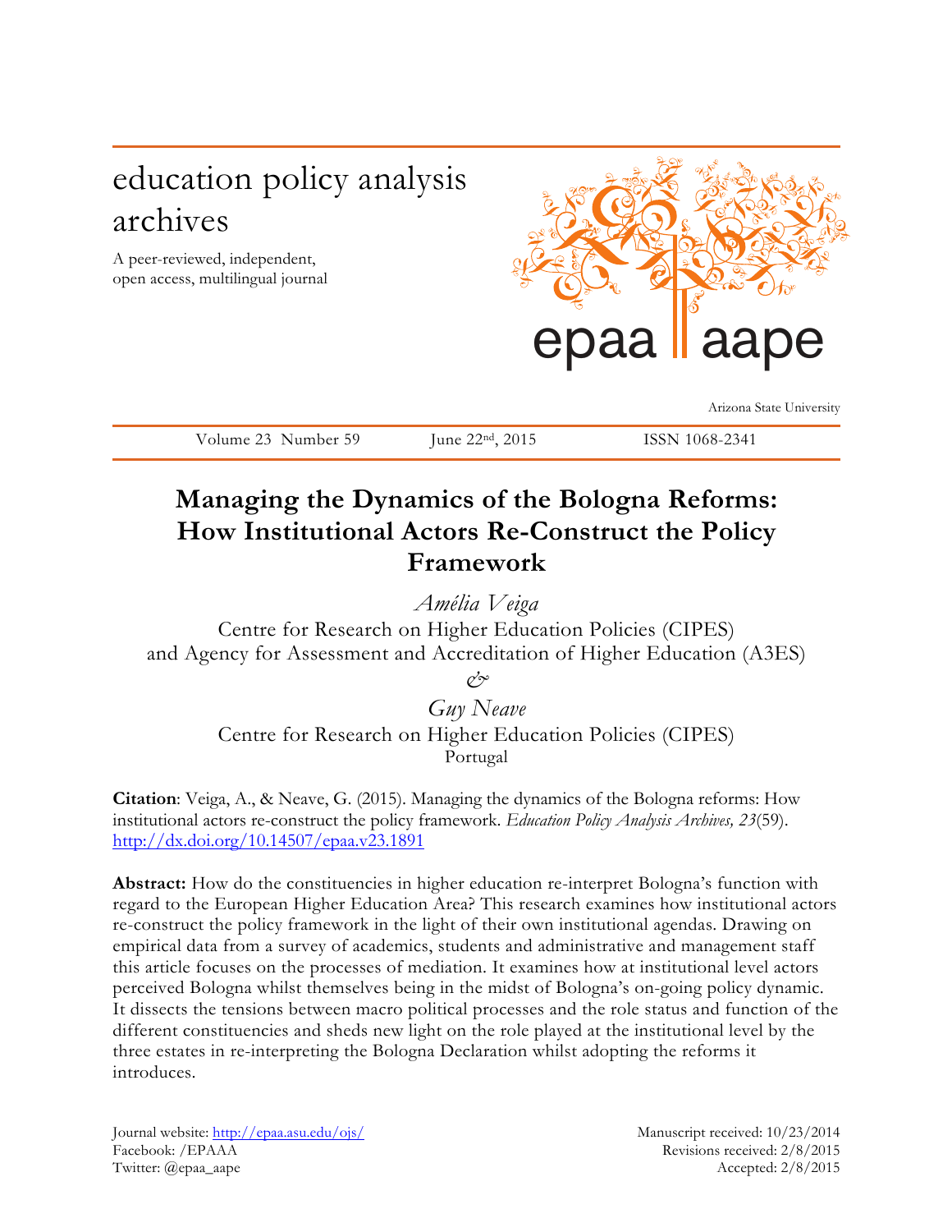education policy analysis archives

A peer-reviewed, independent, open access, multilingual journal

epaa aape

Arizona State University

Volume 23 Number 59 | June 22nd, 2015 | ISSN 1068-2341

# Managing the Dynamics of the Bologna Reforms: How Institutional Actors Re-Construct the Policy Framework

*Amélia Veiga*
Centre for Research on Higher Education Policies (CIPES)
and Agency for Assessment and Accreditation of Higher Education (A3ES)

*&*

*Guy Neave*
Centre for Research on Higher Education Policies (CIPES)
Portugal

**Citation**: Veiga, A., & Neave, G. (2015). Managing the dynamics of the Bologna reforms: How institutional actors re-construct the policy framework. *Education Policy Analysis Archives, 23*(59). http://dx.doi.org/10.14507/epaa.v23.1891

**Abstract:** How do the constituencies in higher education re-interpret Bologna's function with regard to the European Higher Education Area? This research examines how institutional actors re-construct the policy framework in the light of their own institutional agendas. Drawing on empirical data from a survey of academics, students and administrative and management staff this article focuses on the processes of mediation. It examines how at institutional level actors perceived Bologna whilst themselves being in the midst of Bologna's on-going policy dynamic. It dissects the tensions between macro political processes and the role status and function of the different constituencies and sheds new light on the role played at the institutional level by the three estates in re-interpreting the Bologna Declaration whilst adopting the reforms it introduces.

Journal website: http://epaa.asu.edu/ojs/
Facebook: /EPAAA
Twitter: @epaa_aape

Manuscript received: 10/23/2014
Revisions received: 2/8/2015
Accepted: 2/8/2015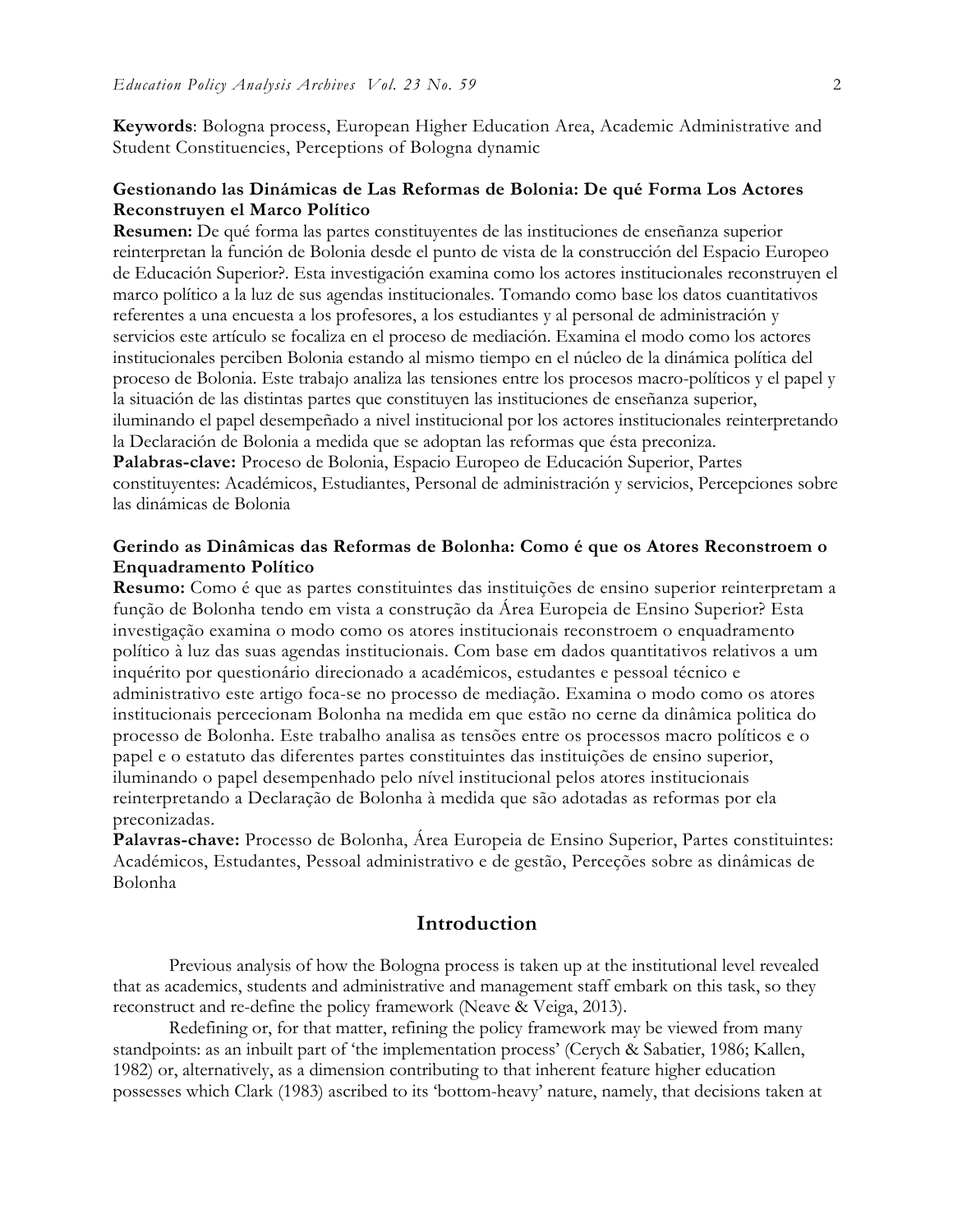**Keywords**: Bologna process, European Higher Education Area, Academic Administrative and Student Constituencies, Perceptions of Bologna dynamic

**Gestionando las Dinámicas de Las Reformas de Bolonia: De qué Forma Los Actores Reconstruyen el Marco Político**

**Resumen:** De qué forma las partes constituyentes de las instituciones de enseñanza superior reinterpretan la función de Bolonia desde el punto de vista de la construcción del Espacio Europeo de Educación Superior?. Esta investigación examina como los actores institucionales reconstruyen el marco político a la luz de sus agendas institucionales. Tomando como base los datos cuantitativos referentes a una encuesta a los profesores, a los estudiantes y al personal de administración y servicios este artículo se focaliza en el proceso de mediación. Examina el modo como los actores institucionales perciben Bolonia estando al mismo tiempo en el núcleo de la dinámica política del proceso de Bolonia. Este trabajo analiza las tensiones entre los procesos macro-políticos y el papel y la situación de las distintas partes que constituyen las instituciones de enseñanza superior, iluminando el papel desempeñado a nivel institucional por los actores institucionales reinterpretando la Declaración de Bolonia a medida que se adoptan las reformas que ésta preconiza.

**Palabras-clave:** Proceso de Bolonia, Espacio Europeo de Educación Superior, Partes constituyentes: Académicos, Estudiantes, Personal de administración y servicios, Percepciones sobre las dinámicas de Bolonia

**Gerindo as Dinâmicas das Reformas de Bolonha: Como é que os Atores Reconstroem o Enquadramento Político**

**Resumo:** Como é que as partes constituintes das instituições de ensino superior reinterpretam a função de Bolonha tendo em vista a construção da Área Europeia de Ensino Superior? Esta investigação examina o modo como os atores institucionais reconstroem o enquadramento político à luz das suas agendas institucionais. Com base em dados quantitativos relativos a um inquérito por questionário direcionado a académicos, estudantes e pessoal técnico e administrativo este artigo foca-se no processo de mediação. Examina o modo como os atores institucionais percecionam Bolonha na medida em que estão no cerne da dinâmica politica do processo de Bolonha. Este trabalho analisa as tensões entre os processos macro políticos e o papel e o estatuto das diferentes partes constituintes das instituições de ensino superior, iluminando o papel desempenhado pelo nível institucional pelos atores institucionais reinterpretando a Declaração de Bolonha à medida que são adotadas as reformas por ela preconizadas.

**Palavras-chave:** Processo de Bolonha, Área Europeia de Ensino Superior, Partes constituintes: Académicos, Estudantes, Pessoal administrativo e de gestão, Perceções sobre as dinâmicas de Bolonha

## Introduction

Previous analysis of how the Bologna process is taken up at the institutional level revealed that as academics, students and administrative and management staff embark on this task, so they reconstruct and re-define the policy framework (Neave & Veiga, 2013).

Redefining or, for that matter, refining the policy framework may be viewed from many standpoints: as an inbuilt part of 'the implementation process' (Cerych & Sabatier, 1986; Kallen, 1982) or, alternatively, as a dimension contributing to that inherent feature higher education possesses which Clark (1983) ascribed to its 'bottom-heavy' nature, namely, that decisions taken at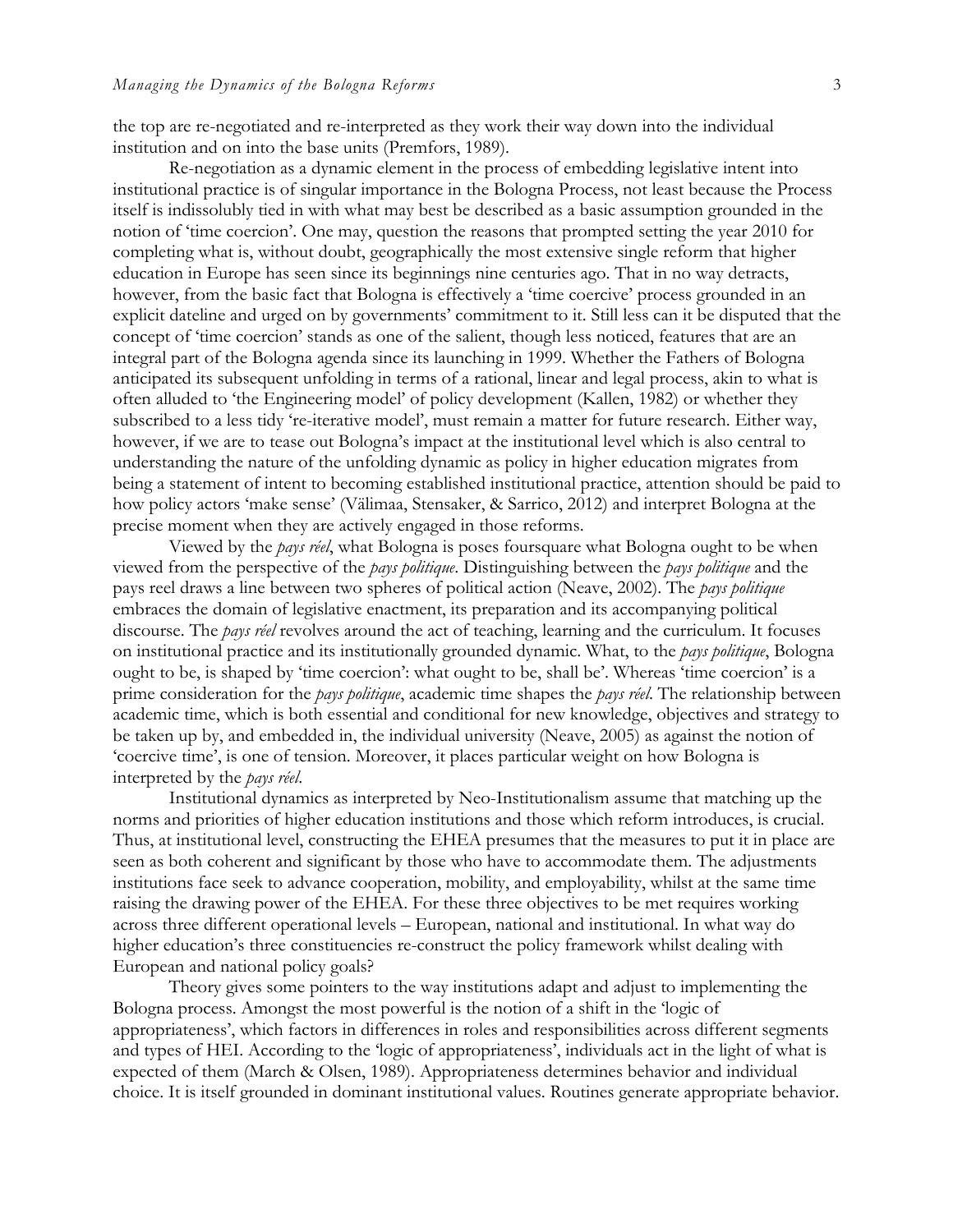the top are re-negotiated and re-interpreted as they work their way down into the individual institution and on into the base units (Premfors, 1989).

Re-negotiation as a dynamic element in the process of embedding legislative intent into institutional practice is of singular importance in the Bologna Process, not least because the Process itself is indissolubly tied in with what may best be described as a basic assumption grounded in the notion of 'time coercion'. One may, question the reasons that prompted setting the year 2010 for completing what is, without doubt, geographically the most extensive single reform that higher education in Europe has seen since its beginnings nine centuries ago. That in no way detracts, however, from the basic fact that Bologna is effectively a 'time coercive' process grounded in an explicit dateline and urged on by governments' commitment to it. Still less can it be disputed that the concept of 'time coercion' stands as one of the salient, though less noticed, features that are an integral part of the Bologna agenda since its launching in 1999. Whether the Fathers of Bologna anticipated its subsequent unfolding in terms of a rational, linear and legal process, akin to what is often alluded to 'the Engineering model' of policy development (Kallen, 1982) or whether they subscribed to a less tidy 're-iterative model', must remain a matter for future research. Either way, however, if we are to tease out Bologna's impact at the institutional level which is also central to understanding the nature of the unfolding dynamic as policy in higher education migrates from being a statement of intent to becoming established institutional practice, attention should be paid to how policy actors 'make sense' (Välimaa, Stensaker, & Sarrico, 2012) and interpret Bologna at the precise moment when they are actively engaged in those reforms.

Viewed by the *pays réel*, what Bologna is poses foursquare what Bologna ought to be when viewed from the perspective of the *pays politique*. Distinguishing between the *pays politique* and the pays reel draws a line between two spheres of political action (Neave, 2002). The *pays politique* embraces the domain of legislative enactment, its preparation and its accompanying political discourse. The *pays réel* revolves around the act of teaching, learning and the curriculum. It focuses on institutional practice and its institutionally grounded dynamic. What, to the *pays politique*, Bologna ought to be, is shaped by 'time coercion': what ought to be, shall be'. Whereas 'time coercion' is a prime consideration for the *pays politique*, academic time shapes the *pays réel*. The relationship between academic time, which is both essential and conditional for new knowledge, objectives and strategy to be taken up by, and embedded in, the individual university (Neave, 2005) as against the notion of 'coercive time', is one of tension. Moreover, it places particular weight on how Bologna is interpreted by the *pays réel*.

Institutional dynamics as interpreted by Neo-Institutionalism assume that matching up the norms and priorities of higher education institutions and those which reform introduces, is crucial. Thus, at institutional level, constructing the EHEA presumes that the measures to put it in place are seen as both coherent and significant by those who have to accommodate them. The adjustments institutions face seek to advance cooperation, mobility, and employability, whilst at the same time raising the drawing power of the EHEA. For these three objectives to be met requires working across three different operational levels – European, national and institutional. In what way do higher education's three constituencies re-construct the policy framework whilst dealing with European and national policy goals?

Theory gives some pointers to the way institutions adapt and adjust to implementing the Bologna process. Amongst the most powerful is the notion of a shift in the 'logic of appropriateness', which factors in differences in roles and responsibilities across different segments and types of HEI. According to the 'logic of appropriateness', individuals act in the light of what is expected of them (March & Olsen, 1989). Appropriateness determines behavior and individual choice. It is itself grounded in dominant institutional values. Routines generate appropriate behavior.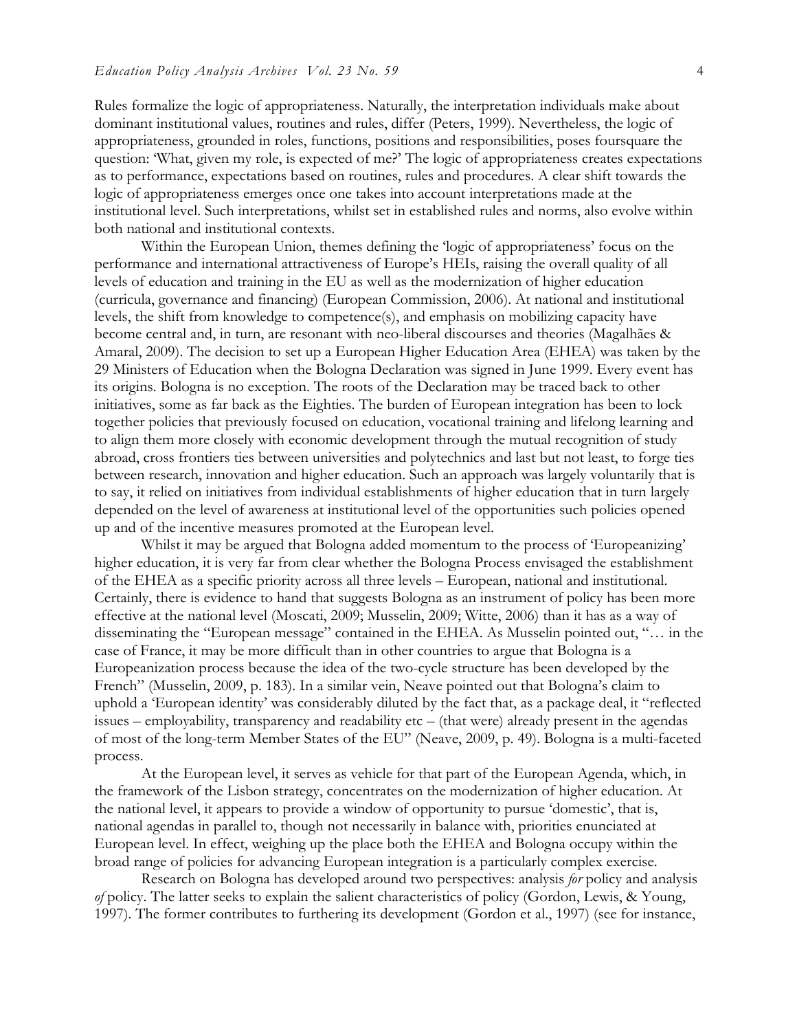Rules formalize the logic of appropriateness. Naturally, the interpretation individuals make about dominant institutional values, routines and rules, differ (Peters, 1999). Nevertheless, the logic of appropriateness, grounded in roles, functions, positions and responsibilities, poses foursquare the question: 'What, given my role, is expected of me?' The logic of appropriateness creates expectations as to performance, expectations based on routines, rules and procedures. A clear shift towards the logic of appropriateness emerges once one takes into account interpretations made at the institutional level. Such interpretations, whilst set in established rules and norms, also evolve within both national and institutional contexts.

Within the European Union, themes defining the 'logic of appropriateness' focus on the performance and international attractiveness of Europe's HEIs, raising the overall quality of all levels of education and training in the EU as well as the modernization of higher education (curricula, governance and financing) (European Commission, 2006). At national and institutional levels, the shift from knowledge to competence(s), and emphasis on mobilizing capacity have become central and, in turn, are resonant with neo-liberal discourses and theories (Magalhães & Amaral, 2009). The decision to set up a European Higher Education Area (EHEA) was taken by the 29 Ministers of Education when the Bologna Declaration was signed in June 1999. Every event has its origins. Bologna is no exception. The roots of the Declaration may be traced back to other initiatives, some as far back as the Eighties. The burden of European integration has been to lock together policies that previously focused on education, vocational training and lifelong learning and to align them more closely with economic development through the mutual recognition of study abroad, cross frontiers ties between universities and polytechnics and last but not least, to forge ties between research, innovation and higher education. Such an approach was largely voluntarily that is to say, it relied on initiatives from individual establishments of higher education that in turn largely depended on the level of awareness at institutional level of the opportunities such policies opened up and of the incentive measures promoted at the European level.

Whilst it may be argued that Bologna added momentum to the process of 'Europeanizing' higher education, it is very far from clear whether the Bologna Process envisaged the establishment of the EHEA as a specific priority across all three levels – European, national and institutional. Certainly, there is evidence to hand that suggests Bologna as an instrument of policy has been more effective at the national level (Moscati, 2009; Musselin, 2009; Witte, 2006) than it has as a way of disseminating the "European message" contained in the EHEA. As Musselin pointed out, "… in the case of France, it may be more difficult than in other countries to argue that Bologna is a Europeanization process because the idea of the two-cycle structure has been developed by the French" (Musselin, 2009, p. 183). In a similar vein, Neave pointed out that Bologna's claim to uphold a 'European identity' was considerably diluted by the fact that, as a package deal, it "reflected issues – employability, transparency and readability etc – (that were) already present in the agendas of most of the long-term Member States of the EU" (Neave, 2009, p. 49). Bologna is a multi-faceted process.

At the European level, it serves as vehicle for that part of the European Agenda, which, in the framework of the Lisbon strategy, concentrates on the modernization of higher education. At the national level, it appears to provide a window of opportunity to pursue 'domestic', that is, national agendas in parallel to, though not necessarily in balance with, priorities enunciated at European level. In effect, weighing up the place both the EHEA and Bologna occupy within the broad range of policies for advancing European integration is a particularly complex exercise.

Research on Bologna has developed around two perspectives: analysis *for* policy and analysis *of* policy. The latter seeks to explain the salient characteristics of policy (Gordon, Lewis, & Young, 1997). The former contributes to furthering its development (Gordon et al., 1997) (see for instance,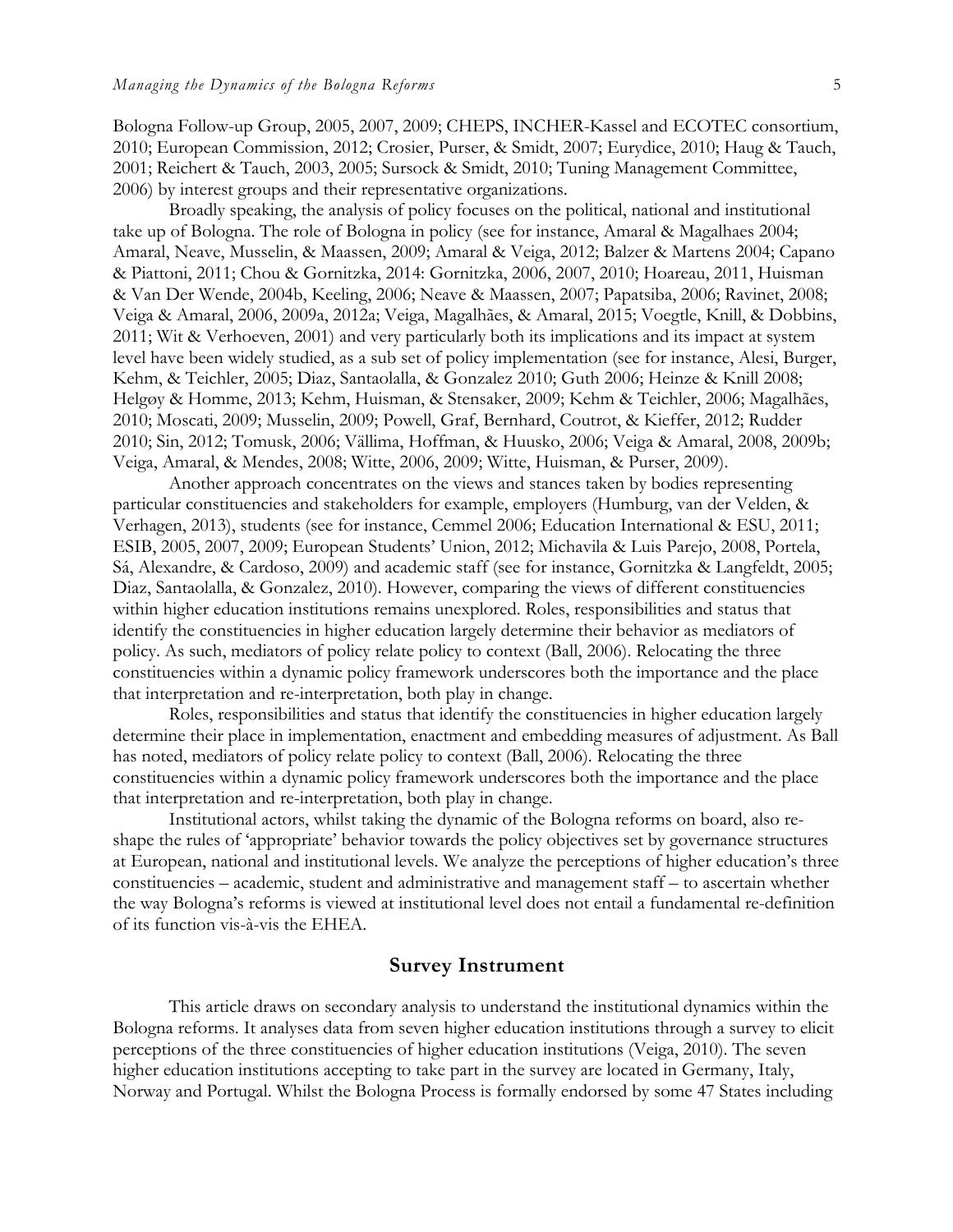Bologna Follow-up Group, 2005, 2007, 2009; CHEPS, INCHER-Kassel and ECOTEC consortium, 2010; European Commission, 2012; Crosier, Purser, & Smidt, 2007; Eurydice, 2010; Haug & Tauch, 2001; Reichert & Tauch, 2003, 2005; Sursock & Smidt, 2010; Tuning Management Committee, 2006) by interest groups and their representative organizations.

Broadly speaking, the analysis of policy focuses on the political, national and institutional take up of Bologna. The role of Bologna in policy (see for instance, Amaral & Magalhaes 2004; Amaral, Neave, Musselin, & Maassen, 2009; Amaral & Veiga, 2012; Balzer & Martens 2004; Capano & Piattoni, 2011; Chou & Gornitzka, 2014: Gornitzka, 2006, 2007, 2010; Hoareau, 2011, Huisman & Van Der Wende, 2004b, Keeling, 2006; Neave & Maassen, 2007; Papatsiba, 2006; Ravinet, 2008; Veiga & Amaral, 2006, 2009a, 2012a; Veiga, Magalhães, & Amaral, 2015; Voegtle, Knill, & Dobbins, 2011; Wit & Verhoeven, 2001) and very particularly both its implications and its impact at system level have been widely studied, as a sub set of policy implementation (see for instance, Alesi, Burger, Kehm, & Teichler, 2005; Diaz, Santaolalla, & Gonzalez 2010; Guth 2006; Heinze & Knill 2008; Helgøy & Homme, 2013; Kehm, Huisman, & Stensaker, 2009; Kehm & Teichler, 2006; Magalhães, 2010; Moscati, 2009; Musselin, 2009; Powell, Graf, Bernhard, Coutrot, & Kieffer, 2012; Rudder 2010; Sin, 2012; Tomusk, 2006; Vällima, Hoffman, & Huusko, 2006; Veiga & Amaral, 2008, 2009b; Veiga, Amaral, & Mendes, 2008; Witte, 2006, 2009; Witte, Huisman, & Purser, 2009).

Another approach concentrates on the views and stances taken by bodies representing particular constituencies and stakeholders for example, employers (Humburg, van der Velden, & Verhagen, 2013), students (see for instance, Cemmel 2006; Education International & ESU, 2011; ESIB, 2005, 2007, 2009; European Students' Union, 2012; Michavila & Luis Parejo, 2008, Portela, Sá, Alexandre, & Cardoso, 2009) and academic staff (see for instance, Gornitzka & Langfeldt, 2005; Diaz, Santaolalla, & Gonzalez, 2010). However, comparing the views of different constituencies within higher education institutions remains unexplored. Roles, responsibilities and status that identify the constituencies in higher education largely determine their behavior as mediators of policy. As such, mediators of policy relate policy to context (Ball, 2006). Relocating the three constituencies within a dynamic policy framework underscores both the importance and the place that interpretation and re-interpretation, both play in change.

Roles, responsibilities and status that identify the constituencies in higher education largely determine their place in implementation, enactment and embedding measures of adjustment. As Ball has noted, mediators of policy relate policy to context (Ball, 2006). Relocating the three constituencies within a dynamic policy framework underscores both the importance and the place that interpretation and re-interpretation, both play in change.

Institutional actors, whilst taking the dynamic of the Bologna reforms on board, also re-shape the rules of 'appropriate' behavior towards the policy objectives set by governance structures at European, national and institutional levels. We analyze the perceptions of higher education's three constituencies – academic, student and administrative and management staff – to ascertain whether the way Bologna's reforms is viewed at institutional level does not entail a fundamental re-definition of its function vis-à-vis the EHEA.

## Survey Instrument

This article draws on secondary analysis to understand the institutional dynamics within the Bologna reforms. It analyses data from seven higher education institutions through a survey to elicit perceptions of the three constituencies of higher education institutions (Veiga, 2010). The seven higher education institutions accepting to take part in the survey are located in Germany, Italy, Norway and Portugal. Whilst the Bologna Process is formally endorsed by some 47 States including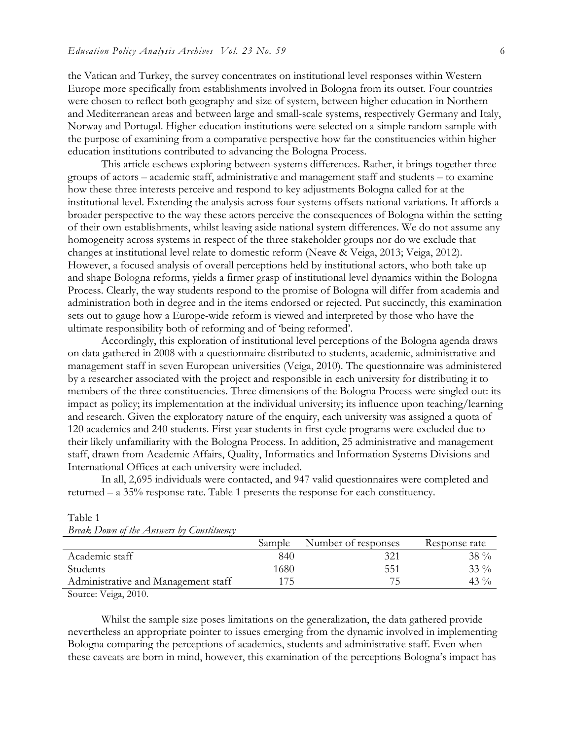the Vatican and Turkey, the survey concentrates on institutional level responses within Western Europe more specifically from establishments involved in Bologna from its outset. Four countries were chosen to reflect both geography and size of system, between higher education in Northern and Mediterranean areas and between large and small-scale systems, respectively Germany and Italy, Norway and Portugal. Higher education institutions were selected on a simple random sample with the purpose of examining from a comparative perspective how far the constituencies within higher education institutions contributed to advancing the Bologna Process.

This article eschews exploring between-systems differences. Rather, it brings together three groups of actors – academic staff, administrative and management staff and students – to examine how these three interests perceive and respond to key adjustments Bologna called for at the institutional level. Extending the analysis across four systems offsets national variations. It affords a broader perspective to the way these actors perceive the consequences of Bologna within the setting of their own establishments, whilst leaving aside national system differences. We do not assume any homogeneity across systems in respect of the three stakeholder groups nor do we exclude that changes at institutional level relate to domestic reform (Neave & Veiga, 2013; Veiga, 2012). However, a focused analysis of overall perceptions held by institutional actors, who both take up and shape Bologna reforms, yields a firmer grasp of institutional level dynamics within the Bologna Process. Clearly, the way students respond to the promise of Bologna will differ from academia and administration both in degree and in the items endorsed or rejected. Put succinctly, this examination sets out to gauge how a Europe-wide reform is viewed and interpreted by those who have the ultimate responsibility both of reforming and of 'being reformed'.

Accordingly, this exploration of institutional level perceptions of the Bologna agenda draws on data gathered in 2008 with a questionnaire distributed to students, academic, administrative and management staff in seven European universities (Veiga, 2010). The questionnaire was administered by a researcher associated with the project and responsible in each university for distributing it to members of the three constituencies. Three dimensions of the Bologna Process were singled out: its impact as policy; its implementation at the individual university; its influence upon teaching/learning and research. Given the exploratory nature of the enquiry, each university was assigned a quota of 120 academics and 240 students. First year students in first cycle programs were excluded due to their likely unfamiliarity with the Bologna Process. In addition, 25 administrative and management staff, drawn from Academic Affairs, Quality, Informatics and Information Systems Divisions and International Offices at each university were included.

In all, 2,695 individuals were contacted, and 947 valid questionnaires were completed and returned – a 35% response rate. Table 1 presents the response for each constituency.

Table 1
*Break Down of the Answers by Constituency*

| | Sample | Number of responses | Response rate |
|---|---|---|---|
| Academic staff | 840 | 321 | 38 % |
| Students | 1680 | 551 | 33 % |
| Administrative and Management staff | 175 | 75 | 43 % |

Source: Veiga, 2010.

Whilst the sample size poses limitations on the generalization, the data gathered provide nevertheless an appropriate pointer to issues emerging from the dynamic involved in implementing Bologna comparing the perceptions of academics, students and administrative staff. Even when these caveats are born in mind, however, this examination of the perceptions Bologna's impact has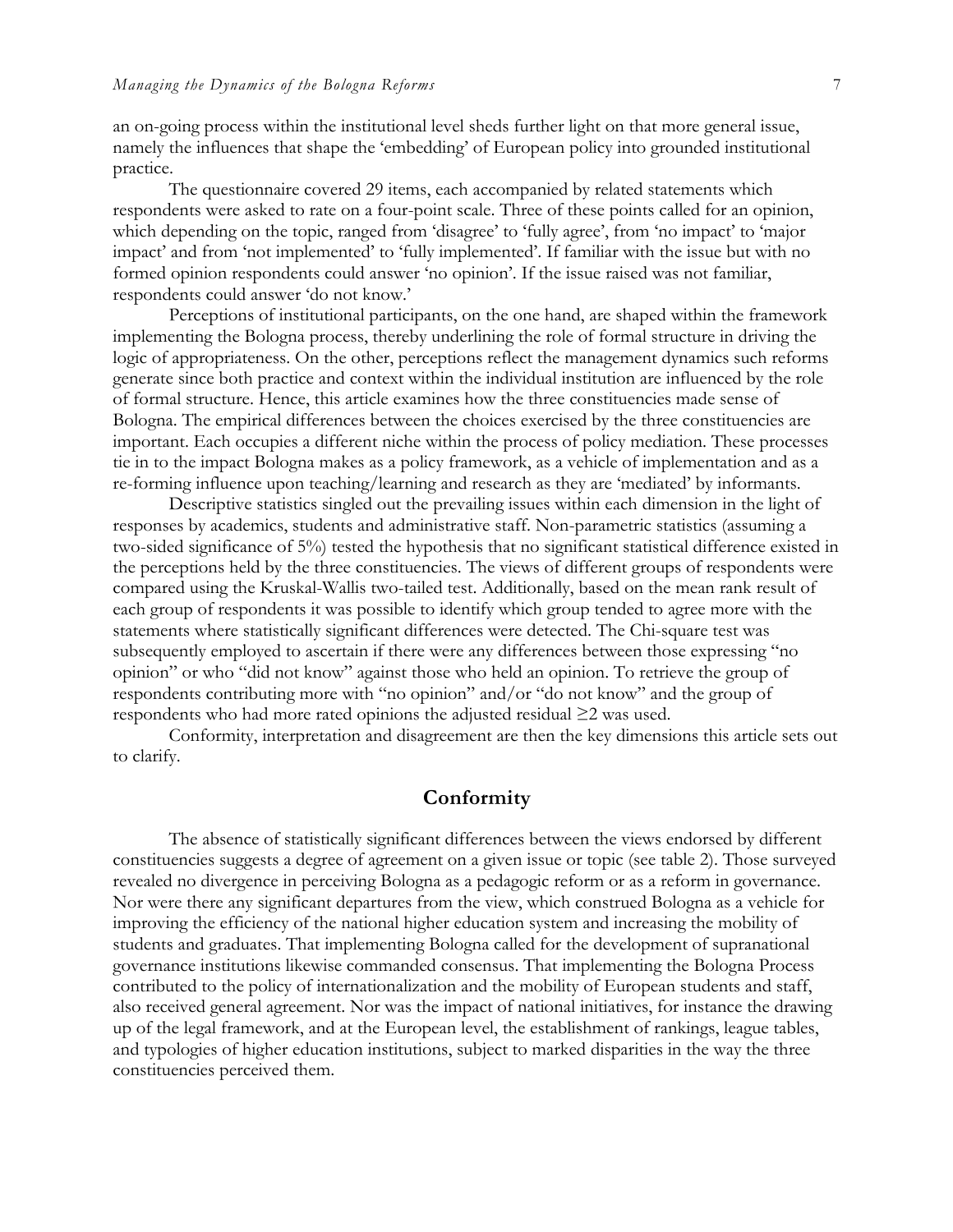an on-going process within the institutional level sheds further light on that more general issue, namely the influences that shape the 'embedding' of European policy into grounded institutional practice.

The questionnaire covered 29 items, each accompanied by related statements which respondents were asked to rate on a four-point scale. Three of these points called for an opinion, which depending on the topic, ranged from 'disagree' to 'fully agree', from 'no impact' to 'major impact' and from 'not implemented' to 'fully implemented'. If familiar with the issue but with no formed opinion respondents could answer 'no opinion'. If the issue raised was not familiar, respondents could answer 'do not know.'

Perceptions of institutional participants, on the one hand, are shaped within the framework implementing the Bologna process, thereby underlining the role of formal structure in driving the logic of appropriateness. On the other, perceptions reflect the management dynamics such reforms generate since both practice and context within the individual institution are influenced by the role of formal structure. Hence, this article examines how the three constituencies made sense of Bologna. The empirical differences between the choices exercised by the three constituencies are important. Each occupies a different niche within the process of policy mediation. These processes tie in to the impact Bologna makes as a policy framework, as a vehicle of implementation and as a re-forming influence upon teaching/learning and research as they are 'mediated' by informants.

Descriptive statistics singled out the prevailing issues within each dimension in the light of responses by academics, students and administrative staff. Non-parametric statistics (assuming a two-sided significance of 5%) tested the hypothesis that no significant statistical difference existed in the perceptions held by the three constituencies. The views of different groups of respondents were compared using the Kruskal-Wallis two-tailed test. Additionally, based on the mean rank result of each group of respondents it was possible to identify which group tended to agree more with the statements where statistically significant differences were detected. The Chi-square test was subsequently employed to ascertain if there were any differences between those expressing "no opinion" or who "did not know" against those who held an opinion. To retrieve the group of respondents contributing more with "no opinion" and/or "do not know" and the group of respondents who had more rated opinions the adjusted residual $\geq 2$ was used.

Conformity, interpretation and disagreement are then the key dimensions this article sets out to clarify.

## Conformity

The absence of statistically significant differences between the views endorsed by different constituencies suggests a degree of agreement on a given issue or topic (see table 2). Those surveyed revealed no divergence in perceiving Bologna as a pedagogic reform or as a reform in governance. Nor were there any significant departures from the view, which construed Bologna as a vehicle for improving the efficiency of the national higher education system and increasing the mobility of students and graduates. That implementing Bologna called for the development of supranational governance institutions likewise commanded consensus. That implementing the Bologna Process contributed to the policy of internationalization and the mobility of European students and staff, also received general agreement. Nor was the impact of national initiatives, for instance the drawing up of the legal framework, and at the European level, the establishment of rankings, league tables, and typologies of higher education institutions, subject to marked disparities in the way the three constituencies perceived them.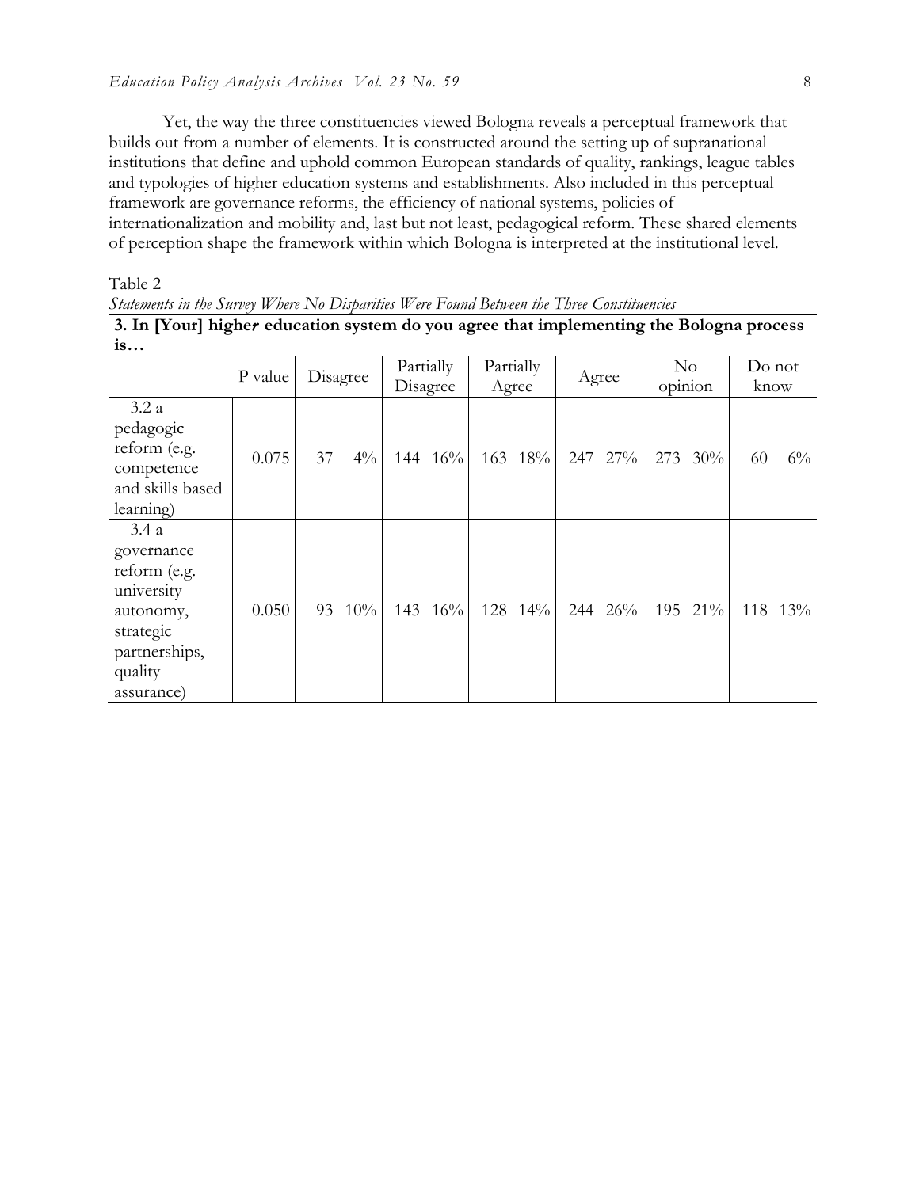Yet, the way the three constituencies viewed Bologna reveals a perceptual framework that builds out from a number of elements. It is constructed around the setting up of supranational institutions that define and uphold common European standards of quality, rankings, league tables and typologies of higher education systems and establishments. Also included in this perceptual framework are governance reforms, the efficiency of national systems, policies of internationalization and mobility and, last but not least, pedagogical reform. These shared elements of perception shape the framework within which Bologna is interpreted at the institutional level.

Table 2

*Statements in the Survey Where No Disparities Were Found Between the Three Constituencies*

**3. In [Your] higher education system do you agree that implementing the Bologna process is…**

| | P value | Disagree | | Partially Disagree | | Partially Agree | | Agree | | No opinion | | Do not know | |
|---|---|---|---|---|---|---|---|---|---|---|---|---|---|
| 3.2 a pedagogic reform (e.g. competence and skills based learning) | 0.075 | 37 | 4% | 144 | 16% | 163 | 18% | 247 | 27% | 273 | 30% | 60 | 6% |
| 3.4 a governance reform (e.g. university autonomy, strategic partnerships, quality assurance) | 0.050 | 93 | 10% | 143 | 16% | 128 | 14% | 244 | 26% | 195 | 21% | 118 | 13% |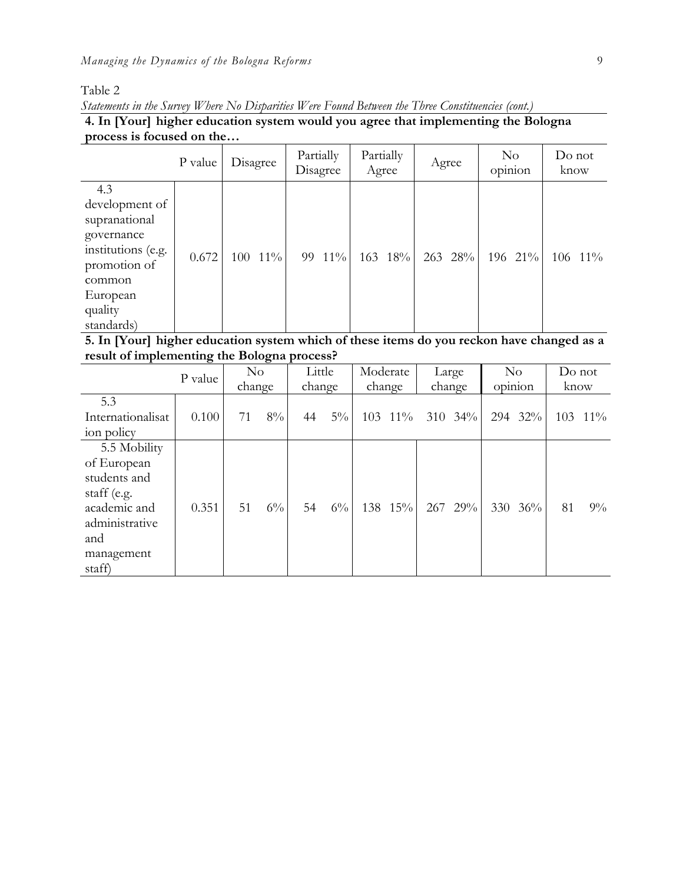Table 2

*Statements in the Survey Where No Disparities Were Found Between the Three Constituencies (cont.)*

**4. In [Your] higher education system would you agree that implementing the Bologna process is focused on the…**

| | P value | Disagree | | Partially Disagree | | Partially Agree | | Agree | | No opinion | | Do not know | |
|---|---|---|---|---|---|---|---|---|---|---|---|---|---|
| 4.3 development of supranational governance institutions (e.g. promotion of common European quality standards) | 0.672 | 100 | 11% | 99 | 11% | 163 | 18% | 263 | 28% | 196 | 21% | 106 | 11% |

**5. In [Your] higher education system which of these items do you reckon have changed as a result of implementing the Bologna process?**

| | P value | No change | | Little change | | Moderate change | | Large change | | No opinion | | Do not know | |
|---|---|---|---|---|---|---|---|---|---|---|---|---|---|
| 5.3 Internationalisation policy | 0.100 | 71 | 8% | 44 | 5% | 103 | 11% | 310 | 34% | 294 | 32% | 103 | 11% |
| 5.5 Mobility of European students and staff (e.g. academic and administrative and management staff) | 0.351 | 51 | 6% | 54 | 6% | 138 | 15% | 267 | 29% | 330 | 36% | 81 | 9% |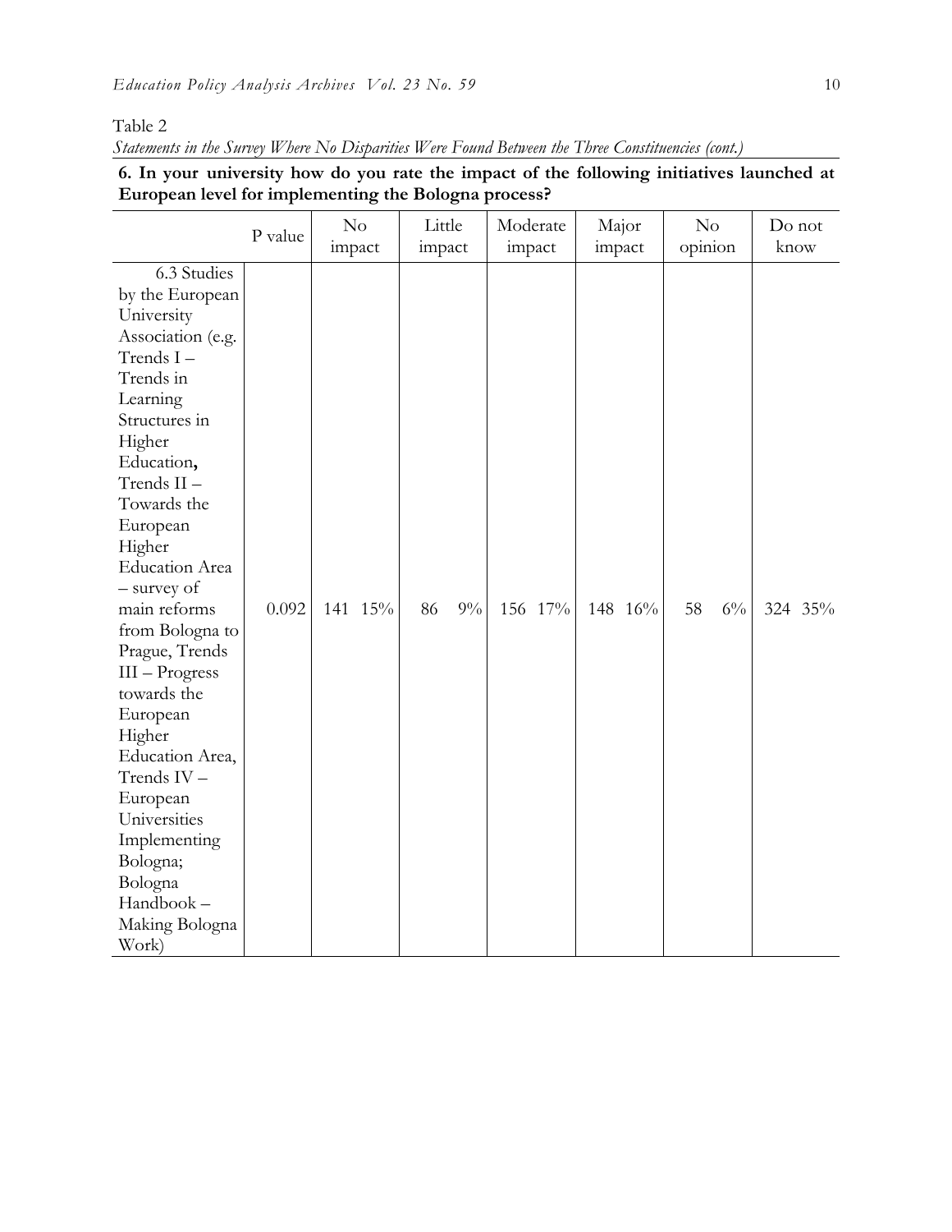Table 2

*Statements in the Survey Where No Disparities Were Found Between the Three Constituencies (cont.)*

**6. In your university how do you rate the impact of the following initiatives launched at European level for implementing the Bologna process?**

| | P value | No impact | Little impact | Moderate impact | Major impact | No opinion | Do not know |
|---|---|---|---|---|---|---|---|
| 6.3 Studies by the European University Association (e.g. Trends I – Trends in Learning Structures in Higher Education**,** Trends II – Towards the European Higher Education Area – survey of main reforms from Bologna to Prague, Trends III – Progress towards the European Higher Education Area, Trends IV – European Universities Implementing Bologna; Bologna Handbook – Making Bologna Work) | 0.092 | 141 15% | 86 9% | 156 17% | 148 16% | 58 6% | 324 35% |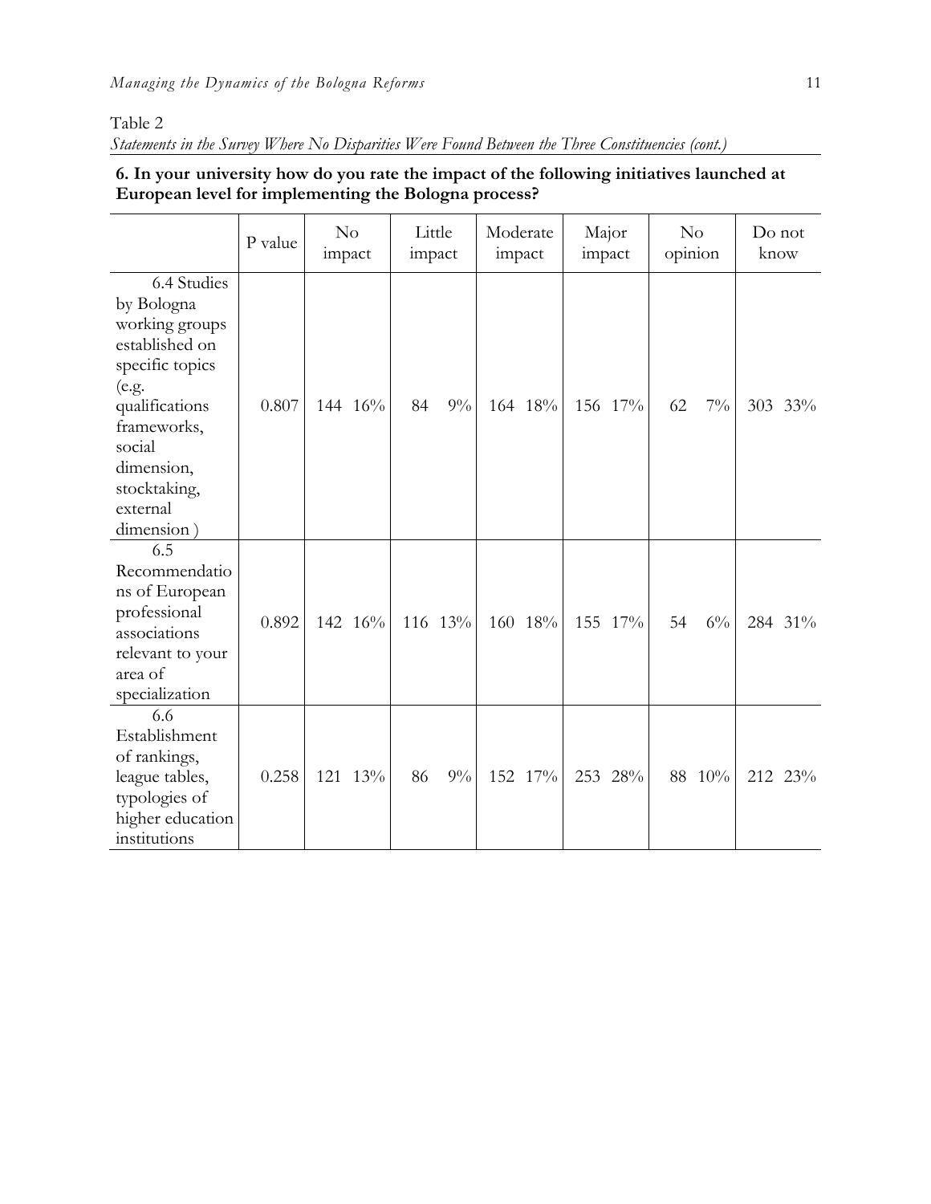Table 2

*Statements in the Survey Where No Disparities Were Found Between the Three Constituencies (cont.)*

**6. In your university how do you rate the impact of the following initiatives launched at European level for implementing the Bologna process?**

| | P value | No impact | | Little impact | | Moderate impact | | Major impact | | No opinion | | Do not know | |
|---|---|---|---|---|---|---|---|---|---|---|---|---|---|
| 6.4 Studies by Bologna working groups established on specific topics (e.g. qualifications frameworks, social dimension, stocktaking, external dimension ) | 0.807 | 144 | 16% | 84 | 9% | 164 | 18% | 156 | 17% | 62 | 7% | 303 | 33% |
| 6.5 Recommendations of European professional associations relevant to your area of specialization | 0.892 | 142 | 16% | 116 | 13% | 160 | 18% | 155 | 17% | 54 | 6% | 284 | 31% |
| 6.6 Establishment of rankings, league tables, typologies of higher education institutions | 0.258 | 121 | 13% | 86 | 9% | 152 | 17% | 253 | 28% | 88 | 10% | 212 | 23% |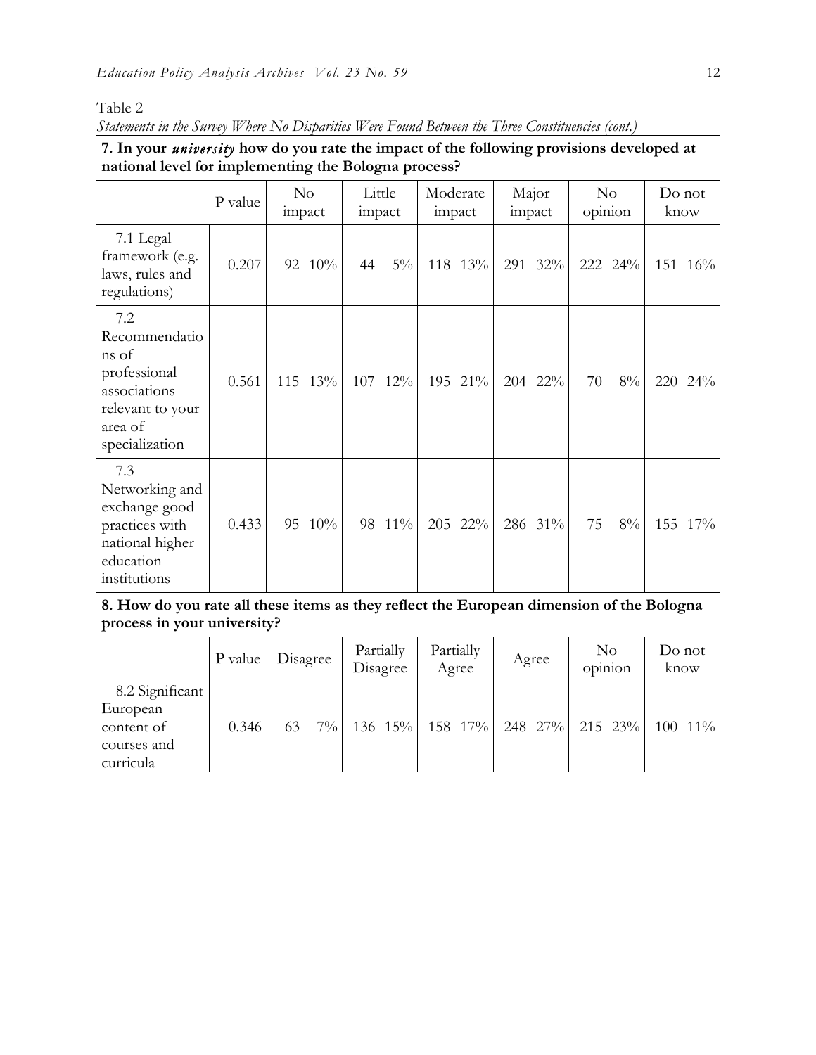Table 2

*Statements in the Survey Where No Disparities Were Found Between the Three Constituencies (cont.)*

**7. In your *university* how do you rate the impact of the following provisions developed at national level for implementing the Bologna process?**

| | P value | No impact | | Little impact | | Moderate impact | | Major impact | | No opinion | | Do not know | |
|---|---|---|---|---|---|---|---|---|---|---|---|---|---|
| 7.1 Legal framework (e.g. laws, rules and regulations) | 0.207 | 92 | 10% | 44 | 5% | 118 | 13% | 291 | 32% | 222 | 24% | 151 | 16% |
| 7.2 Recommendations of professional associations relevant to your area of specialization | 0.561 | 115 | 13% | 107 | 12% | 195 | 21% | 204 | 22% | 70 | 8% | 220 | 24% |
| 7.3 Networking and exchange good practices with national higher education institutions | 0.433 | 95 | 10% | 98 | 11% | 205 | 22% | 286 | 31% | 75 | 8% | 155 | 17% |

**8. How do you rate all these items as they reflect the European dimension of the Bologna process in your university?**

| | P value | Disagree | | Partially Disagree | | Partially Agree | | Agree | | No opinion | | Do not know | |
|---|---|---|---|---|---|---|---|---|---|---|---|---|---|
| 8.2 Significant European content of courses and curricula | 0.346 | 63 | 7% | 136 | 15% | 158 | 17% | 248 | 27% | 215 | 23% | 100 | 11% |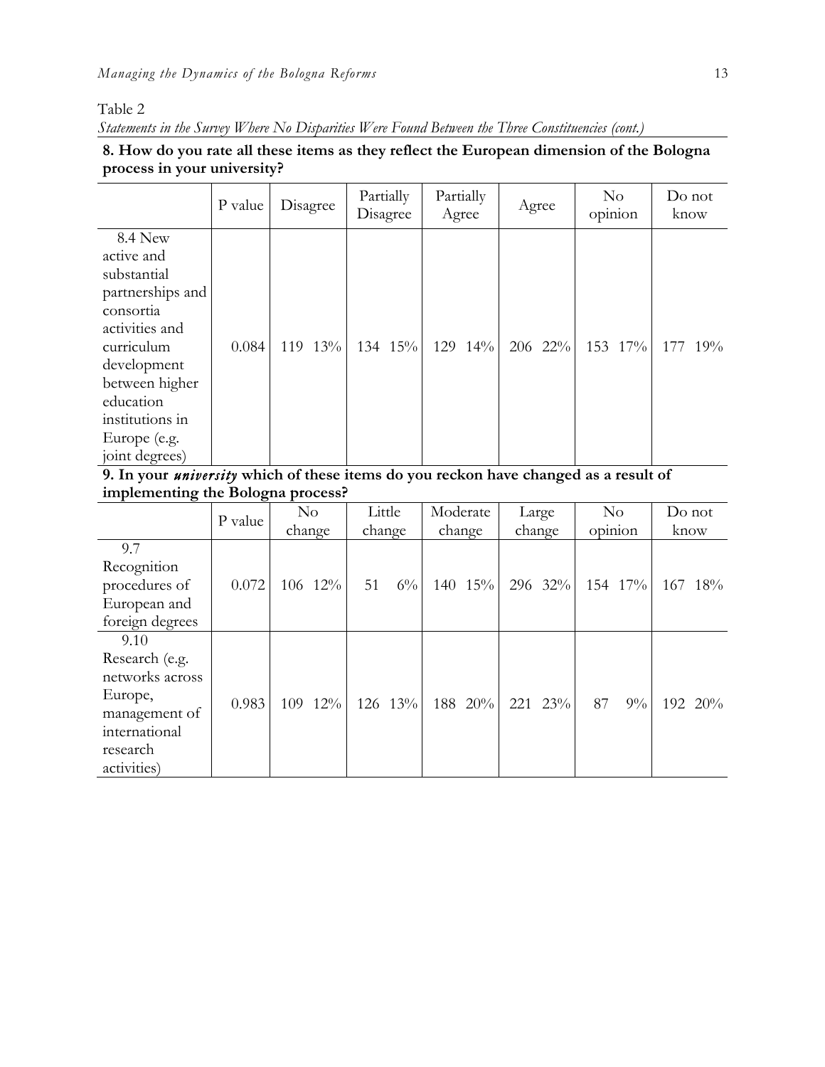Table 2

*Statements in the Survey Where No Disparities Were Found Between the Three Constituencies (cont.)*

**8. How do you rate all these items as they reflect the European dimension of the Bologna process in your university?**

| | P value | Disagree | Partially Disagree | Partially Agree | Agree | No opinion | Do not know |
|---|---|---|---|---|---|---|---|
| 8.4 New active and substantial partnerships and consortia activities and curriculum development between higher education institutions in Europe (e.g. joint degrees) | 0.084 | 119 13% | 134 15% | 129 14% | 206 22% | 153 17% | 177 19% |

**9. In your *university* which of these items do you reckon have changed as a result of implementing the Bologna process?**

| | P value | No change | Little change | Moderate change | Large change | No opinion | Do not know |
|---|---|---|---|---|---|---|---|
| 9.7 Recognition procedures of European and foreign degrees | 0.072 | 106 12% | 51 6% | 140 15% | 296 32% | 154 17% | 167 18% |
| 9.10 Research (e.g. networks across Europe, management of international research activities) | 0.983 | 109 12% | 126 13% | 188 20% | 221 23% | 87 9% | 192 20% |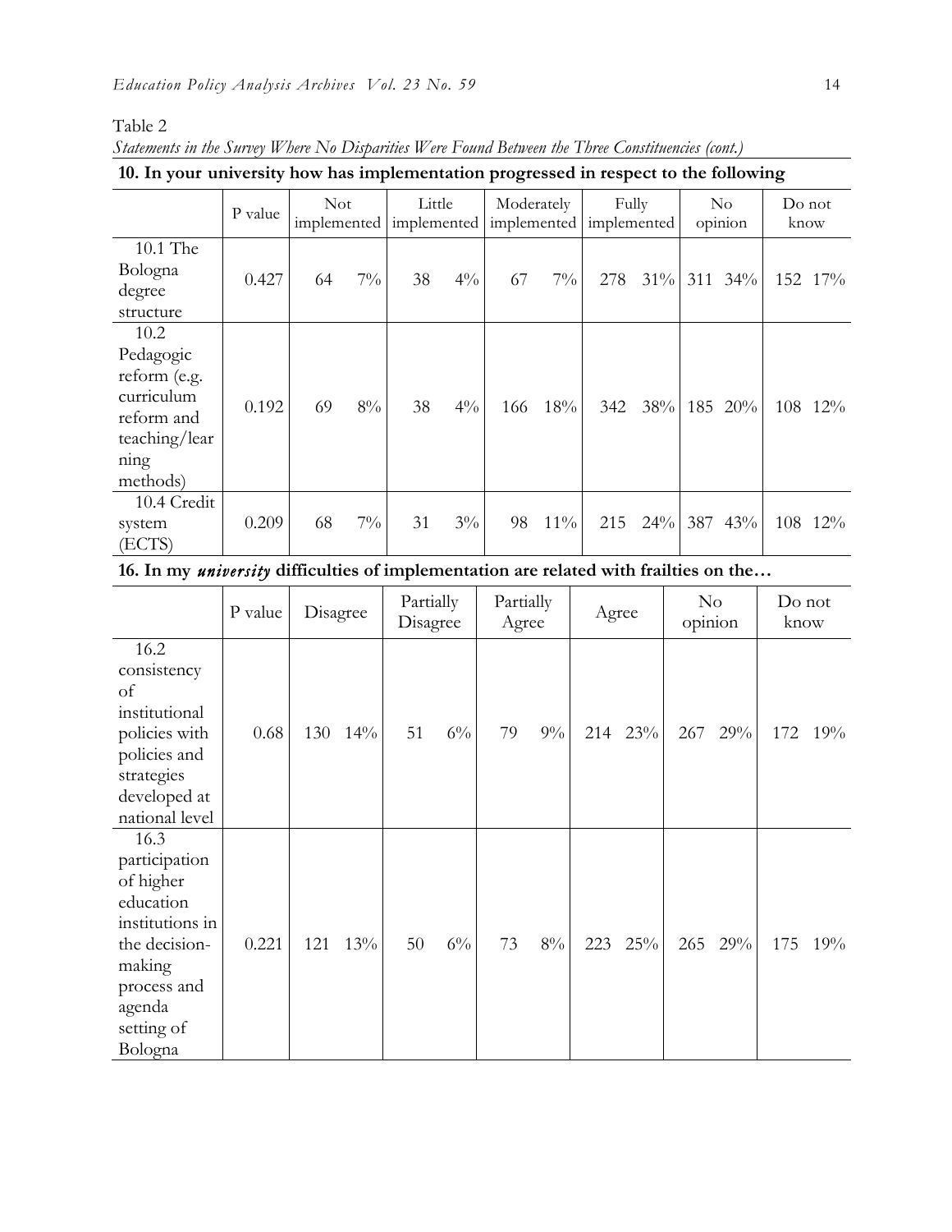Table 2

*Statements in the Survey Where No Disparities Were Found Between the Three Constituencies (cont.)*

**10. In your university how has implementation progressed in respect to the following**

| | P value | Not implemented | | Little implemented | | Moderately implemented | | Fully implemented | | No opinion | | Do not know | |
|---|---|---|---|---|---|---|---|---|---|---|---|---|---|
| 10.1 The Bologna degree structure | 0.427 | 64 | 7% | 38 | 4% | 67 | 7% | 278 | 31% | 311 | 34% | 152 | 17% |
| 10.2 Pedagogic reform (e.g. curriculum reform and teaching/learning methods) | 0.192 | 69 | 8% | 38 | 4% | 166 | 18% | 342 | 38% | 185 | 20% | 108 | 12% |
| 10.4 Credit system (ECTS) | 0.209 | 68 | 7% | 31 | 3% | 98 | 11% | 215 | 24% | 387 | 43% | 108 | 12% |

**16. In my *university* difficulties of implementation are related with frailties on the…**

| | P value | Disagree | | Partially Disagree | | Partially Agree | | Agree | | No opinion | | Do not know | |
|---|---|---|---|---|---|---|---|---|---|---|---|---|---|
| 16.2 consistency of institutional policies with policies and strategies developed at national level | 0.68 | 130 | 14% | 51 | 6% | 79 | 9% | 214 | 23% | 267 | 29% | 172 | 19% |
| 16.3 participation of higher education institutions in the decision-making process and agenda setting of Bologna | 0.221 | 121 | 13% | 50 | 6% | 73 | 8% | 223 | 25% | 265 | 29% | 175 | 19% |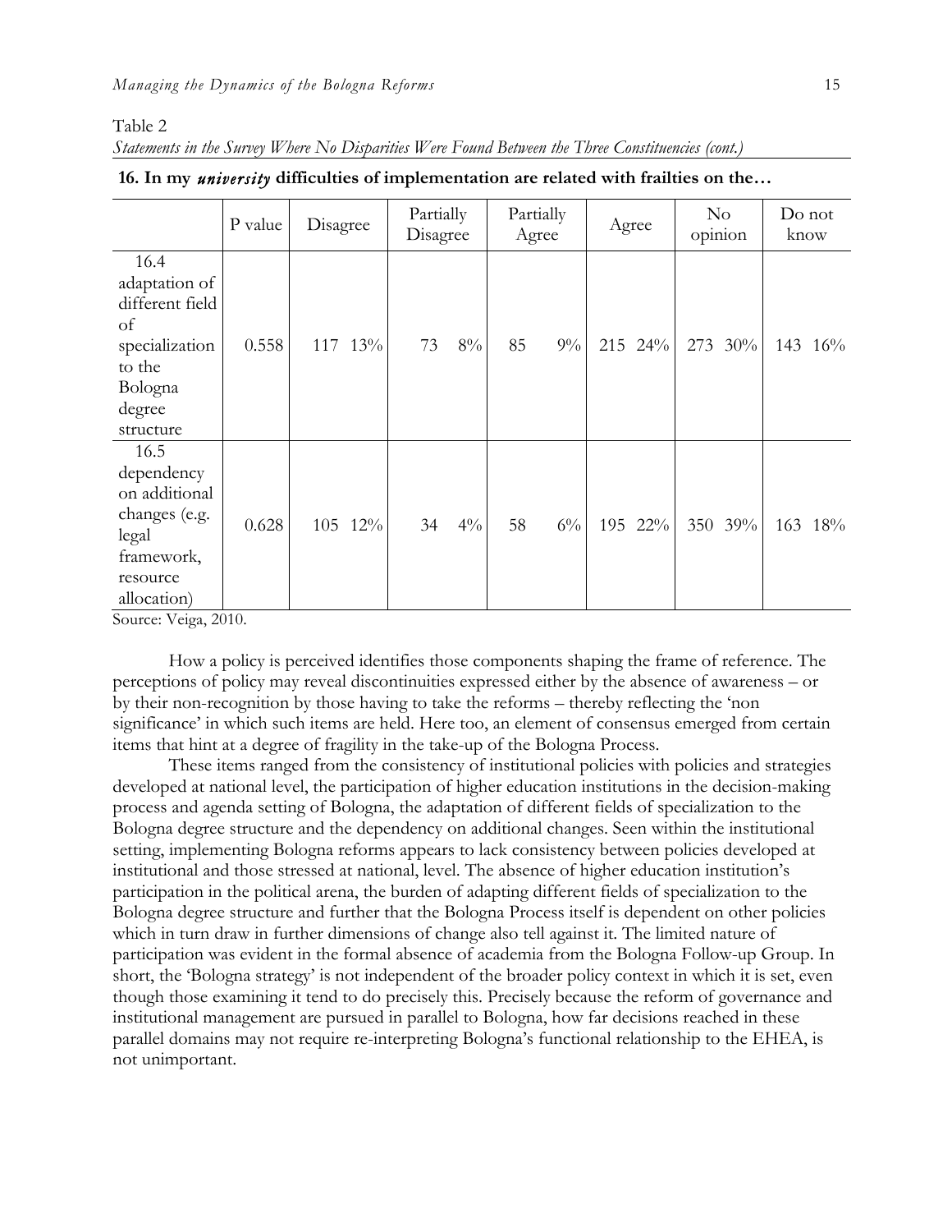Table 2

*Statements in the Survey Where No Disparities Were Found Between the Three Constituencies (cont.)*

**16. In my *university* difficulties of implementation are related with frailties on the…**

| | P value | Disagree | | Partially Disagree | | Partially Agree | | Agree | | No opinion | | Do not know | |
|---|---|---|---|---|---|---|---|---|---|---|---|---|---|
| 16.4 adaptation of different field of specialization to the Bologna degree structure | 0.558 | 117 | 13% | 73 | 8% | 85 | 9% | 215 | 24% | 273 | 30% | 143 | 16% |
| 16.5 dependency on additional changes (e.g. legal framework, resource allocation) | 0.628 | 105 | 12% | 34 | 4% | 58 | 6% | 195 | 22% | 350 | 39% | 163 | 18% |

Source: Veiga, 2010.

How a policy is perceived identifies those components shaping the frame of reference. The perceptions of policy may reveal discontinuities expressed either by the absence of awareness – or by their non-recognition by those having to take the reforms – thereby reflecting the 'non significance' in which such items are held. Here too, an element of consensus emerged from certain items that hint at a degree of fragility in the take-up of the Bologna Process.

These items ranged from the consistency of institutional policies with policies and strategies developed at national level, the participation of higher education institutions in the decision-making process and agenda setting of Bologna, the adaptation of different fields of specialization to the Bologna degree structure and the dependency on additional changes. Seen within the institutional setting, implementing Bologna reforms appears to lack consistency between policies developed at institutional and those stressed at national, level. The absence of higher education institution's participation in the political arena, the burden of adapting different fields of specialization to the Bologna degree structure and further that the Bologna Process itself is dependent on other policies which in turn draw in further dimensions of change also tell against it. The limited nature of participation was evident in the formal absence of academia from the Bologna Follow-up Group. In short, the 'Bologna strategy' is not independent of the broader policy context in which it is set, even though those examining it tend to do precisely this. Precisely because the reform of governance and institutional management are pursued in parallel to Bologna, how far decisions reached in these parallel domains may not require re-interpreting Bologna's functional relationship to the EHEA, is not unimportant.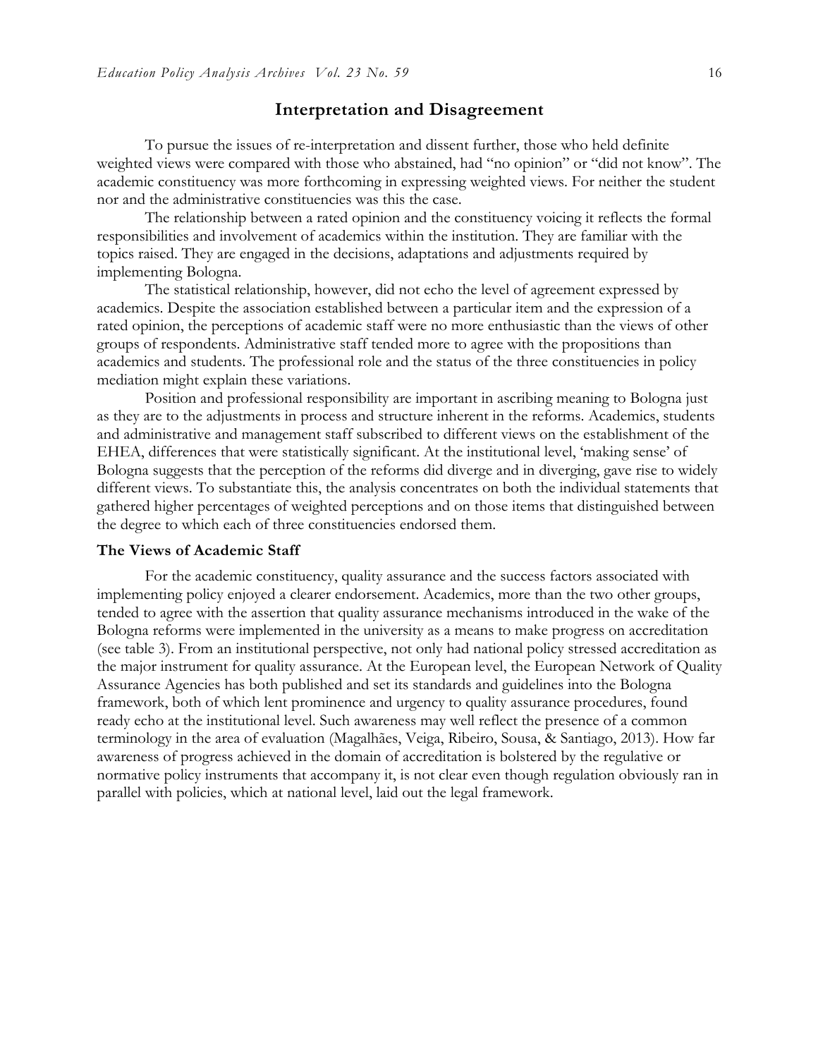## Interpretation and Disagreement

To pursue the issues of re-interpretation and dissent further, those who held definite weighted views were compared with those who abstained, had "no opinion" or "did not know". The academic constituency was more forthcoming in expressing weighted views. For neither the student nor and the administrative constituencies was this the case.

The relationship between a rated opinion and the constituency voicing it reflects the formal responsibilities and involvement of academics within the institution. They are familiar with the topics raised. They are engaged in the decisions, adaptations and adjustments required by implementing Bologna.

The statistical relationship, however, did not echo the level of agreement expressed by academics. Despite the association established between a particular item and the expression of a rated opinion, the perceptions of academic staff were no more enthusiastic than the views of other groups of respondents. Administrative staff tended more to agree with the propositions than academics and students. The professional role and the status of the three constituencies in policy mediation might explain these variations.

Position and professional responsibility are important in ascribing meaning to Bologna just as they are to the adjustments in process and structure inherent in the reforms. Academics, students and administrative and management staff subscribed to different views on the establishment of the EHEA, differences that were statistically significant. At the institutional level, 'making sense' of Bologna suggests that the perception of the reforms did diverge and in diverging, gave rise to widely different views. To substantiate this, the analysis concentrates on both the individual statements that gathered higher percentages of weighted perceptions and on those items that distinguished between the degree to which each of three constituencies endorsed them.

### The Views of Academic Staff

For the academic constituency, quality assurance and the success factors associated with implementing policy enjoyed a clearer endorsement. Academics, more than the two other groups, tended to agree with the assertion that quality assurance mechanisms introduced in the wake of the Bologna reforms were implemented in the university as a means to make progress on accreditation (see table 3). From an institutional perspective, not only had national policy stressed accreditation as the major instrument for quality assurance. At the European level, the European Network of Quality Assurance Agencies has both published and set its standards and guidelines into the Bologna framework, both of which lent prominence and urgency to quality assurance procedures, found ready echo at the institutional level. Such awareness may well reflect the presence of a common terminology in the area of evaluation (Magalhães, Veiga, Ribeiro, Sousa, & Santiago, 2013). How far awareness of progress achieved in the domain of accreditation is bolstered by the regulative or normative policy instruments that accompany it, is not clear even though regulation obviously ran in parallel with policies, which at national level, laid out the legal framework.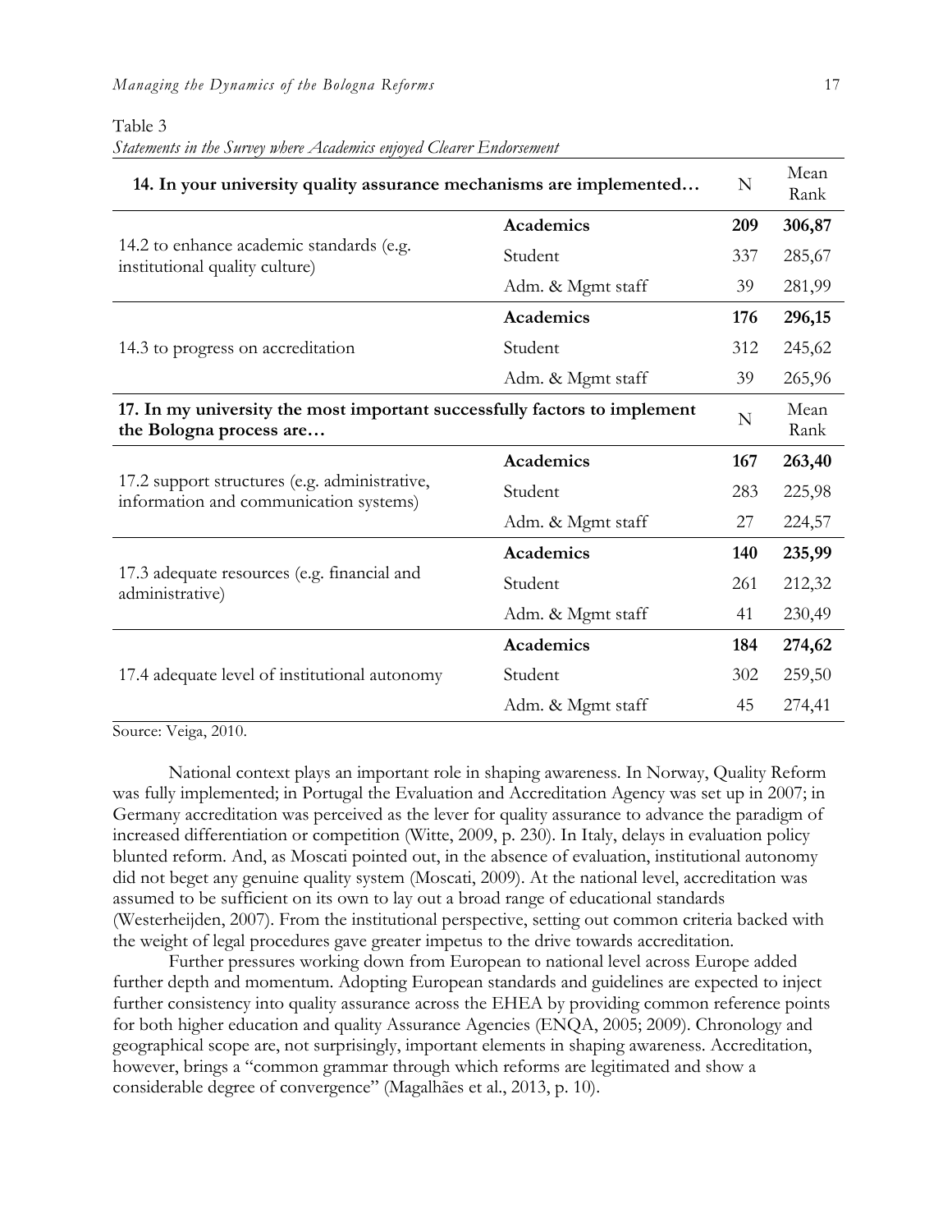Table 3

*Statements in the Survey where Academics enjoyed Clearer Endorsement*

| **14. In your university quality assurance mechanisms are implemented…** | | N | Mean Rank |
|---|---|---|---|
| 14.2 to enhance academic standards (e.g. institutional quality culture) | **Academics** | **209** | **306,87** |
| | Student | 337 | 285,67 |
| | Adm. & Mgmt staff | 39 | 281,99 |
| 14.3 to progress on accreditation | **Academics** | **176** | **296,15** |
| | Student | 312 | 245,62 |
| | Adm. & Mgmt staff | 39 | 265,96 |
| **17. In my university the most important successfully factors to implement the Bologna process are…** | | N | Mean Rank |
| 17.2 support structures (e.g. administrative, information and communication systems) | **Academics** | **167** | **263,40** |
| | Student | 283 | 225,98 |
| | Adm. & Mgmt staff | 27 | 224,57 |
| 17.3 adequate resources (e.g. financial and administrative) | **Academics** | **140** | **235,99** |
| | Student | 261 | 212,32 |
| | Adm. & Mgmt staff | 41 | 230,49 |
| 17.4 adequate level of institutional autonomy | **Academics** | **184** | **274,62** |
| | Student | 302 | 259,50 |
| | Adm. & Mgmt staff | 45 | 274,41 |

Source: Veiga, 2010.

National context plays an important role in shaping awareness. In Norway, Quality Reform was fully implemented; in Portugal the Evaluation and Accreditation Agency was set up in 2007; in Germany accreditation was perceived as the lever for quality assurance to advance the paradigm of increased differentiation or competition (Witte, 2009, p. 230). In Italy, delays in evaluation policy blunted reform. And, as Moscati pointed out, in the absence of evaluation, institutional autonomy did not beget any genuine quality system (Moscati, 2009). At the national level, accreditation was assumed to be sufficient on its own to lay out a broad range of educational standards (Westerheijden, 2007). From the institutional perspective, setting out common criteria backed with the weight of legal procedures gave greater impetus to the drive towards accreditation.

Further pressures working down from European to national level across Europe added further depth and momentum. Adopting European standards and guidelines are expected to inject further consistency into quality assurance across the EHEA by providing common reference points for both higher education and quality Assurance Agencies (ENQA, 2005; 2009). Chronology and geographical scope are, not surprisingly, important elements in shaping awareness. Accreditation, however, brings a "common grammar through which reforms are legitimated and show a considerable degree of convergence" (Magalhães et al., 2013, p. 10).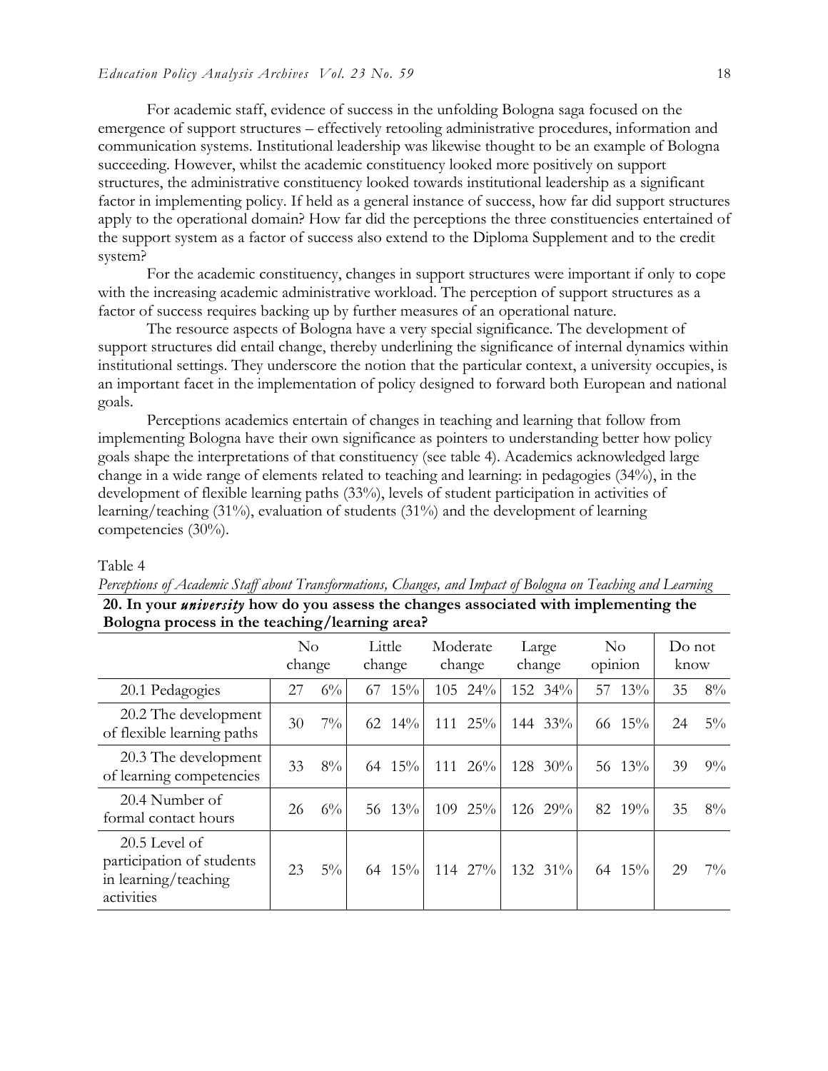For academic staff, evidence of success in the unfolding Bologna saga focused on the emergence of support structures – effectively retooling administrative procedures, information and communication systems. Institutional leadership was likewise thought to be an example of Bologna succeeding. However, whilst the academic constituency looked more positively on support structures, the administrative constituency looked towards institutional leadership as a significant factor in implementing policy. If held as a general instance of success, how far did support structures apply to the operational domain? How far did the perceptions the three constituencies entertained of the support system as a factor of success also extend to the Diploma Supplement and to the credit system?

For the academic constituency, changes in support structures were important if only to cope with the increasing academic administrative workload. The perception of support structures as a factor of success requires backing up by further measures of an operational nature.

The resource aspects of Bologna have a very special significance. The development of support structures did entail change, thereby underlining the significance of internal dynamics within institutional settings. They underscore the notion that the particular context, a university occupies, is an important facet in the implementation of policy designed to forward both European and national goals.

Perceptions academics entertain of changes in teaching and learning that follow from implementing Bologna have their own significance as pointers to understanding better how policy goals shape the interpretations of that constituency (see table 4). Academics acknowledged large change in a wide range of elements related to teaching and learning: in pedagogies (34%), in the development of flexible learning paths (33%), levels of student participation in activities of learning/teaching (31%), evaluation of students (31%) and the development of learning competencies (30%).

Table 4

*Perceptions of Academic Staff about Transformations, Changes, and Impact of Bologna on Teaching and Learning*

**20. In your *university* how do you assess the changes associated with implementing the Bologna process in the teaching/learning area?**

| | No change | | Little change | | Moderate change | | Large change | | No opinion | | Do not know | |
|---|---|---|---|---|---|---|---|---|---|---|---|---|
| 20.1 Pedagogies | 27 | 6% | 67 | 15% | 105 | 24% | 152 | 34% | 57 | 13% | 35 | 8% |
| 20.2 The development of flexible learning paths | 30 | 7% | 62 | 14% | 111 | 25% | 144 | 33% | 66 | 15% | 24 | 5% |
| 20.3 The development of learning competencies | 33 | 8% | 64 | 15% | 111 | 26% | 128 | 30% | 56 | 13% | 39 | 9% |
| 20.4 Number of formal contact hours | 26 | 6% | 56 | 13% | 109 | 25% | 126 | 29% | 82 | 19% | 35 | 8% |
| 20.5 Level of participation of students in learning/teaching activities | 23 | 5% | 64 | 15% | 114 | 27% | 132 | 31% | 64 | 15% | 29 | 7% |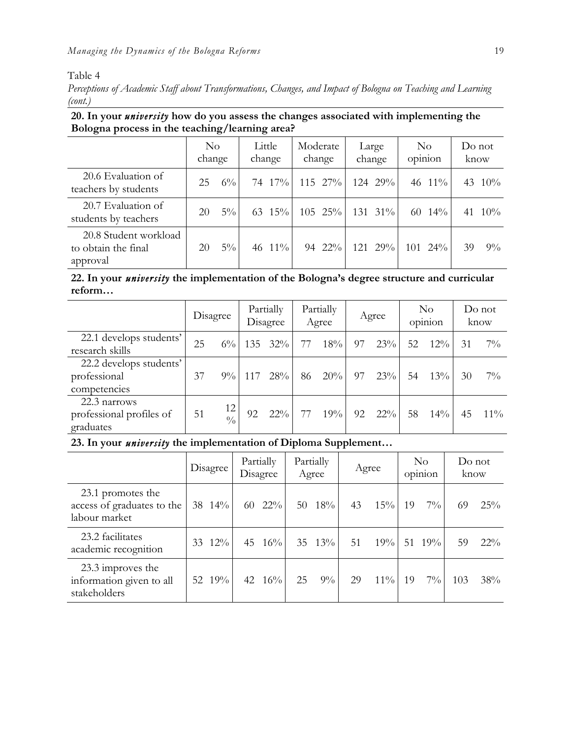Table 4

*Perceptions of Academic Staff about Transformations, Changes, and Impact of Bologna on Teaching and Learning (cont.)*

**20. In your *university* how do you assess the changes associated with implementing the Bologna process in the teaching/learning area?**

| | No change | | Little change | | Moderate change | | Large change | | No opinion | | Do not know | |
|---|---|---|---|---|---|---|---|---|---|---|---|---|
| 20.6 Evaluation of teachers by students | 25 | 6% | 74 | 17% | 115 | 27% | 124 | 29% | 46 | 11% | 43 | 10% |
| 20.7 Evaluation of students by teachers | 20 | 5% | 63 | 15% | 105 | 25% | 131 | 31% | 60 | 14% | 41 | 10% |
| 20.8 Student workload to obtain the final approval | 20 | 5% | 46 | 11% | 94 | 22% | 121 | 29% | 101 | 24% | 39 | 9% |

**22. In your *university* the implementation of the Bologna's degree structure and curricular reform…**

| | Disagree | | Partially Disagree | | Partially Agree | | Agree | | No opinion | | Do not know | |
|---|---|---|---|---|---|---|---|---|---|---|---|---|
| 22.1 develops students' research skills | 25 | 6% | 135 | 32% | 77 | 18% | 97 | 23% | 52 | 12% | 31 | 7% |
| 22.2 develops students' professional competencies | 37 | 9% | 117 | 28% | 86 | 20% | 97 | 23% | 54 | 13% | 30 | 7% |
| 22.3 narrows professional profiles of graduates | 51 | 12% | 92 | 22% | 77 | 19% | 92 | 22% | 58 | 14% | 45 | 11% |

**23. In your *university* the implementation of Diploma Supplement…**

| | Disagree | | Partially Disagree | | Partially Agree | | Agree | | No opinion | | Do not know | |
|---|---|---|---|---|---|---|---|---|---|---|---|---|
| 23.1 promotes the access of graduates to the labour market | 38 | 14% | 60 | 22% | 50 | 18% | 43 | 15% | 19 | 7% | 69 | 25% |
| 23.2 facilitates academic recognition | 33 | 12% | 45 | 16% | 35 | 13% | 51 | 19% | 51 | 19% | 59 | 22% |
| 23.3 improves the information given to all stakeholders | 52 | 19% | 42 | 16% | 25 | 9% | 29 | 11% | 19 | 7% | 103 | 38% |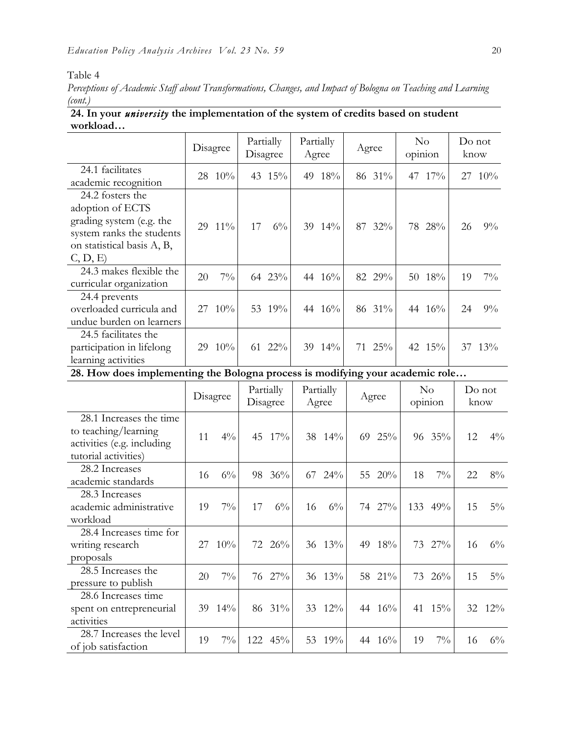Table 4

*Perceptions of Academic Staff about Transformations, Changes, and Impact of Bologna on Teaching and Learning (cont.)*

**24. In your *university* the implementation of the system of credits based on student workload…**

| | Disagree | Partially Disagree | Partially Agree | Agree | No opinion | Do not know |
|---|---|---|---|---|---|---|
| 24.1 facilitates academic recognition | 28 10% | 43 15% | 49 18% | 86 31% | 47 17% | 27 10% |
| 24.2 fosters the adoption of ECTS grading system (e.g. the system ranks the students on statistical basis A, B, C, D, E) | 29 11% | 17 6% | 39 14% | 87 32% | 78 28% | 26 9% |
| 24.3 makes flexible the curricular organization | 20 7% | 64 23% | 44 16% | 82 29% | 50 18% | 19 7% |
| 24.4 prevents overloaded curricula and undue burden on learners | 27 10% | 53 19% | 44 16% | 86 31% | 44 16% | 24 9% |
| 24.5 facilitates the participation in lifelong learning activities | 29 10% | 61 22% | 39 14% | 71 25% | 42 15% | 37 13% |

**28. How does implementing the Bologna process is modifying your academic role…**

| | Disagree | Partially Disagree | Partially Agree | Agree | No opinion | Do not know |
|---|---|---|---|---|---|---|
| 28.1 Increases the time to teaching/learning activities (e.g. including tutorial activities) | 11 4% | 45 17% | 38 14% | 69 25% | 96 35% | 12 4% |
| 28.2 Increases academic standards | 16 6% | 98 36% | 67 24% | 55 20% | 18 7% | 22 8% |
| 28.3 Increases academic administrative workload | 19 7% | 17 6% | 16 6% | 74 27% | 133 49% | 15 5% |
| 28.4 Increases time for writing research proposals | 27 10% | 72 26% | 36 13% | 49 18% | 73 27% | 16 6% |
| 28.5 Increases the pressure to publish | 20 7% | 76 27% | 36 13% | 58 21% | 73 26% | 15 5% |
| 28.6 Increases time spent on entrepreneurial activities | 39 14% | 86 31% | 33 12% | 44 16% | 41 15% | 32 12% |
| 28.7 Increases the level of job satisfaction | 19 7% | 122 45% | 53 19% | 44 16% | 19 7% | 16 6% |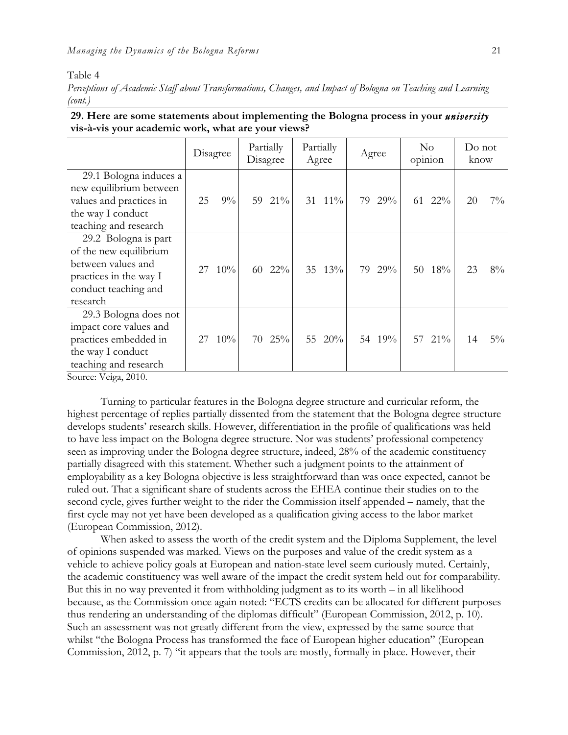Table 4

*Perceptions of Academic Staff about Transformations, Changes, and Impact of Bologna on Teaching and Learning (cont.)*

**29. Here are some statements about implementing the Bologna process in your *university* vis-à-vis your academic work, what are your views?**

| | Disagree | | Partially Disagree | | Partially Agree | | Agree | | No opinion | | Do not know | |
|---|---|---|---|---|---|---|---|---|---|---|---|---|
| 29.1 Bologna induces a new equilibrium between values and practices in the way I conduct teaching and research | 25 | 9% | 59 | 21% | 31 | 11% | 79 | 29% | 61 | 22% | 20 | 7% |
| 29.2 Bologna is part of the new equilibrium between values and practices in the way I conduct teaching and research | 27 | 10% | 60 | 22% | 35 | 13% | 79 | 29% | 50 | 18% | 23 | 8% |
| 29.3 Bologna does not impact core values and practices embedded in the way I conduct teaching and research | 27 | 10% | 70 | 25% | 55 | 20% | 54 | 19% | 57 | 21% | 14 | 5% |

Source: Veiga, 2010.

Turning to particular features in the Bologna degree structure and curricular reform, the highest percentage of replies partially dissented from the statement that the Bologna degree structure develops students' research skills. However, differentiation in the profile of qualifications was held to have less impact on the Bologna degree structure. Nor was students' professional competency seen as improving under the Bologna degree structure, indeed, 28% of the academic constituency partially disagreed with this statement. Whether such a judgment points to the attainment of employability as a key Bologna objective is less straightforward than was once expected, cannot be ruled out. That a significant share of students across the EHEA continue their studies on to the second cycle, gives further weight to the rider the Commission itself appended – namely, that the first cycle may not yet have been developed as a qualification giving access to the labor market (European Commission, 2012).

When asked to assess the worth of the credit system and the Diploma Supplement, the level of opinions suspended was marked. Views on the purposes and value of the credit system as a vehicle to achieve policy goals at European and nation-state level seem curiously muted. Certainly, the academic constituency was well aware of the impact the credit system held out for comparability. But this in no way prevented it from withholding judgment as to its worth – in all likelihood because, as the Commission once again noted: "ECTS credits can be allocated for different purposes thus rendering an understanding of the diplomas difficult" (European Commission, 2012, p. 10). Such an assessment was not greatly different from the view, expressed by the same source that whilst "the Bologna Process has transformed the face of European higher education" (European Commission, 2012, p. 7) "it appears that the tools are mostly, formally in place. However, their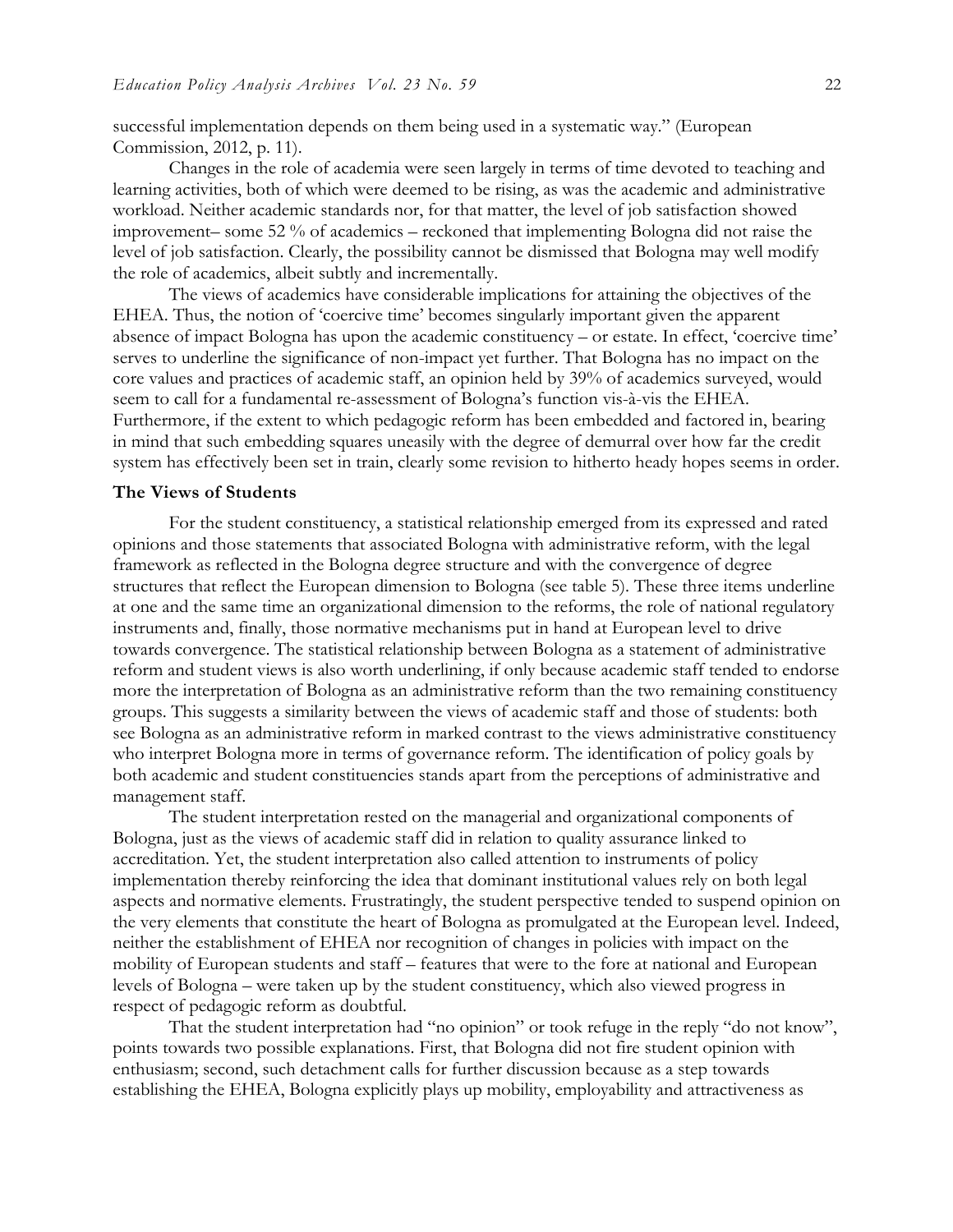successful implementation depends on them being used in a systematic way." (European Commission, 2012, p. 11).

Changes in the role of academia were seen largely in terms of time devoted to teaching and learning activities, both of which were deemed to be rising, as was the academic and administrative workload. Neither academic standards nor, for that matter, the level of job satisfaction showed improvement– some 52 % of academics – reckoned that implementing Bologna did not raise the level of job satisfaction. Clearly, the possibility cannot be dismissed that Bologna may well modify the role of academics, albeit subtly and incrementally.

The views of academics have considerable implications for attaining the objectives of the EHEA. Thus, the notion of 'coercive time' becomes singularly important given the apparent absence of impact Bologna has upon the academic constituency – or estate. In effect, 'coercive time' serves to underline the significance of non-impact yet further. That Bologna has no impact on the core values and practices of academic staff, an opinion held by 39% of academics surveyed, would seem to call for a fundamental re-assessment of Bologna's function vis-à-vis the EHEA. Furthermore, if the extent to which pedagogic reform has been embedded and factored in, bearing in mind that such embedding squares uneasily with the degree of demurral over how far the credit system has effectively been set in train, clearly some revision to hitherto heady hopes seems in order.

### The Views of Students

For the student constituency, a statistical relationship emerged from its expressed and rated opinions and those statements that associated Bologna with administrative reform, with the legal framework as reflected in the Bologna degree structure and with the convergence of degree structures that reflect the European dimension to Bologna (see table 5). These three items underline at one and the same time an organizational dimension to the reforms, the role of national regulatory instruments and, finally, those normative mechanisms put in hand at European level to drive towards convergence. The statistical relationship between Bologna as a statement of administrative reform and student views is also worth underlining, if only because academic staff tended to endorse more the interpretation of Bologna as an administrative reform than the two remaining constituency groups. This suggests a similarity between the views of academic staff and those of students: both see Bologna as an administrative reform in marked contrast to the views administrative constituency who interpret Bologna more in terms of governance reform. The identification of policy goals by both academic and student constituencies stands apart from the perceptions of administrative and management staff.

The student interpretation rested on the managerial and organizational components of Bologna, just as the views of academic staff did in relation to quality assurance linked to accreditation. Yet, the student interpretation also called attention to instruments of policy implementation thereby reinforcing the idea that dominant institutional values rely on both legal aspects and normative elements. Frustratingly, the student perspective tended to suspend opinion on the very elements that constitute the heart of Bologna as promulgated at the European level. Indeed, neither the establishment of EHEA nor recognition of changes in policies with impact on the mobility of European students and staff – features that were to the fore at national and European levels of Bologna – were taken up by the student constituency, which also viewed progress in respect of pedagogic reform as doubtful.

That the student interpretation had "no opinion" or took refuge in the reply "do not know", points towards two possible explanations. First, that Bologna did not fire student opinion with enthusiasm; second, such detachment calls for further discussion because as a step towards establishing the EHEA, Bologna explicitly plays up mobility, employability and attractiveness as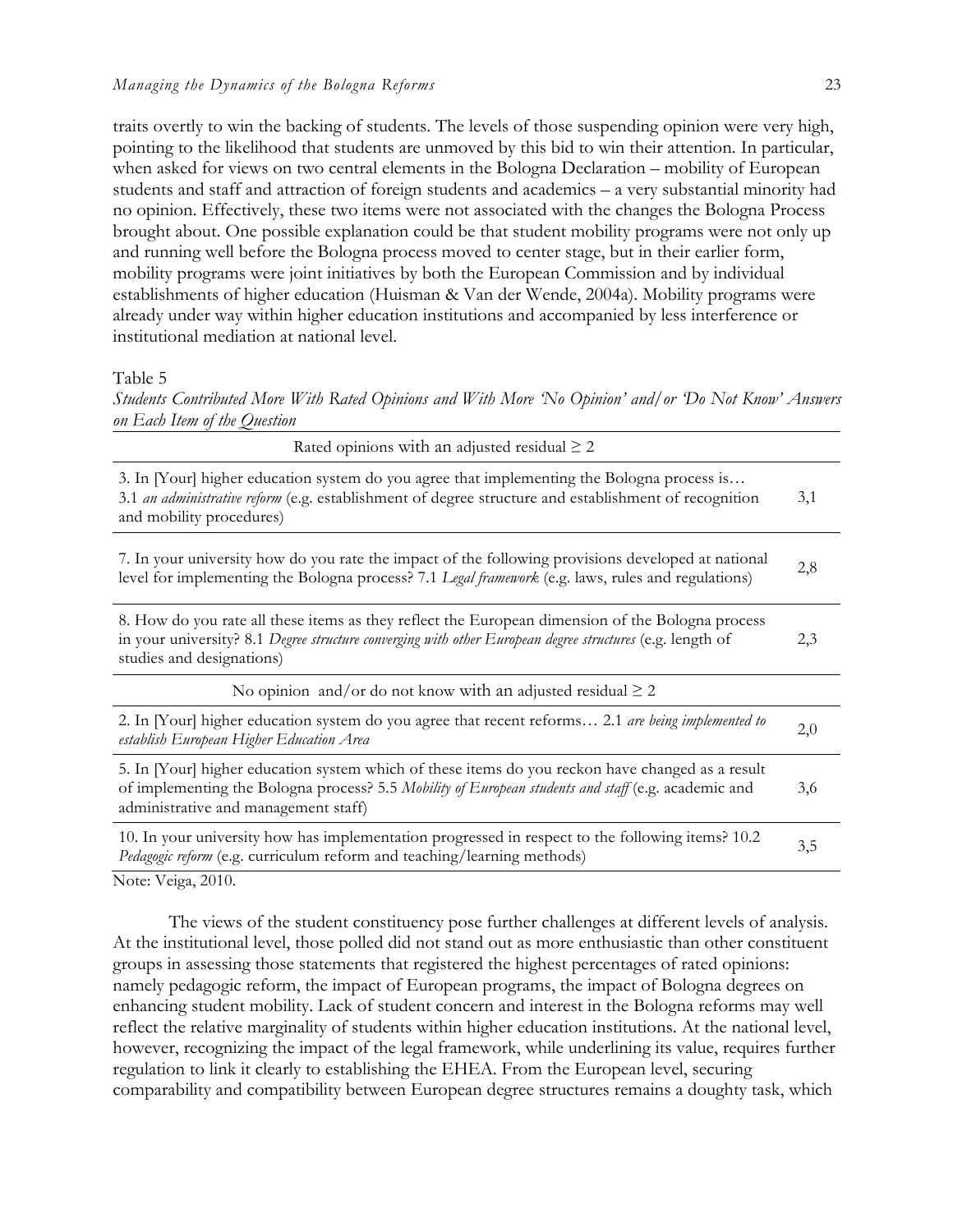traits overtly to win the backing of students. The levels of those suspending opinion were very high, pointing to the likelihood that students are unmoved by this bid to win their attention. In particular, when asked for views on two central elements in the Bologna Declaration – mobility of European students and staff and attraction of foreign students and academics – a very substantial minority had no opinion. Effectively, these two items were not associated with the changes the Bologna Process brought about. One possible explanation could be that student mobility programs were not only up and running well before the Bologna process moved to center stage, but in their earlier form, mobility programs were joint initiatives by both the European Commission and by individual establishments of higher education (Huisman & Van der Wende, 2004a). Mobility programs were already under way within higher education institutions and accompanied by less interference or institutional mediation at national level.

Table 5

*Students Contributed More With Rated Opinions and With More 'No Opinion' and/or 'Do Not Know' Answers on Each Item of the Question*

| Rated opinions with an adjusted residual ≥ 2 | |
|---|---|
| 3. In [Your] higher education system do you agree that implementing the Bologna process is… 3.1 *an administrative reform* (e.g. establishment of degree structure and establishment of recognition and mobility procedures) | 3,1 |
| 7. In your university how do you rate the impact of the following provisions developed at national level for implementing the Bologna process? 7.1 *Legal framework* (e.g. laws, rules and regulations) | 2,8 |
| 8. How do you rate all these items as they reflect the European dimension of the Bologna process in your university? 8.1 *Degree structure converging with other European degree structures* (e.g. length of studies and designations) | 2,3 |
| **No opinion and/or do not know with an adjusted residual ≥ 2** | |
| 2. In [Your] higher education system do you agree that recent reforms… 2.1 *are being implemented to establish European Higher Education Area* | 2,0 |
| 5. In [Your] higher education system which of these items do you reckon have changed as a result of implementing the Bologna process? 5.5 *Mobility of European students and staff* (e.g. academic and administrative and management staff) | 3,6 |
| 10. In your university how has implementation progressed in respect to the following items? 10.2 *Pedagogic reform* (e.g. curriculum reform and teaching/learning methods) | 3,5 |

Note: Veiga, 2010.

The views of the student constituency pose further challenges at different levels of analysis. At the institutional level, those polled did not stand out as more enthusiastic than other constituent groups in assessing those statements that registered the highest percentages of rated opinions: namely pedagogic reform, the impact of European programs, the impact of Bologna degrees on enhancing student mobility. Lack of student concern and interest in the Bologna reforms may well reflect the relative marginality of students within higher education institutions. At the national level, however, recognizing the impact of the legal framework, while underlining its value, requires further regulation to link it clearly to establishing the EHEA. From the European level, securing comparability and compatibility between European degree structures remains a doughty task, which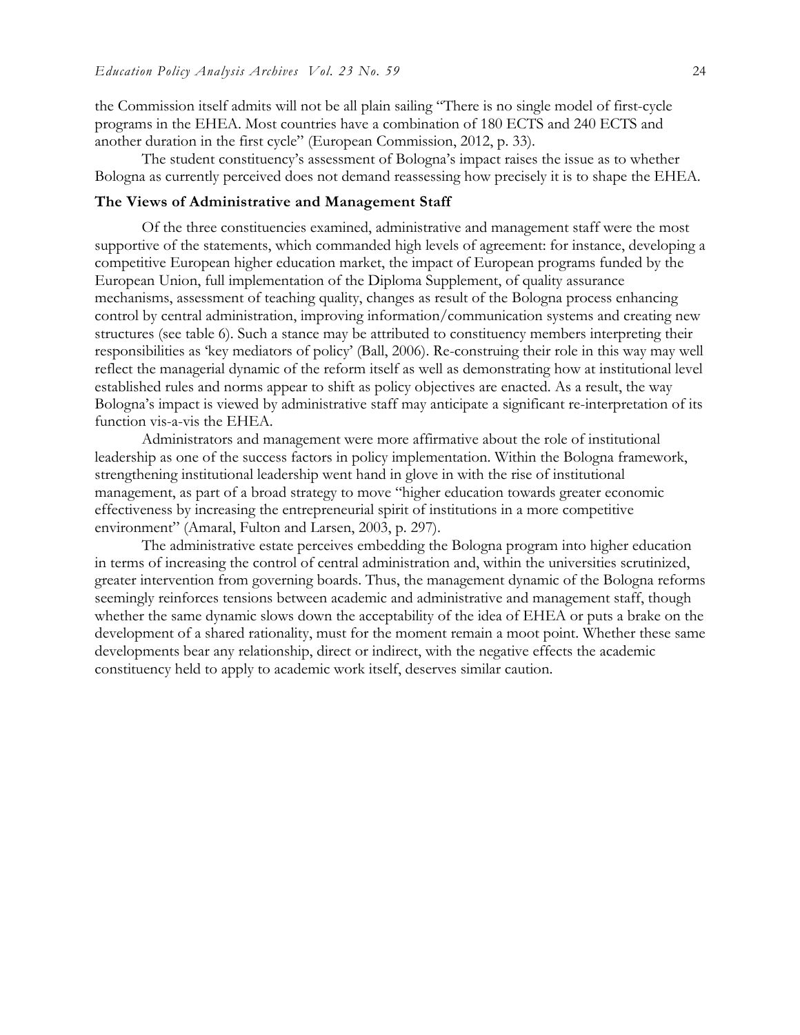the Commission itself admits will not be all plain sailing "There is no single model of first-cycle programs in the EHEA. Most countries have a combination of 180 ECTS and 240 ECTS and another duration in the first cycle" (European Commission, 2012, p. 33).

The student constituency's assessment of Bologna's impact raises the issue as to whether Bologna as currently perceived does not demand reassessing how precisely it is to shape the EHEA.

### The Views of Administrative and Management Staff

Of the three constituencies examined, administrative and management staff were the most supportive of the statements, which commanded high levels of agreement: for instance, developing a competitive European higher education market, the impact of European programs funded by the European Union, full implementation of the Diploma Supplement, of quality assurance mechanisms, assessment of teaching quality, changes as result of the Bologna process enhancing control by central administration, improving information/communication systems and creating new structures (see table 6). Such a stance may be attributed to constituency members interpreting their responsibilities as 'key mediators of policy' (Ball, 2006). Re-construing their role in this way may well reflect the managerial dynamic of the reform itself as well as demonstrating how at institutional level established rules and norms appear to shift as policy objectives are enacted. As a result, the way Bologna's impact is viewed by administrative staff may anticipate a significant re-interpretation of its function vis-a-vis the EHEA.

Administrators and management were more affirmative about the role of institutional leadership as one of the success factors in policy implementation. Within the Bologna framework, strengthening institutional leadership went hand in glove in with the rise of institutional management, as part of a broad strategy to move "higher education towards greater economic effectiveness by increasing the entrepreneurial spirit of institutions in a more competitive environment" (Amaral, Fulton and Larsen, 2003, p. 297).

The administrative estate perceives embedding the Bologna program into higher education in terms of increasing the control of central administration and, within the universities scrutinized, greater intervention from governing boards. Thus, the management dynamic of the Bologna reforms seemingly reinforces tensions between academic and administrative and management staff, though whether the same dynamic slows down the acceptability of the idea of EHEA or puts a brake on the development of a shared rationality, must for the moment remain a moot point. Whether these same developments bear any relationship, direct or indirect, with the negative effects the academic constituency held to apply to academic work itself, deserves similar caution.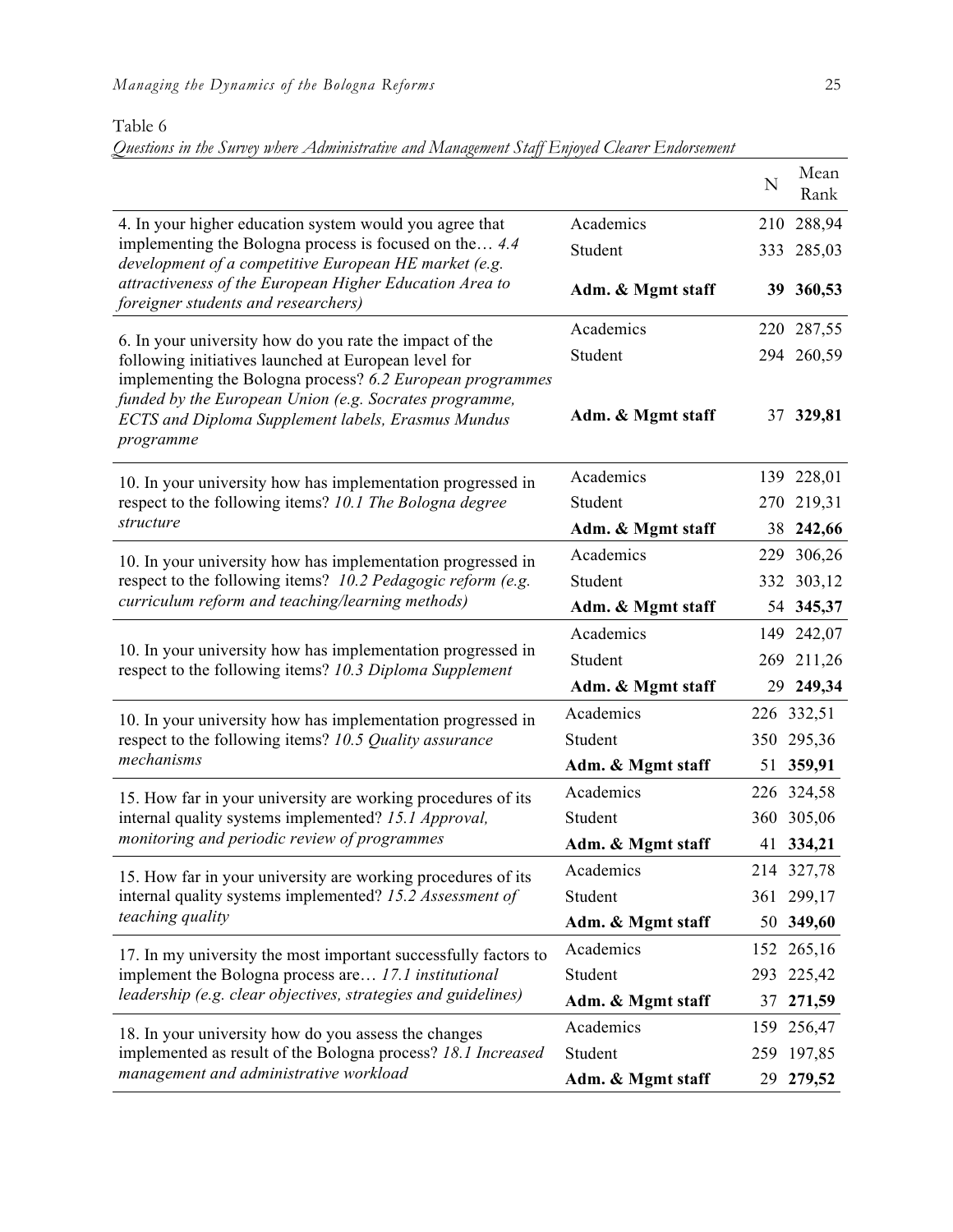Table 6

*Questions in the Survey where Administrative and Management Staff Enjoyed Clearer Endorsement*

| | | N | Mean Rank |
|---|---|---|---|
| 4. In your higher education system would you agree that implementing the Bologna process is focused on the… *4.4 development of a competitive European HE market (e.g. attractiveness of the European Higher Education Area to foreigner students and researchers)* | Academics | 210 | 288,94 |
| | Student | 333 | 285,03 |
| | **Adm. & Mgmt staff** | **39** | **360,53** |
| 6. In your university how do you rate the impact of the following initiatives launched at European level for implementing the Bologna process? *6.2 European programmes funded by the European Union (e.g. Socrates programme, ECTS and Diploma Supplement labels, Erasmus Mundus programme* | Academics | 220 | 287,55 |
| | Student | 294 | 260,59 |
| | **Adm. & Mgmt staff** | 37 | **329,81** |
| 10. In your university how has implementation progressed in respect to the following items? *10.1 The Bologna degree structure* | Academics | 139 | 228,01 |
| | Student | 270 | 219,31 |
| | **Adm. & Mgmt staff** | 38 | **242,66** |
| 10. In your university how has implementation progressed in respect to the following items? *10.2 Pedagogic reform (e.g. curriculum reform and teaching/learning methods)* | Academics | 229 | 306,26 |
| | Student | 332 | 303,12 |
| | **Adm. & Mgmt staff** | 54 | **345,37** |
| 10. In your university how has implementation progressed in respect to the following items? *10.3 Diploma Supplement* | Academics | 149 | 242,07 |
| | Student | 269 | 211,26 |
| | **Adm. & Mgmt staff** | 29 | **249,34** |
| 10. In your university how has implementation progressed in respect to the following items? *10.5 Quality assurance mechanisms* | Academics | 226 | 332,51 |
| | Student | 350 | 295,36 |
| | **Adm. & Mgmt staff** | 51 | **359,91** |
| 15. How far in your university are working procedures of its internal quality systems implemented? *15.1 Approval, monitoring and periodic review of programmes* | Academics | 226 | 324,58 |
| | Student | 360 | 305,06 |
| | **Adm. & Mgmt staff** | 41 | **334,21** |
| 15. How far in your university are working procedures of its internal quality systems implemented? *15.2 Assessment of teaching quality* | Academics | 214 | 327,78 |
| | Student | 361 | 299,17 |
| | **Adm. & Mgmt staff** | 50 | **349,60** |
| 17. In my university the most important successfully factors to implement the Bologna process are… *17.1 institutional leadership (e.g. clear objectives, strategies and guidelines)* | Academics | 152 | 265,16 |
| | Student | 293 | 225,42 |
| | **Adm. & Mgmt staff** | 37 | **271,59** |
| 18. In your university how do you assess the changes implemented as result of the Bologna process? *18.1 Increased management and administrative workload* | Academics | 159 | 256,47 |
| | Student | 259 | 197,85 |
| | **Adm. & Mgmt staff** | 29 | **279,52** |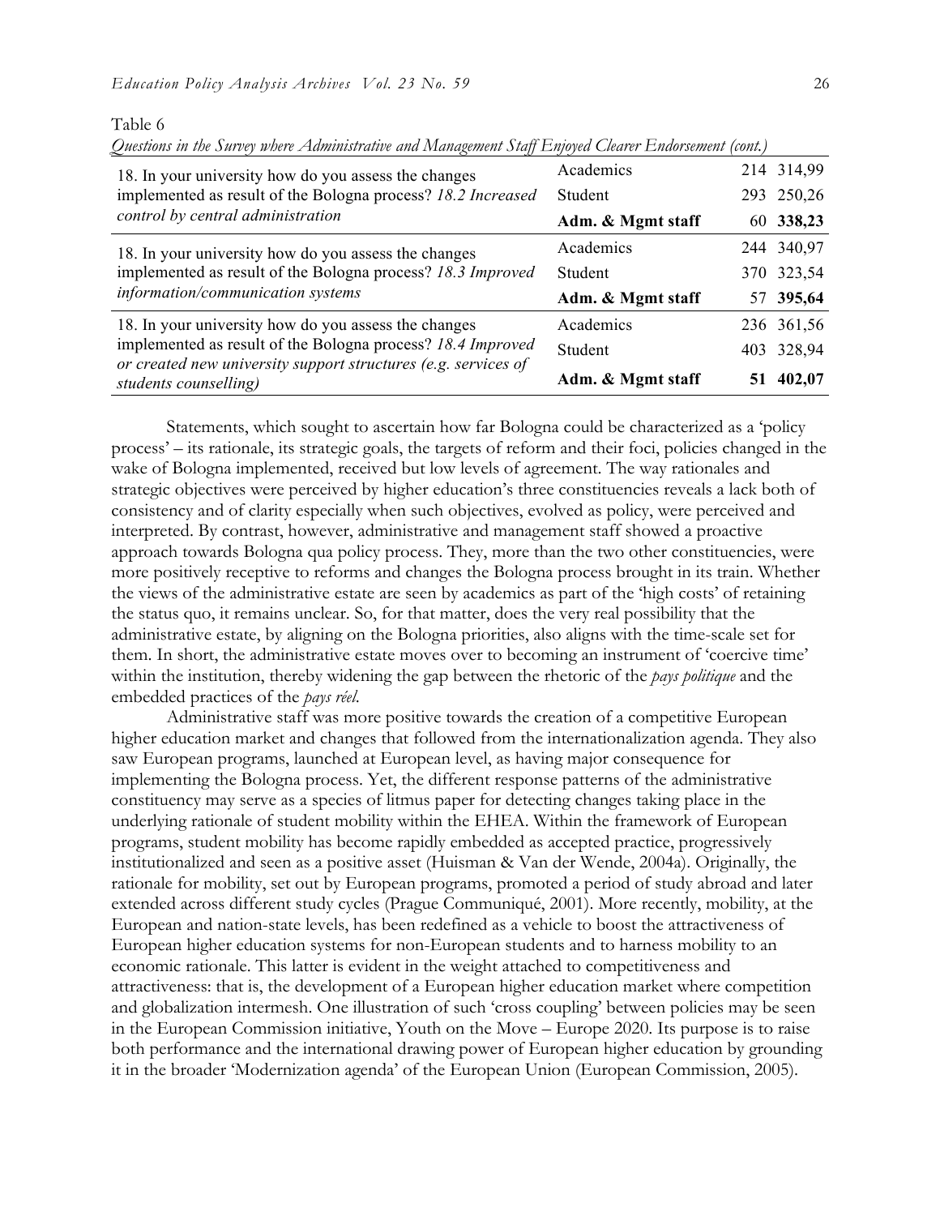Table 6

*Questions in the Survey where Administrative and Management Staff Enjoyed Clearer Endorsement (cont.)*

| Question | Group | N | Mean rank |
|---|---|---|---|
| 18. In your university how do you assess the changes implemented as result of the Bologna process? *18.2 Increased control by central administration* | Academics | 214 | 314,99 |
| | Student | 293 | 250,26 |
| | **Adm. & Mgmt staff** | 60 | **338,23** |
| 18. In your university how do you assess the changes implemented as result of the Bologna process? *18.3 Improved information/communication systems* | Academics | 244 | 340,97 |
| | Student | 370 | 323,54 |
| | **Adm. & Mgmt staff** | 57 | **395,64** |
| 18. In your university how do you assess the changes implemented as result of the Bologna process? *18.4 Improved or created new university support structures (e.g. services of students counselling)* | Academics | 236 | 361,56 |
| | Student | 403 | 328,94 |
| | **Adm. & Mgmt staff** | **51** | **402,07** |

Statements, which sought to ascertain how far Bologna could be characterized as a 'policy process' – its rationale, its strategic goals, the targets of reform and their foci, policies changed in the wake of Bologna implemented, received but low levels of agreement. The way rationales and strategic objectives were perceived by higher education's three constituencies reveals a lack both of consistency and of clarity especially when such objectives, evolved as policy, were perceived and interpreted. By contrast, however, administrative and management staff showed a proactive approach towards Bologna qua policy process. They, more than the two other constituencies, were more positively receptive to reforms and changes the Bologna process brought in its train. Whether the views of the administrative estate are seen by academics as part of the 'high costs' of retaining the status quo, it remains unclear. So, for that matter, does the very real possibility that the administrative estate, by aligning on the Bologna priorities, also aligns with the time-scale set for them. In short, the administrative estate moves over to becoming an instrument of 'coercive time' within the institution, thereby widening the gap between the rhetoric of the *pays politique* and the embedded practices of the *pays réel.*

Administrative staff was more positive towards the creation of a competitive European higher education market and changes that followed from the internationalization agenda. They also saw European programs, launched at European level, as having major consequence for implementing the Bologna process. Yet, the different response patterns of the administrative constituency may serve as a species of litmus paper for detecting changes taking place in the underlying rationale of student mobility within the EHEA. Within the framework of European programs, student mobility has become rapidly embedded as accepted practice, progressively institutionalized and seen as a positive asset (Huisman & Van der Wende, 2004a). Originally, the rationale for mobility, set out by European programs, promoted a period of study abroad and later extended across different study cycles (Prague Communiqué, 2001). More recently, mobility, at the European and nation-state levels, has been redefined as a vehicle to boost the attractiveness of European higher education systems for non-European students and to harness mobility to an economic rationale. This latter is evident in the weight attached to competitiveness and attractiveness: that is, the development of a European higher education market where competition and globalization intermesh. One illustration of such 'cross coupling' between policies may be seen in the European Commission initiative, Youth on the Move – Europe 2020. Its purpose is to raise both performance and the international drawing power of European higher education by grounding it in the broader 'Modernization agenda' of the European Union (European Commission, 2005).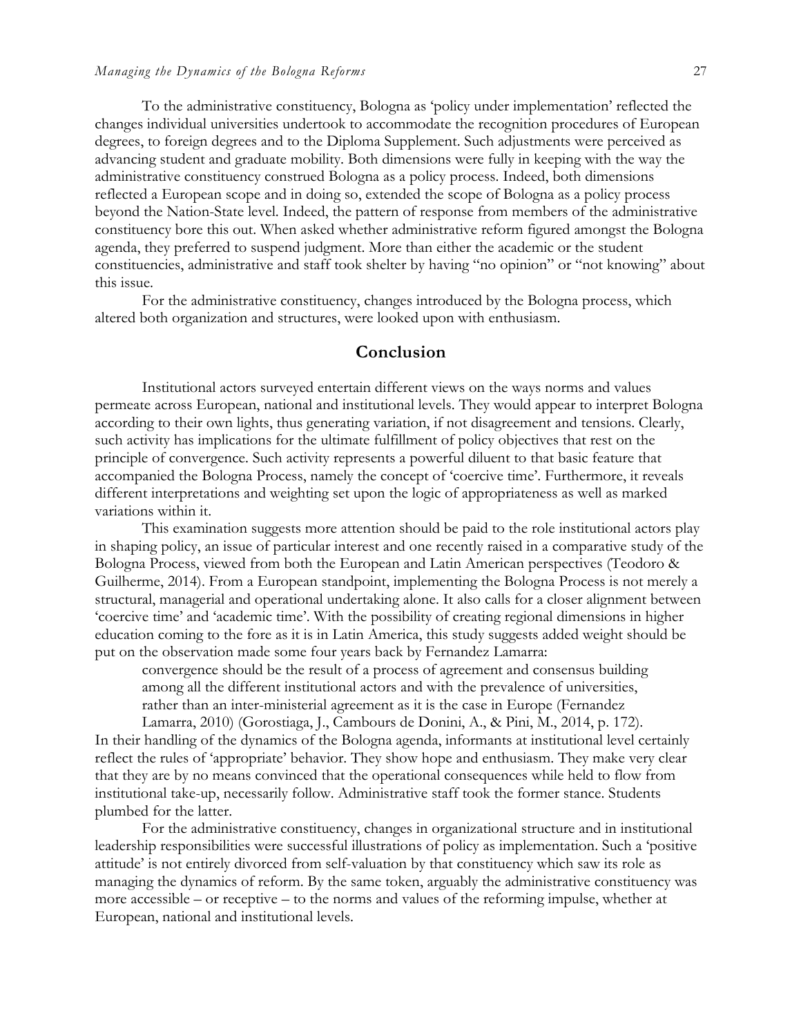To the administrative constituency, Bologna as 'policy under implementation' reflected the changes individual universities undertook to accommodate the recognition procedures of European degrees, to foreign degrees and to the Diploma Supplement. Such adjustments were perceived as advancing student and graduate mobility. Both dimensions were fully in keeping with the way the administrative constituency construed Bologna as a policy process. Indeed, both dimensions reflected a European scope and in doing so, extended the scope of Bologna as a policy process beyond the Nation-State level. Indeed, the pattern of response from members of the administrative constituency bore this out. When asked whether administrative reform figured amongst the Bologna agenda, they preferred to suspend judgment. More than either the academic or the student constituencies, administrative and staff took shelter by having "no opinion" or "not knowing" about this issue.

For the administrative constituency, changes introduced by the Bologna process, which altered both organization and structures, were looked upon with enthusiasm.

## Conclusion

Institutional actors surveyed entertain different views on the ways norms and values permeate across European, national and institutional levels. They would appear to interpret Bologna according to their own lights, thus generating variation, if not disagreement and tensions. Clearly, such activity has implications for the ultimate fulfillment of policy objectives that rest on the principle of convergence. Such activity represents a powerful diluent to that basic feature that accompanied the Bologna Process, namely the concept of 'coercive time'. Furthermore, it reveals different interpretations and weighting set upon the logic of appropriateness as well as marked variations within it.

This examination suggests more attention should be paid to the role institutional actors play in shaping policy, an issue of particular interest and one recently raised in a comparative study of the Bologna Process, viewed from both the European and Latin American perspectives (Teodoro & Guilherme, 2014). From a European standpoint, implementing the Bologna Process is not merely a structural, managerial and operational undertaking alone. It also calls for a closer alignment between 'coercive time' and 'academic time'. With the possibility of creating regional dimensions in higher education coming to the fore as it is in Latin America, this study suggests added weight should be put on the observation made some four years back by Fernandez Lamarra:

> convergence should be the result of a process of agreement and consensus building among all the different institutional actors and with the prevalence of universities, rather than an inter-ministerial agreement as it is the case in Europe (Fernandez Lamarra, 2010) (Gorostiaga, J., Cambours de Donini, A., & Pini, M., 2014, p. 172).

In their handling of the dynamics of the Bologna agenda, informants at institutional level certainly reflect the rules of 'appropriate' behavior. They show hope and enthusiasm. They make very clear that they are by no means convinced that the operational consequences while held to flow from institutional take-up, necessarily follow. Administrative staff took the former stance. Students plumbed for the latter.

For the administrative constituency, changes in organizational structure and in institutional leadership responsibilities were successful illustrations of policy as implementation. Such a 'positive attitude' is not entirely divorced from self-valuation by that constituency which saw its role as managing the dynamics of reform. By the same token, arguably the administrative constituency was more accessible – or receptive – to the norms and values of the reforming impulse, whether at European, national and institutional levels.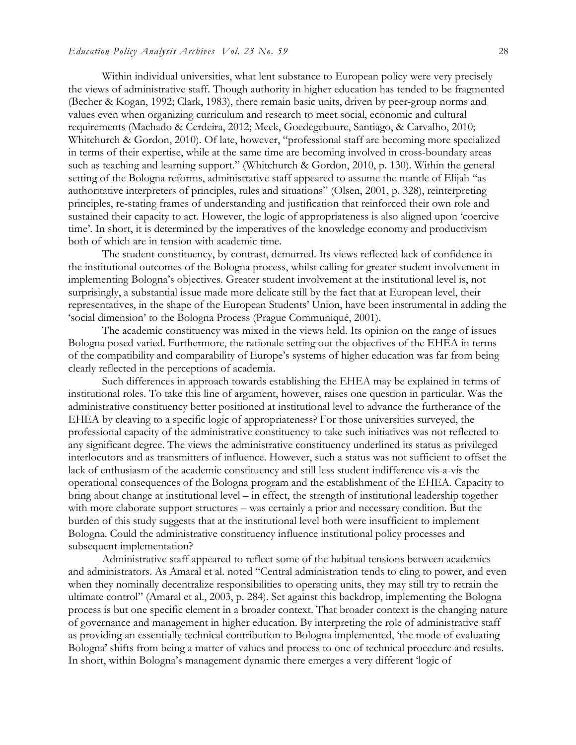Within individual universities, what lent substance to European policy were very precisely the views of administrative staff. Though authority in higher education has tended to be fragmented (Becher & Kogan, 1992; Clark, 1983), there remain basic units, driven by peer-group norms and values even when organizing curriculum and research to meet social, economic and cultural requirements (Machado & Cerdeira, 2012; Meek, Goedegebuure, Santiago, & Carvalho, 2010; Whitchurch & Gordon, 2010). Of late, however, "professional staff are becoming more specialized in terms of their expertise, while at the same time are becoming involved in cross-boundary areas such as teaching and learning support." (Whitchurch & Gordon, 2010, p. 130). Within the general setting of the Bologna reforms, administrative staff appeared to assume the mantle of Elijah "as authoritative interpreters of principles, rules and situations" (Olsen, 2001, p. 328), reinterpreting principles, re-stating frames of understanding and justification that reinforced their own role and sustained their capacity to act. However, the logic of appropriateness is also aligned upon 'coercive time'. In short, it is determined by the imperatives of the knowledge economy and productivism both of which are in tension with academic time.

The student constituency, by contrast, demurred. Its views reflected lack of confidence in the institutional outcomes of the Bologna process, whilst calling for greater student involvement in implementing Bologna's objectives. Greater student involvement at the institutional level is, not surprisingly, a substantial issue made more delicate still by the fact that at European level, their representatives, in the shape of the European Students' Union, have been instrumental in adding the 'social dimension' to the Bologna Process (Prague Communiqué, 2001).

The academic constituency was mixed in the views held. Its opinion on the range of issues Bologna posed varied. Furthermore, the rationale setting out the objectives of the EHEA in terms of the compatibility and comparability of Europe's systems of higher education was far from being clearly reflected in the perceptions of academia.

Such differences in approach towards establishing the EHEA may be explained in terms of institutional roles. To take this line of argument, however, raises one question in particular. Was the administrative constituency better positioned at institutional level to advance the furtherance of the EHEA by cleaving to a specific logic of appropriateness? For those universities surveyed, the professional capacity of the administrative constituency to take such initiatives was not reflected to any significant degree. The views the administrative constituency underlined its status as privileged interlocutors and as transmitters of influence. However, such a status was not sufficient to offset the lack of enthusiasm of the academic constituency and still less student indifference vis-a-vis the operational consequences of the Bologna program and the establishment of the EHEA. Capacity to bring about change at institutional level – in effect, the strength of institutional leadership together with more elaborate support structures – was certainly a prior and necessary condition. But the burden of this study suggests that at the institutional level both were insufficient to implement Bologna. Could the administrative constituency influence institutional policy processes and subsequent implementation?

Administrative staff appeared to reflect some of the habitual tensions between academics and administrators. As Amaral et al. noted "Central administration tends to cling to power, and even when they nominally decentralize responsibilities to operating units, they may still try to retrain the ultimate control" (Amaral et al., 2003, p. 284). Set against this backdrop, implementing the Bologna process is but one specific element in a broader context. That broader context is the changing nature of governance and management in higher education. By interpreting the role of administrative staff as providing an essentially technical contribution to Bologna implemented, 'the mode of evaluating Bologna' shifts from being a matter of values and process to one of technical procedure and results. In short, within Bologna's management dynamic there emerges a very different 'logic of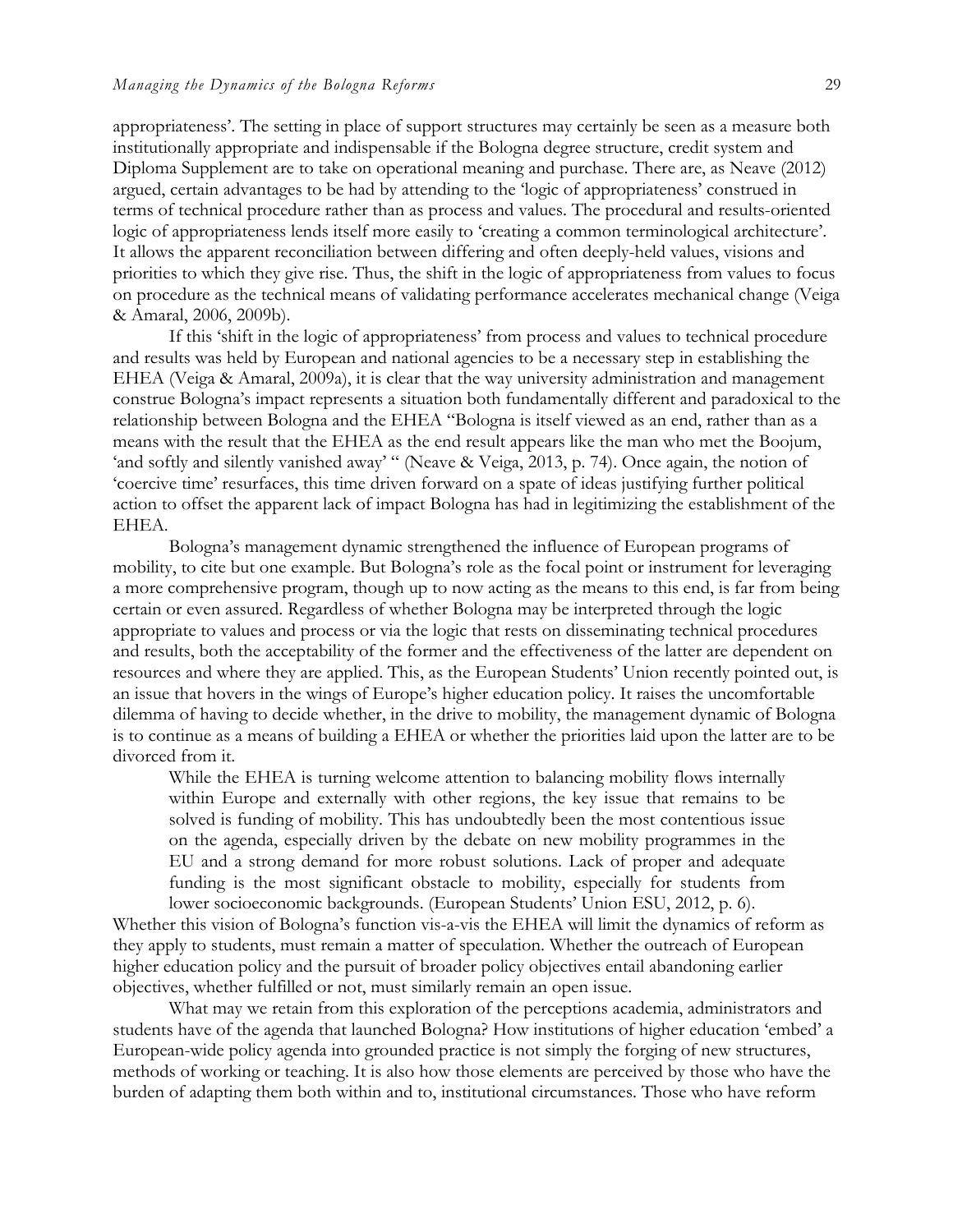appropriateness'. The setting in place of support structures may certainly be seen as a measure both institutionally appropriate and indispensable if the Bologna degree structure, credit system and Diploma Supplement are to take on operational meaning and purchase. There are, as Neave (2012) argued, certain advantages to be had by attending to the 'logic of appropriateness' construed in terms of technical procedure rather than as process and values. The procedural and results-oriented logic of appropriateness lends itself more easily to 'creating a common terminological architecture'. It allows the apparent reconciliation between differing and often deeply-held values, visions and priorities to which they give rise. Thus, the shift in the logic of appropriateness from values to focus on procedure as the technical means of validating performance accelerates mechanical change (Veiga & Amaral, 2006, 2009b).

If this 'shift in the logic of appropriateness' from process and values to technical procedure and results was held by European and national agencies to be a necessary step in establishing the EHEA (Veiga & Amaral, 2009a), it is clear that the way university administration and management construe Bologna's impact represents a situation both fundamentally different and paradoxical to the relationship between Bologna and the EHEA "Bologna is itself viewed as an end, rather than as a means with the result that the EHEA as the end result appears like the man who met the Boojum, 'and softly and silently vanished away' " (Neave & Veiga, 2013, p. 74). Once again, the notion of 'coercive time' resurfaces, this time driven forward on a spate of ideas justifying further political action to offset the apparent lack of impact Bologna has had in legitimizing the establishment of the EHEA.

Bologna's management dynamic strengthened the influence of European programs of mobility, to cite but one example. But Bologna's role as the focal point or instrument for leveraging a more comprehensive program, though up to now acting as the means to this end, is far from being certain or even assured. Regardless of whether Bologna may be interpreted through the logic appropriate to values and process or via the logic that rests on disseminating technical procedures and results, both the acceptability of the former and the effectiveness of the latter are dependent on resources and where they are applied. This, as the European Students' Union recently pointed out, is an issue that hovers in the wings of Europe's higher education policy. It raises the uncomfortable dilemma of having to decide whether, in the drive to mobility, the management dynamic of Bologna is to continue as a means of building a EHEA or whether the priorities laid upon the latter are to be divorced from it.

> While the EHEA is turning welcome attention to balancing mobility flows internally within Europe and externally with other regions, the key issue that remains to be solved is funding of mobility. This has undoubtedly been the most contentious issue on the agenda, especially driven by the debate on new mobility programmes in the EU and a strong demand for more robust solutions. Lack of proper and adequate funding is the most significant obstacle to mobility, especially for students from lower socioeconomic backgrounds. (European Students' Union ESU, 2012, p. 6).

Whether this vision of Bologna's function vis-a-vis the EHEA will limit the dynamics of reform as they apply to students, must remain a matter of speculation. Whether the outreach of European higher education policy and the pursuit of broader policy objectives entail abandoning earlier objectives, whether fulfilled or not, must similarly remain an open issue.

What may we retain from this exploration of the perceptions academia, administrators and students have of the agenda that launched Bologna? How institutions of higher education 'embed' a European-wide policy agenda into grounded practice is not simply the forging of new structures, methods of working or teaching. It is also how those elements are perceived by those who have the burden of adapting them both within and to, institutional circumstances. Those who have reform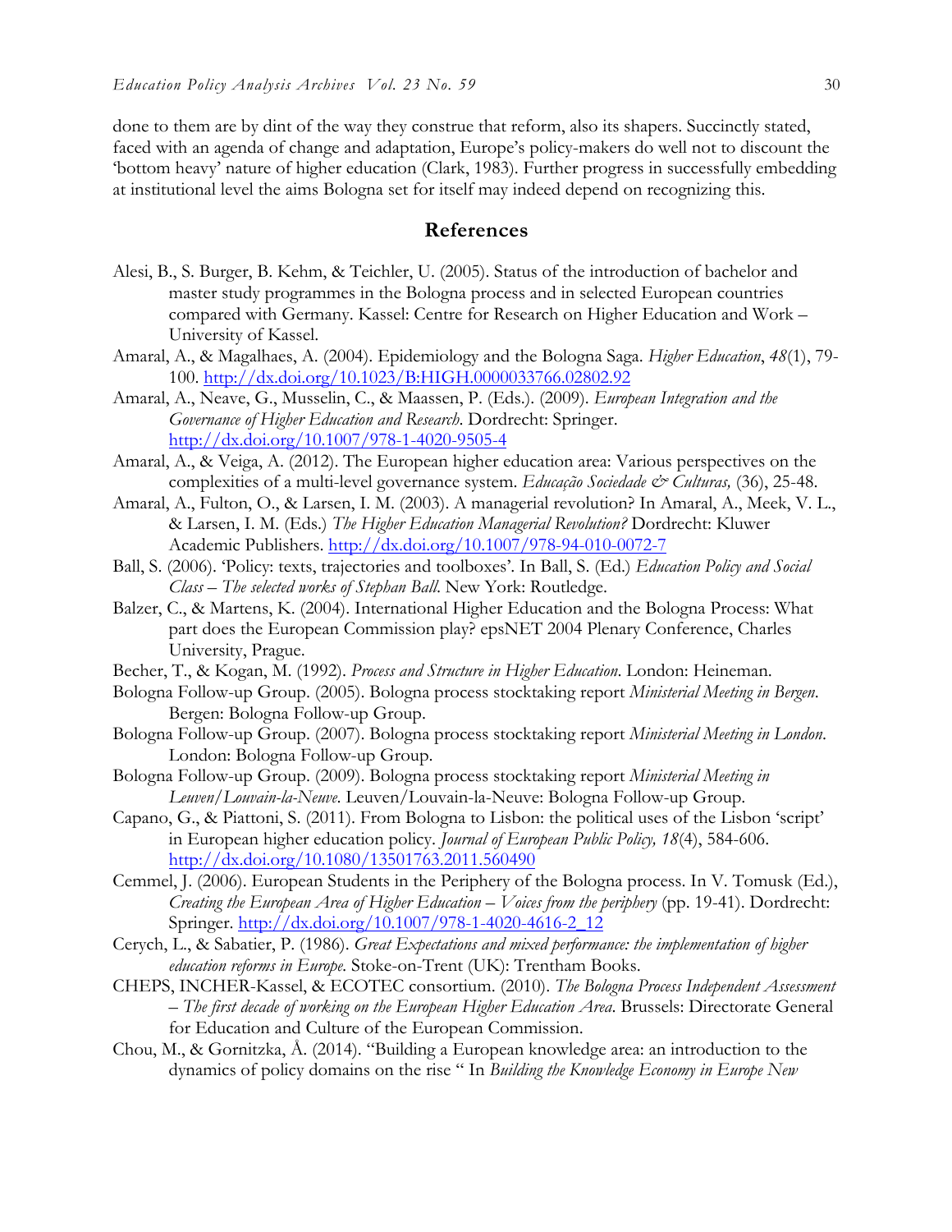done to them are by dint of the way they construe that reform, also its shapers. Succinctly stated, faced with an agenda of change and adaptation, Europe's policy-makers do well not to discount the 'bottom heavy' nature of higher education (Clark, 1983). Further progress in successfully embedding at institutional level the aims Bologna set for itself may indeed depend on recognizing this.

## References

Alesi, B., S. Burger, B. Kehm, & Teichler, U. (2005). Status of the introduction of bachelor and master study programmes in the Bologna process and in selected European countries compared with Germany. Kassel: Centre for Research on Higher Education and Work – University of Kassel.

Amaral, A., & Magalhaes, A. (2004). Epidemiology and the Bologna Saga. *Higher Education*, *48*(1), 79-100. http://dx.doi.org/10.1023/B:HIGH.0000033766.02802.92

Amaral, A., Neave, G., Musselin, C., & Maassen, P. (Eds.). (2009). *European Integration and the Governance of Higher Education and Research.* Dordrecht: Springer. http://dx.doi.org/10.1007/978-1-4020-9505-4

Amaral, A., & Veiga, A. (2012). The European higher education area: Various perspectives on the complexities of a multi-level governance system. *Educação Sociedade & Culturas,* (36), 25-48.

Amaral, A., Fulton, O., & Larsen, I. M. (2003). A managerial revolution? In Amaral, A., Meek, V. L., & Larsen, I. M. (Eds.) *The Higher Education Managerial Revolution?* Dordrecht: Kluwer Academic Publishers. http://dx.doi.org/10.1007/978-94-010-0072-7

Ball, S. (2006). 'Policy: texts, trajectories and toolboxes'. In Ball, S. (Ed.) *Education Policy and Social Class – The selected works of Stephan Ball.* New York: Routledge.

Balzer, C., & Martens, K. (2004). International Higher Education and the Bologna Process: What part does the European Commission play? epsNET 2004 Plenary Conference, Charles University, Prague.

Becher, T., & Kogan, M. (1992). *Process and Structure in Higher Education*. London: Heineman.

Bologna Follow-up Group. (2005). Bologna process stocktaking report *Ministerial Meeting in Bergen*. Bergen: Bologna Follow-up Group.

Bologna Follow-up Group. (2007). Bologna process stocktaking report *Ministerial Meeting in London*. London: Bologna Follow-up Group.

Bologna Follow-up Group. (2009). Bologna process stocktaking report *Ministerial Meeting in Leuven/Louvain-la-Neuve*. Leuven/Louvain-la-Neuve: Bologna Follow-up Group.

Capano, G., & Piattoni, S. (2011). From Bologna to Lisbon: the political uses of the Lisbon 'script' in European higher education policy. *Journal of European Public Policy, 18*(4), 584-606. http://dx.doi.org/10.1080/13501763.2011.560490

Cemmel, J. (2006). European Students in the Periphery of the Bologna process. In V. Tomusk (Ed.), *Creating the European Area of Higher Education – Voices from the periphery* (pp. 19-41). Dordrecht: Springer. http://dx.doi.org/10.1007/978-1-4020-4616-2_12

Cerych, L., & Sabatier, P. (1986). *Great Expectations and mixed performance: the implementation of higher education reforms in Europe.* Stoke-on-Trent (UK): Trentham Books.

CHEPS, INCHER-Kassel, & ECOTEC consortium. (2010). *The Bologna Process Independent Assessment – The first decade of working on the European Higher Education Area.* Brussels: Directorate General for Education and Culture of the European Commission.

Chou, M., & Gornitzka, Å. (2014). "Building a European knowledge area: an introduction to the dynamics of policy domains on the rise " In *Building the Knowledge Economy in Europe New*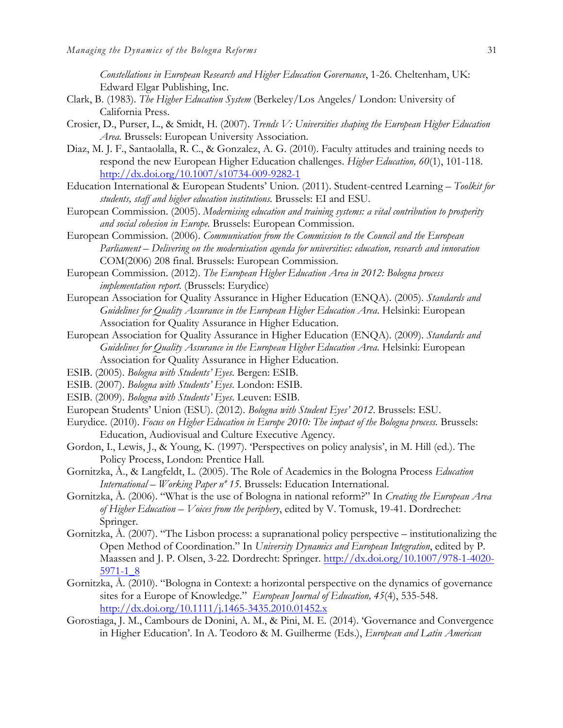*Constellations in European Research and Higher Education Governance*, 1-26. Cheltenham, UK: Edward Elgar Publishing, Inc.

Clark, B. (1983). *The Higher Education System* (Berkeley/Los Angeles/ London: University of California Press.

Crosier, D., Purser, L., & Smidt, H. (2007). *Trends V: Universities shaping the European Higher Education Area.* Brussels: European University Association.

Diaz, M. J. F., Santaolalla, R. C., & Gonzalez, A. G. (2010). Faculty attitudes and training needs to respond the new European Higher Education challenges. *Higher Education, 60*(1), 101-118. http://dx.doi.org/10.1007/s10734-009-9282-1

Education International & European Students' Union. (2011). Student-centred Learning – *Toolkit for students, staff and higher education institutions*. Brussels: EI and ESU.

European Commission. (2005). *Modernising education and training systems: a vital contribution to prosperity and social cohesion in Europe*. Brussels: European Commission.

European Commission. (2006). *Communication from the Commission to the Council and the European Parliament – Delivering on the modernisation agenda for universities: education, research and innovation* COM(2006) 208 final. Brussels: European Commission.

European Commission. (2012). *The European Higher Education Area in 2012: Bologna process implementation report.* (Brussels: Eurydice)

European Association for Quality Assurance in Higher Education (ENQA). (2005). *Standards and Guidelines for Quality Assurance in the European Higher Education Area.* Helsinki: European Association for Quality Assurance in Higher Education.

European Association for Quality Assurance in Higher Education (ENQA). (2009). *Standards and Guidelines for Quality Assurance in the European Higher Education Area*. Helsinki: European Association for Quality Assurance in Higher Education.

ESIB. (2005). *Bologna with Students' Eyes*. Bergen: ESIB.

ESIB. (2007). *Bologna with Students' Eyes*. London: ESIB.

ESIB. (2009). *Bologna with Students' Eyes*. Leuven: ESIB.

European Students' Union (ESU). (2012). *Bologna with Student Eyes' 2012*. Brussels: ESU.

Eurydice. (2010). *Focus on Higher Education in Europe 2010: The impact of the Bologna process.* Brussels: Education, Audiovisual and Culture Executive Agency.

Gordon, I., Lewis, J., & Young, K. (1997). 'Perspectives on policy analysis', in M. Hill (ed.). The Policy Process, London: Prentice Hall.

Gornitzka, Å., & Langfeldt, L. (2005). The Role of Academics in the Bologna Process *Education International – Working Paper nº 15*. Brussels: Education International.

Gornitzka, Å. (2006). "What is the use of Bologna in national reform?" In *Creating the European Area of Higher Education – Voices from the periphery*, edited by V. Tomusk, 19-41. Dordrechet: Springer.

Gornitzka, Å. (2007). "The Lisbon process: a supranational policy perspective – institutionalizing the Open Method of Coordination." In *University Dynamics and European Integration*, edited by P. Maassen and J. P. Olsen, 3-22. Dordrecht: Springer. http://dx.doi.org/10.1007/978-1-4020-5971-1_8

Gornitzka, Å. (2010). "Bologna in Context: a horizontal perspective on the dynamics of governance sites for a Europe of Knowledge." *European Journal of Education, 45*(4), 535-548. http://dx.doi.org/10.1111/j.1465-3435.2010.01452.x

Gorostiaga, J. M., Cambours de Donini, A. M., & Pini, M. E. (2014). 'Governance and Convergence in Higher Education'. In A. Teodoro & M. Guilherme (Eds.), *European and Latin American*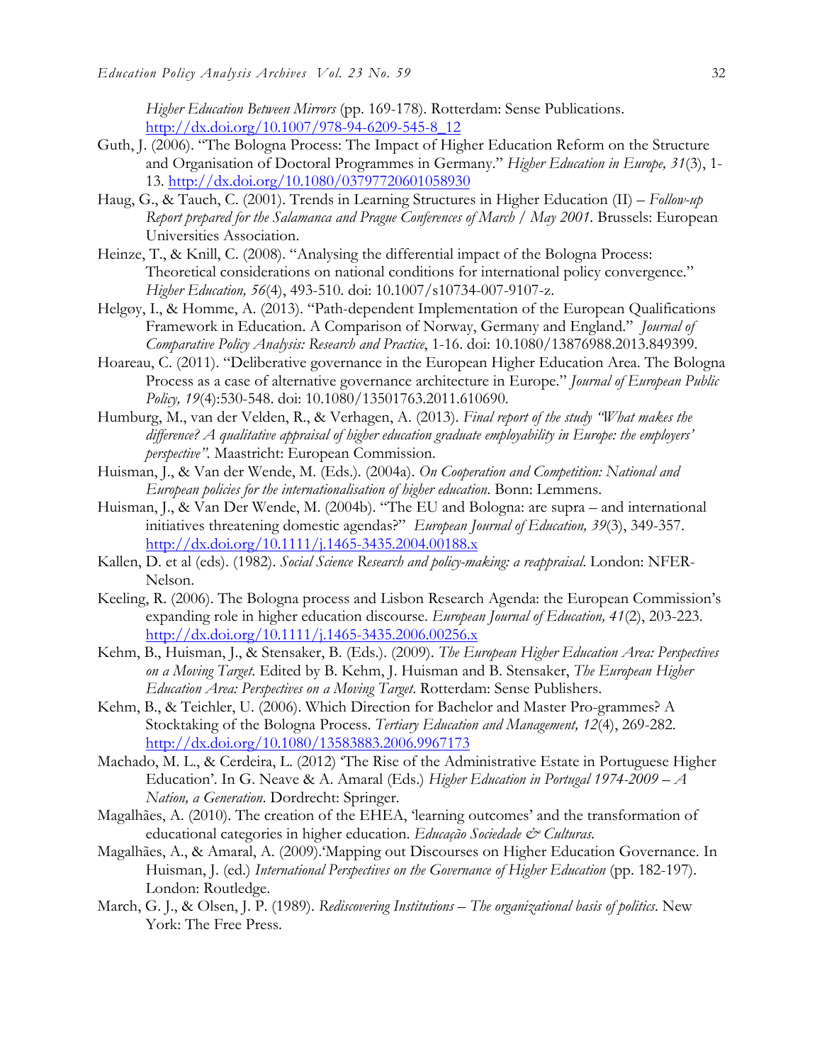*Higher Education Between Mirrors* (pp. 169-178). Rotterdam: Sense Publications. http://dx.doi.org/10.1007/978-94-6209-545-8_12

Guth, J. (2006). "The Bologna Process: The Impact of Higher Education Reform on the Structure and Organisation of Doctoral Programmes in Germany." *Higher Education in Europe, 31*(3), 1-13. http://dx.doi.org/10.1080/03797720601058930

Haug, G., & Tauch, C. (2001). Trends in Learning Structures in Higher Education (II) – *Follow-up Report prepared for the Salamanca and Prague Conferences of March / May 2001*. Brussels: European Universities Association.

Heinze, T., & Knill, C. (2008). "Analysing the differential impact of the Bologna Process: Theoretical considerations on national conditions for international policy convergence." *Higher Education, 56*(4), 493-510. doi: 10.1007/s10734-007-9107-z.

Helgøy, I., & Homme, A. (2013). "Path-dependent Implementation of the European Qualifications Framework in Education. A Comparison of Norway, Germany and England." *Journal of Comparative Policy Analysis: Research and Practice*, 1-16. doi: 10.1080/13876988.2013.849399.

Hoareau, C. (2011). "Deliberative governance in the European Higher Education Area. The Bologna Process as a case of alternative governance architecture in Europe." *Journal of European Public Policy, 19*(4):530-548. doi: 10.1080/13501763.2011.610690.

Humburg, M., van der Velden, R., & Verhagen, A. (2013). *Final report of the study "What makes the difference? A qualitative appraisal of higher education graduate employability in Europe: the employers' perspective".* Maastricht: European Commission.

Huisman, J., & Van der Wende, M. (Eds.). (2004a). *On Cooperation and Competition: National and European policies for the internationalisation of higher education*. Bonn: Lemmens.

Huisman, J., & Van Der Wende, M. (2004b). "The EU and Bologna: are supra – and international initiatives threatening domestic agendas?" *European Journal of Education, 39*(3), 349-357. http://dx.doi.org/10.1111/j.1465-3435.2004.00188.x

Kallen, D. et al (eds). (1982). *Social Science Research and policy-making: a reappraisal*. London: NFER-Nelson.

Keeling, R. (2006). The Bologna process and Lisbon Research Agenda: the European Commission's expanding role in higher education discourse. *European Journal of Education, 41*(2), 203-223. http://dx.doi.org/10.1111/j.1465-3435.2006.00256.x

Kehm, B., Huisman, J., & Stensaker, B. (Eds.). (2009). *The European Higher Education Area: Perspectives on a Moving Target*. Edited by B. Kehm, J. Huisman and B. Stensaker, *The European Higher Education Area: Perspectives on a Moving Target*. Rotterdam: Sense Publishers.

Kehm, B., & Teichler, U. (2006). Which Direction for Bachelor and Master Pro-grammes? A Stocktaking of the Bologna Process. *Tertiary Education and Management, 12*(4), 269-282. http://dx.doi.org/10.1080/13583883.2006.9967173

Machado, M. L., & Cerdeira, L. (2012) 'The Rise of the Administrative Estate in Portuguese Higher Education'. In G. Neave & A. Amaral (Eds.) *Higher Education in Portugal 1974-2009 – A Nation, a Generation*. Dordrecht: Springer.

Magalhães, A. (2010). The creation of the EHEA, 'learning outcomes' and the transformation of educational categories in higher education. *Educação Sociedade & Culturas*.

Magalhães, A., & Amaral, A. (2009).'Mapping out Discourses on Higher Education Governance. In Huisman, J. (ed.) *International Perspectives on the Governance of Higher Education* (pp. 182-197). London: Routledge.

March, G. J., & Olsen, J. P. (1989). *Rediscovering Institutions – The organizational basis of politics*. New York: The Free Press.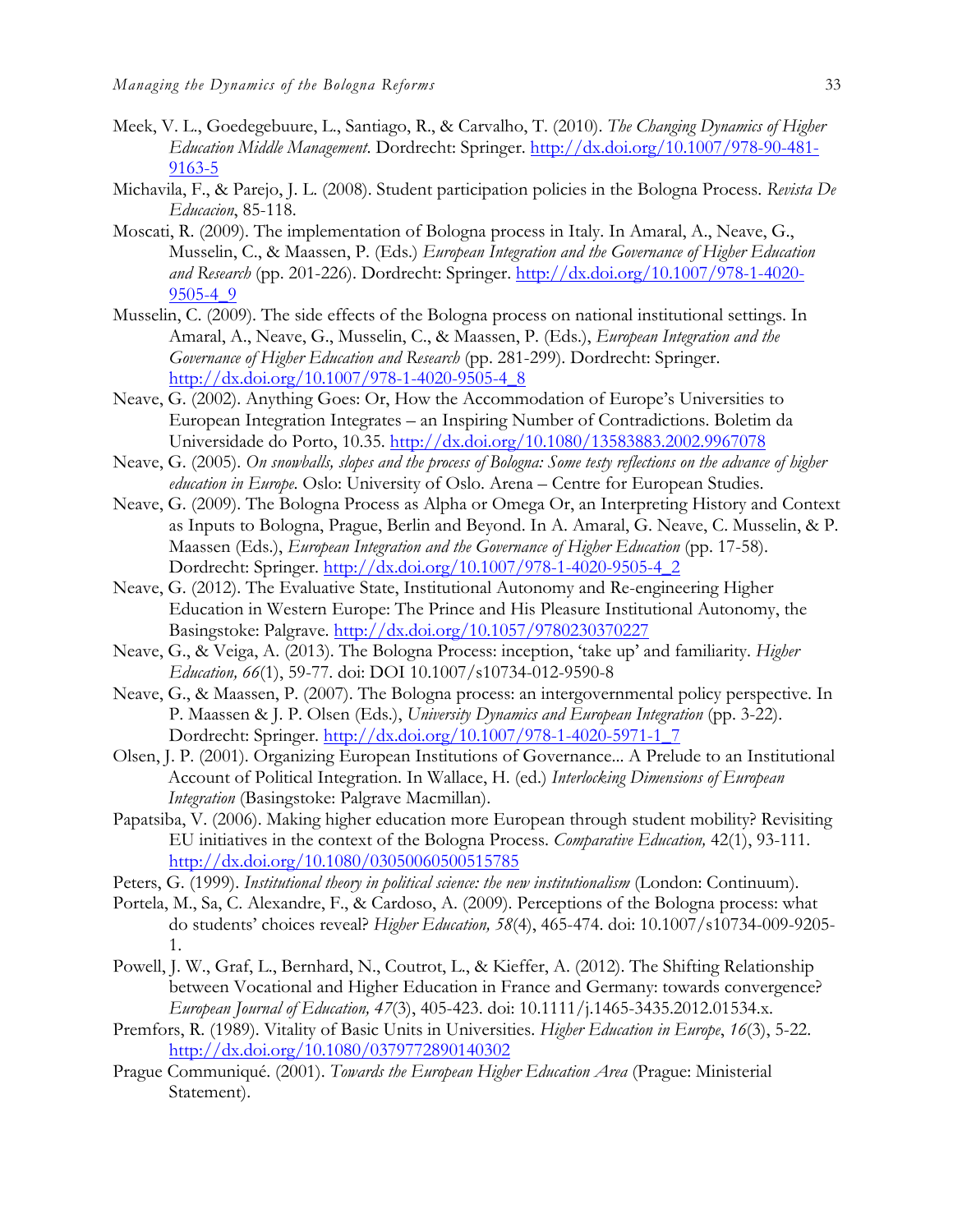Meek, V. L., Goedegebuure, L., Santiago, R., & Carvalho, T. (2010). *The Changing Dynamics of Higher Education Middle Management*. Dordrecht: Springer. http://dx.doi.org/10.1007/978-90-481-9163-5

Michavila, F., & Parejo, J. L. (2008). Student participation policies in the Bologna Process. *Revista De Educacion*, 85-118.

Moscati, R. (2009). The implementation of Bologna process in Italy. In Amaral, A., Neave, G., Musselin, C., & Maassen, P. (Eds.) *European Integration and the Governance of Higher Education and Research* (pp. 201-226). Dordrecht: Springer. http://dx.doi.org/10.1007/978-1-4020-9505-4_9

Musselin, C. (2009). The side effects of the Bologna process on national institutional settings. In Amaral, A., Neave, G., Musselin, C., & Maassen, P. (Eds.), *European Integration and the Governance of Higher Education and Research* (pp. 281-299). Dordrecht: Springer. http://dx.doi.org/10.1007/978-1-4020-9505-4_8

Neave, G. (2002). Anything Goes: Or, How the Accommodation of Europe's Universities to European Integration Integrates – an Inspiring Number of Contradictions. Boletim da Universidade do Porto, 10.35. http://dx.doi.org/10.1080/13583883.2002.9967078

Neave, G. (2005). *On snowballs, slopes and the process of Bologna: Some testy reflections on the advance of higher education in Europe*. Oslo: University of Oslo. Arena – Centre for European Studies.

Neave, G. (2009). The Bologna Process as Alpha or Omega Or, an Interpreting History and Context as Inputs to Bologna, Prague, Berlin and Beyond. In A. Amaral, G. Neave, C. Musselin, & P. Maassen (Eds.), *European Integration and the Governance of Higher Education* (pp. 17-58). Dordrecht: Springer. http://dx.doi.org/10.1007/978-1-4020-9505-4_2

Neave, G. (2012). The Evaluative State, Institutional Autonomy and Re-engineering Higher Education in Western Europe: The Prince and His Pleasure Institutional Autonomy, the Basingstoke: Palgrave. http://dx.doi.org/10.1057/9780230370227

Neave, G., & Veiga, A. (2013). The Bologna Process: inception, 'take up' and familiarity. *Higher Education, 66*(1), 59-77. doi: DOI 10.1007/s10734-012-9590-8

Neave, G., & Maassen, P. (2007). The Bologna process: an intergovernmental policy perspective. In P. Maassen & J. P. Olsen (Eds.), *University Dynamics and European Integration* (pp. 3-22). Dordrecht: Springer. http://dx.doi.org/10.1007/978-1-4020-5971-1_7

Olsen, J. P. (2001). Organizing European Institutions of Governance... A Prelude to an Institutional Account of Political Integration. In Wallace, H. (ed.) *Interlocking Dimensions of European Integration* (Basingstoke: Palgrave Macmillan).

Papatsiba, V. (2006). Making higher education more European through student mobility? Revisiting EU initiatives in the context of the Bologna Process. *Comparative Education,* 42(1), 93-111. http://dx.doi.org/10.1080/03050060500515785

Peters, G. (1999). *Institutional theory in political science: the new institutionalism* (London: Continuum).

Portela, M., Sa, C. Alexandre, F., & Cardoso, A. (2009). Perceptions of the Bologna process: what do students' choices reveal? *Higher Education, 58*(4), 465-474. doi: 10.1007/s10734-009-9205-1.

Powell, J. W., Graf, L., Bernhard, N., Coutrot, L., & Kieffer, A. (2012). The Shifting Relationship between Vocational and Higher Education in France and Germany: towards convergence? *European Journal of Education, 47*(3), 405-423. doi: 10.1111/j.1465-3435.2012.01534.x.

Premfors, R. (1989). Vitality of Basic Units in Universities. *Higher Education in Europe*, *16*(3), 5-22. http://dx.doi.org/10.1080/0379772890140302

Prague Communiqué. (2001). *Towards the European Higher Education Area* (Prague: Ministerial Statement).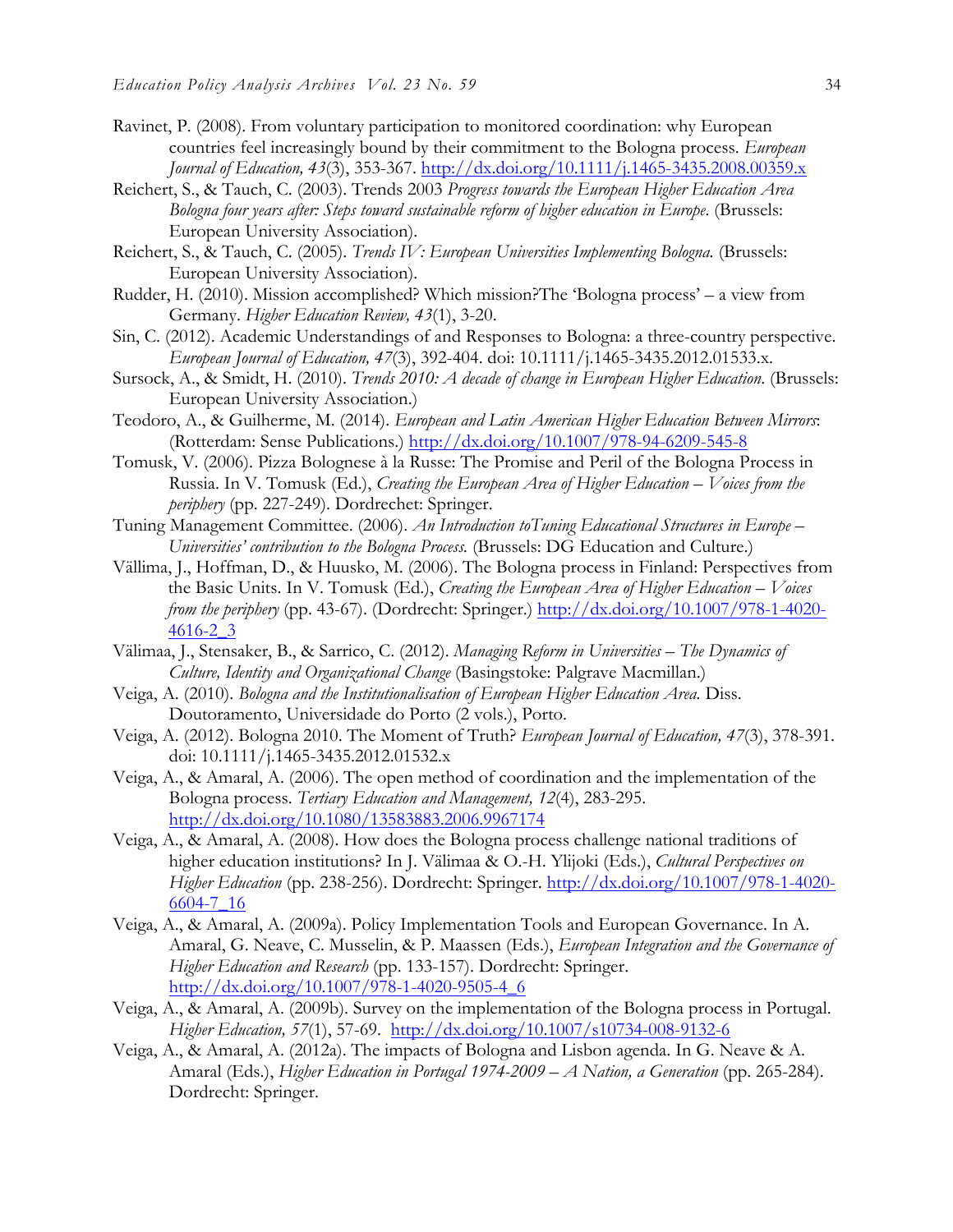Ravinet, P. (2008). From voluntary participation to monitored coordination: why European countries feel increasingly bound by their commitment to the Bologna process. *European Journal of Education, 43*(3), 353-367. http://dx.doi.org/10.1111/j.1465-3435.2008.00359.x

Reichert, S., & Tauch, C. (2003). Trends 2003 *Progress towards the European Higher Education Area Bologna four years after: Steps toward sustainable reform of higher education in Europe.* (Brussels: European University Association).

Reichert, S., & Tauch, C. (2005). *Trends IV: European Universities Implementing Bologna.* (Brussels: European University Association).

Rudder, H. (2010). Mission accomplished? Which mission?The 'Bologna process' – a view from Germany. *Higher Education Review, 43*(1), 3-20.

Sin, C. (2012). Academic Understandings of and Responses to Bologna: a three-country perspective. *European Journal of Education, 47*(3), 392-404. doi: 10.1111/j.1465-3435.2012.01533.x.

Sursock, A., & Smidt, H. (2010). *Trends 2010: A decade of change in European Higher Education.* (Brussels: European University Association.)

Teodoro, A., & Guilherme, M. (2014). *European and Latin American Higher Education Between Mirrors*: (Rotterdam: Sense Publications.) http://dx.doi.org/10.1007/978-94-6209-545-8

Tomusk, V. (2006). Pizza Bolognese à la Russe: The Promise and Peril of the Bologna Process in Russia. In V. Tomusk (Ed.), *Creating the European Area of Higher Education – Voices from the periphery* (pp. 227-249). Dordrechet: Springer.

Tuning Management Committee. (2006). *An Introduction toTuning Educational Structures in Europe – Universities' contribution to the Bologna Process.* (Brussels: DG Education and Culture.)

Vällima, J., Hoffman, D., & Huusko, M. (2006). The Bologna process in Finland: Perspectives from the Basic Units. In V. Tomusk (Ed.), *Creating the European Area of Higher Education – Voices from the periphery* (pp. 43-67). (Dordrecht: Springer.) http://dx.doi.org/10.1007/978-1-4020-4616-2_3

Välimaa, J., Stensaker, B., & Sarrico, C. (2012). *Managing Reform in Universities – The Dynamics of Culture, Identity and Organizational Change* (Basingstoke: Palgrave Macmillan.)

Veiga, A. (2010). *Bologna and the Institutionalisation of European Higher Education Area.* Diss. Doutoramento, Universidade do Porto (2 vols.), Porto.

Veiga, A. (2012). Bologna 2010. The Moment of Truth? *European Journal of Education, 47*(3), 378-391. doi: 10.1111/j.1465-3435.2012.01532.x

Veiga, A., & Amaral, A. (2006). The open method of coordination and the implementation of the Bologna process. *Tertiary Education and Management, 12*(4), 283-295. http://dx.doi.org/10.1080/13583883.2006.9967174

Veiga, A., & Amaral, A. (2008). How does the Bologna process challenge national traditions of higher education institutions? In J. Välimaa & O.-H. Ylijoki (Eds.), *Cultural Perspectives on Higher Education* (pp. 238-256). Dordrecht: Springer. http://dx.doi.org/10.1007/978-1-4020-6604-7_16

Veiga, A., & Amaral, A. (2009a). Policy Implementation Tools and European Governance. In A. Amaral, G. Neave, C. Musselin, & P. Maassen (Eds.), *European Integration and the Governance of Higher Education and Research* (pp. 133-157). Dordrecht: Springer. http://dx.doi.org/10.1007/978-1-4020-9505-4_6

Veiga, A., & Amaral, A. (2009b). Survey on the implementation of the Bologna process in Portugal. *Higher Education, 57*(1), 57-69. http://dx.doi.org/10.1007/s10734-008-9132-6

Veiga, A., & Amaral, A. (2012a). The impacts of Bologna and Lisbon agenda. In G. Neave & A. Amaral (Eds.), *Higher Education in Portugal 1974-2009 – A Nation, a Generation* (pp. 265-284). Dordrecht: Springer.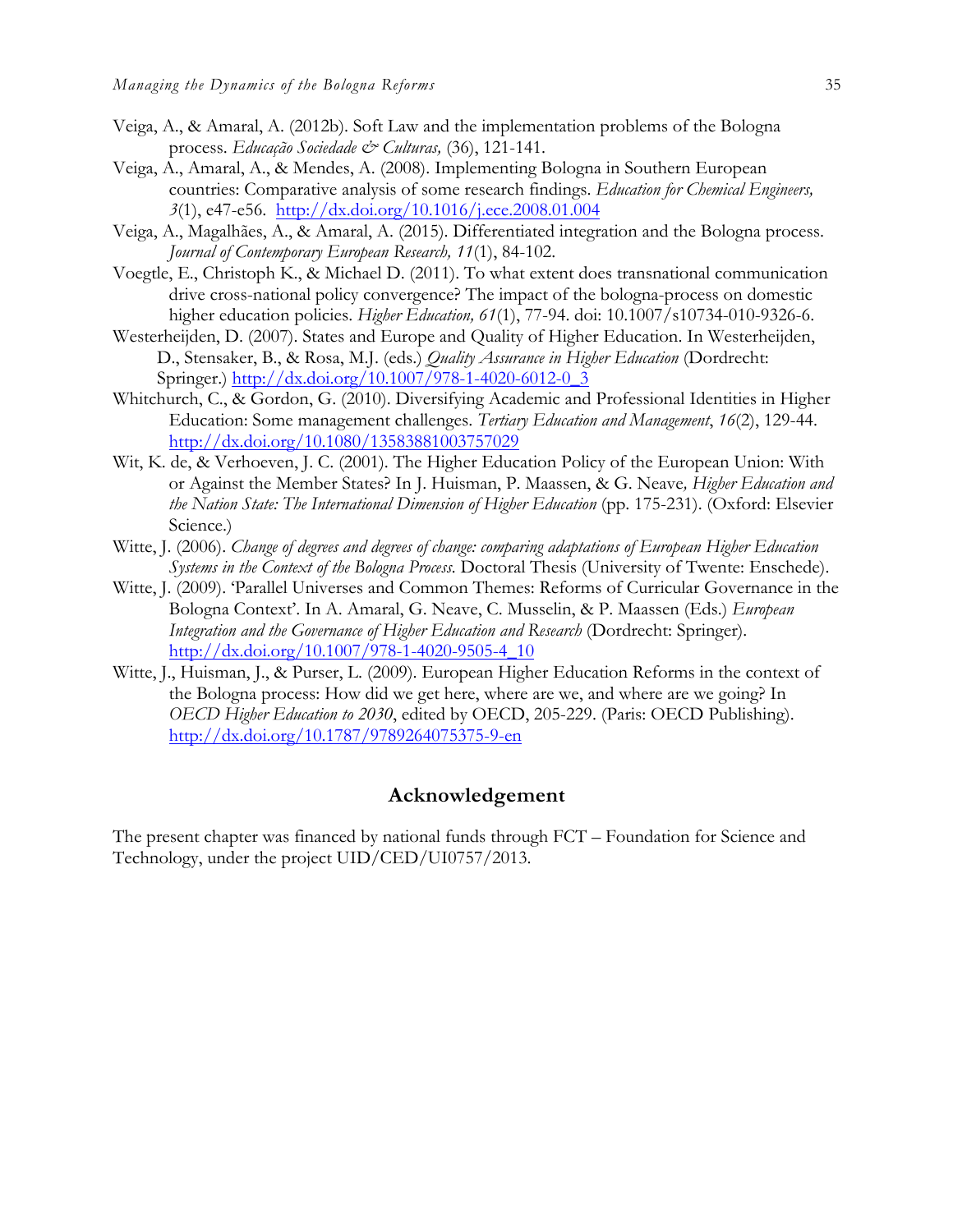Veiga, A., & Amaral, A. (2012b). Soft Law and the implementation problems of the Bologna process. *Educação Sociedade & Culturas,* (36), 121-141.

Veiga, A., Amaral, A., & Mendes, A. (2008). Implementing Bologna in Southern European countries: Comparative analysis of some research findings. *Education for Chemical Engineers, 3*(1), e47-e56. http://dx.doi.org/10.1016/j.ece.2008.01.004

Veiga, A., Magalhães, A., & Amaral, A. (2015). Differentiated integration and the Bologna process. *Journal of Contemporary European Research, 11*(1), 84-102.

Voegtle, E., Christoph K., & Michael D. (2011). To what extent does transnational communication drive cross-national policy convergence? The impact of the bologna-process on domestic higher education policies. *Higher Education, 61*(1), 77-94. doi: 10.1007/s10734-010-9326-6.

Westerheijden, D. (2007). States and Europe and Quality of Higher Education. In Westerheijden, D., Stensaker, B., & Rosa, M.J. (eds.) *Quality Assurance in Higher Education* (Dordrecht: Springer.) http://dx.doi.org/10.1007/978-1-4020-6012-0_3

Whitchurch, C., & Gordon, G. (2010). Diversifying Academic and Professional Identities in Higher Education: Some management challenges. *Tertiary Education and Management*, *16*(2), 129-44. http://dx.doi.org/10.1080/13583881003757029

Wit, K. de, & Verhoeven, J. C. (2001). The Higher Education Policy of the European Union: With or Against the Member States? In J. Huisman, P. Maassen, & G. Neave*, Higher Education and the Nation State: The International Dimension of Higher Education* (pp. 175-231). (Oxford: Elsevier Science.)

Witte, J. (2006). *Change of degrees and degrees of change: comparing adaptations of European Higher Education Systems in the Context of the Bologna Process.* Doctoral Thesis (University of Twente: Enschede).

Witte, J. (2009). 'Parallel Universes and Common Themes: Reforms of Curricular Governance in the Bologna Context'. In A. Amaral, G. Neave, C. Musselin, & P. Maassen (Eds.) *European Integration and the Governance of Higher Education and Research* (Dordrecht: Springer). http://dx.doi.org/10.1007/978-1-4020-9505-4_10

Witte, J., Huisman, J., & Purser, L. (2009). European Higher Education Reforms in the context of the Bologna process: How did we get here, where are we, and where are we going? In *OECD Higher Education to 2030*, edited by OECD, 205-229. (Paris: OECD Publishing). http://dx.doi.org/10.1787/9789264075375-9-en

## Acknowledgement

The present chapter was financed by national funds through FCT – Foundation for Science and Technology, under the project UID/CED/UI0757/2013.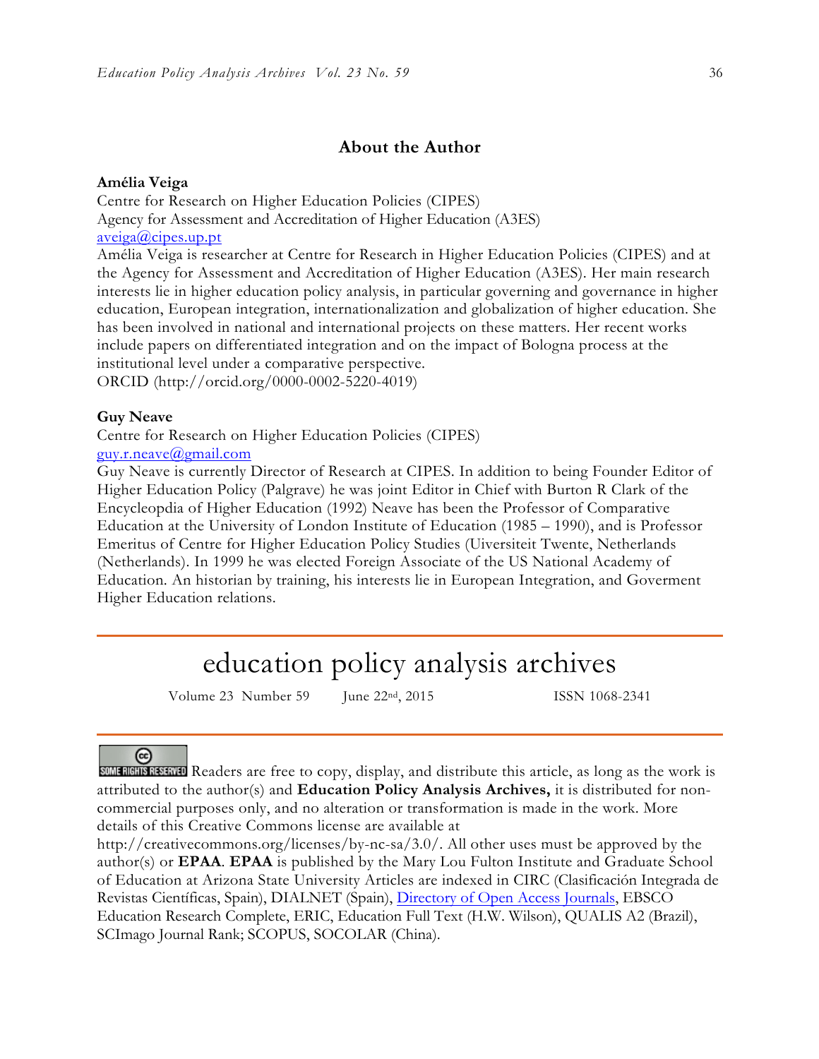## About the Author

**Amélia Veiga**
Centre for Research on Higher Education Policies (CIPES)
Agency for Assessment and Accreditation of Higher Education (A3ES)
aveiga@cipes.up.pt
Amélia Veiga is researcher at Centre for Research in Higher Education Policies (CIPES) and at the Agency for Assessment and Accreditation of Higher Education (A3ES). Her main research interests lie in higher education policy analysis, in particular governing and governance in higher education, European integration, internationalization and globalization of higher education. She has been involved in national and international projects on these matters. Her recent works include papers on differentiated integration and on the impact of Bologna process at the institutional level under a comparative perspective.
ORCID (http://orcid.org/0000-0002-5220-4019)

**Guy Neave**
Centre for Research on Higher Education Policies (CIPES)
guy.r.neave@gmail.com
Guy Neave is currently Director of Research at CIPES. In addition to being Founder Editor of Higher Education Policy (Palgrave) he was joint Editor in Chief with Burton R Clark of the Encycleopdia of Higher Education (1992) Neave has been the Professor of Comparative Education at the University of London Institute of Education (1985 – 1990), and is Professor Emeritus of Centre for Higher Education Policy Studies (Uiversiteit Twente, Netherlands (Netherlands). In 1999 he was elected Foreign Associate of the US National Academy of Education. An historian by training, his interests lie in European Integration, and Goverment Higher Education relations.

---

# education policy analysis archives

Volume 23 Number 59 June 22nd, 2015 ISSN 1068-2341

---

Readers are free to copy, display, and distribute this article, as long as the work is attributed to the author(s) and **Education Policy Analysis Archives,** it is distributed for non-commercial purposes only, and no alteration or transformation is made in the work. More details of this Creative Commons license are available at http://creativecommons.org/licenses/by-nc-sa/3.0/. All other uses must be approved by the author(s) or **EPAA**. **EPAA** is published by the Mary Lou Fulton Institute and Graduate School of Education at Arizona State University Articles are indexed in CIRC (Clasificación Integrada de Revistas Científicas, Spain), DIALNET (Spain), Directory of Open Access Journals, EBSCO Education Research Complete, ERIC, Education Full Text (H.W. Wilson), QUALIS A2 (Brazil), SCImago Journal Rank; SCOPUS, SOCOLAR (China).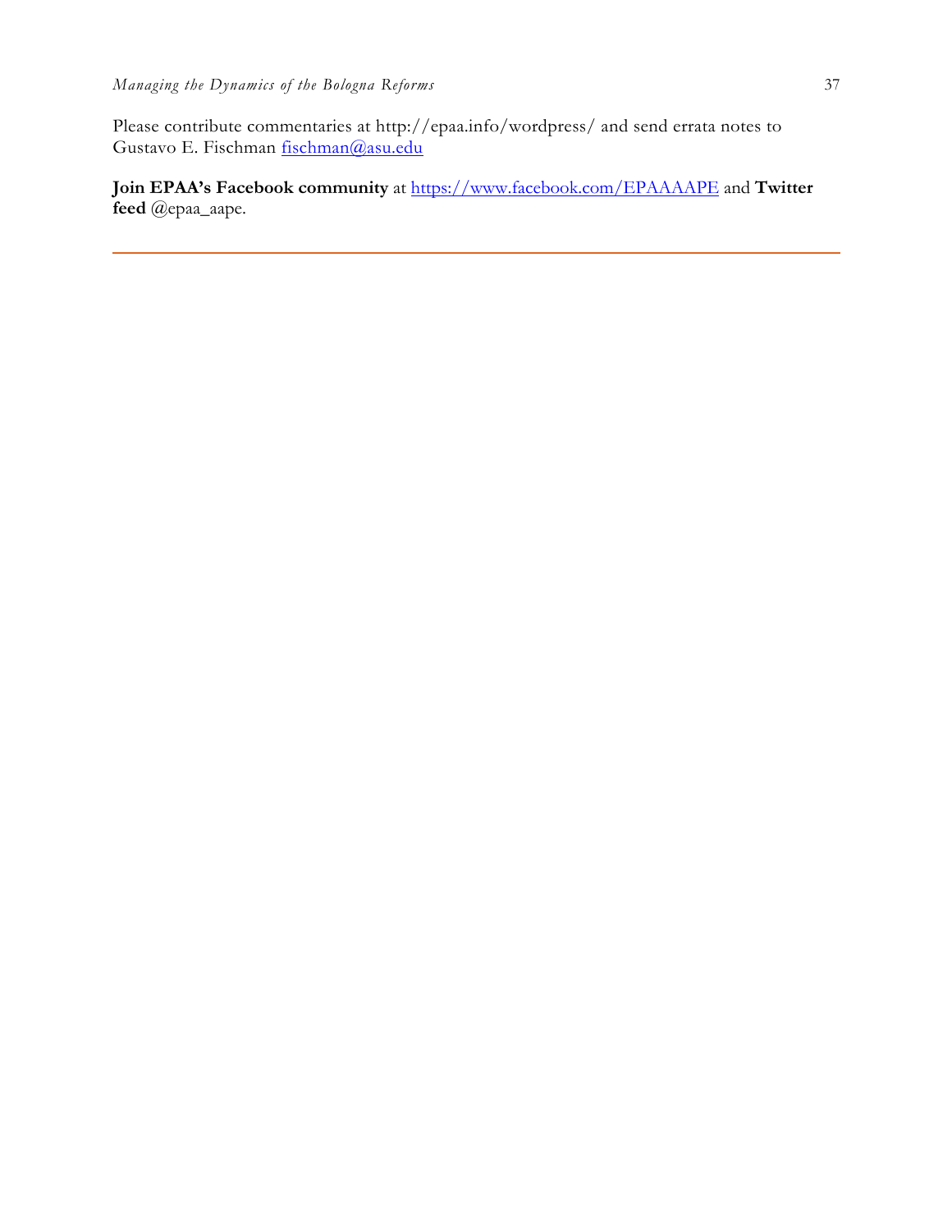Please contribute commentaries at http://epaa.info/wordpress/ and send errata notes to Gustavo E. Fischman fischman@asu.edu

**Join EPAA's Facebook community** at https://www.facebook.com/EPAAAAPE and **Twitter feed** @epaa_aape.

---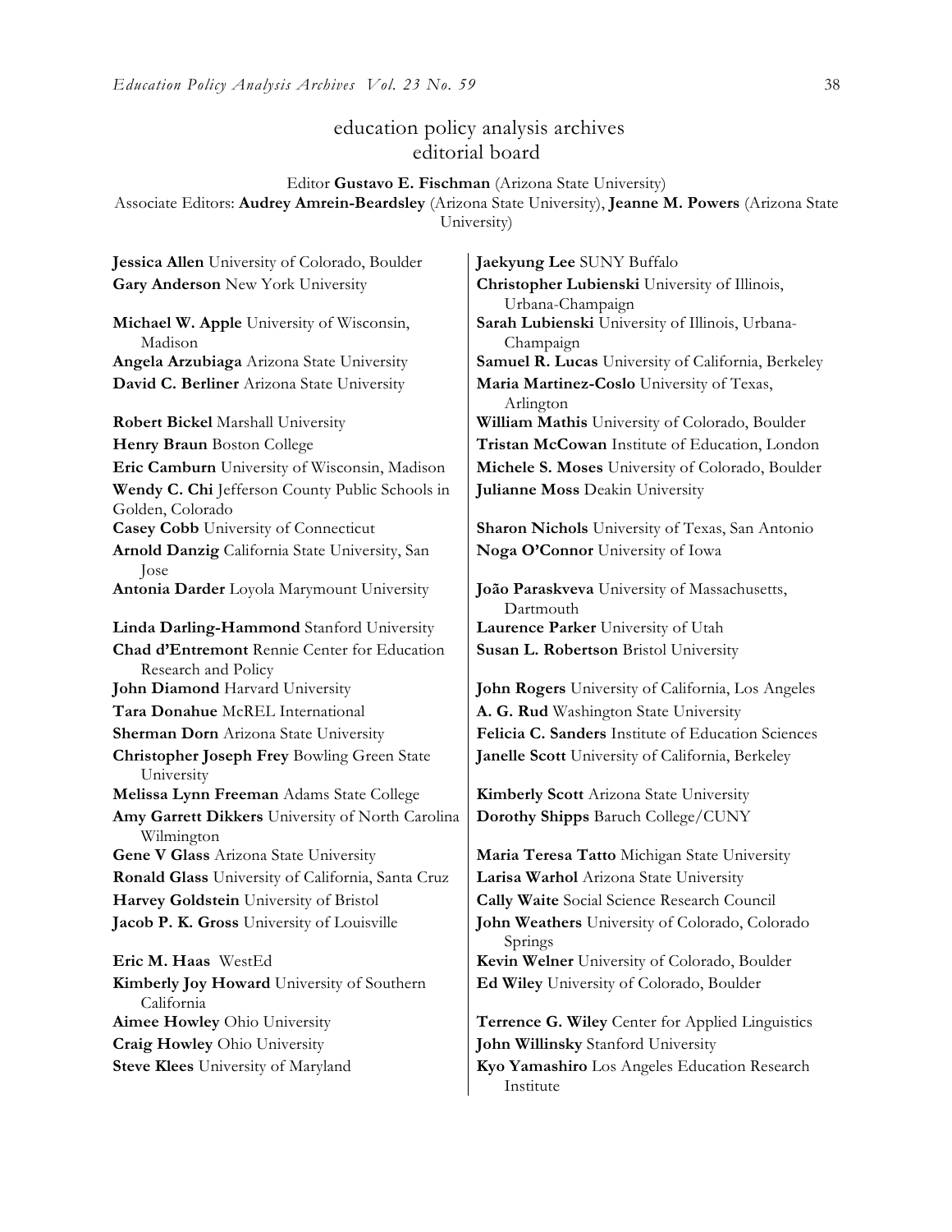# education policy analysis archives editorial board

Editor **Gustavo E. Fischman** (Arizona State University)

Associate Editors: **Audrey Amrein-Beardsley** (Arizona State University), **Jeanne M. Powers** (Arizona State University)

**Jessica Allen** University of Colorado, Boulder

**Gary Anderson** New York University

**Michael W. Apple** University of Wisconsin, Madison

**Angela Arzubiaga** Arizona State University

**David C. Berliner** Arizona State University

**Robert Bickel** Marshall University

**Henry Braun** Boston College

**Eric Camburn** University of Wisconsin, Madison

**Wendy C. Chi** Jefferson County Public Schools in Golden, Colorado

**Casey Cobb** University of Connecticut

**Arnold Danzig** California State University, San Jose

**Antonia Darder** Loyola Marymount University

**Linda Darling-Hammond** Stanford University

**Chad d'Entremont** Rennie Center for Education Research and Policy

**John Diamond** Harvard University

**Tara Donahue** McREL International

**Sherman Dorn** Arizona State University

**Christopher Joseph Frey** Bowling Green State University

**Melissa Lynn Freeman** Adams State College

**Amy Garrett Dikkers** University of North Carolina Wilmington

**Gene V Glass** Arizona State University

**Ronald Glass** University of California, Santa Cruz

**Harvey Goldstein** University of Bristol

**Jacob P. K. Gross** University of Louisville

**Eric M. Haas** WestEd

**Kimberly Joy Howard** University of Southern California

**Aimee Howley** Ohio University

**Craig Howley** Ohio University

**Steve Klees** University of Maryland

**Jaekyung Lee** SUNY Buffalo

**Christopher Lubienski** University of Illinois, Urbana-Champaign

**Sarah Lubienski** University of Illinois, Urbana-Champaign

**Samuel R. Lucas** University of California, Berkeley

**Maria Martinez-Coslo** University of Texas, Arlington

**William Mathis** University of Colorado, Boulder

**Tristan McCowan** Institute of Education, London

**Michele S. Moses** University of Colorado, Boulder

**Julianne Moss** Deakin University

**Sharon Nichols** University of Texas, San Antonio

**Noga O'Connor** University of Iowa

**João Paraskveva** University of Massachusetts, Dartmouth

**Laurence Parker** University of Utah

**Susan L. Robertson** Bristol University

**John Rogers** University of California, Los Angeles

**A. G. Rud** Washington State University

**Felicia C. Sanders** Institute of Education Sciences

**Janelle Scott** University of California, Berkeley

**Kimberly Scott** Arizona State University

**Dorothy Shipps** Baruch College/CUNY

**Maria Teresa Tatto** Michigan State University

**Larisa Warhol** Arizona State University

**Cally Waite** Social Science Research Council

**John Weathers** University of Colorado, Colorado Springs

**Kevin Welner** University of Colorado, Boulder

**Ed Wiley** University of Colorado, Boulder

**Terrence G. Wiley** Center for Applied Linguistics

**John Willinsky** Stanford University

**Kyo Yamashiro** Los Angeles Education Research Institute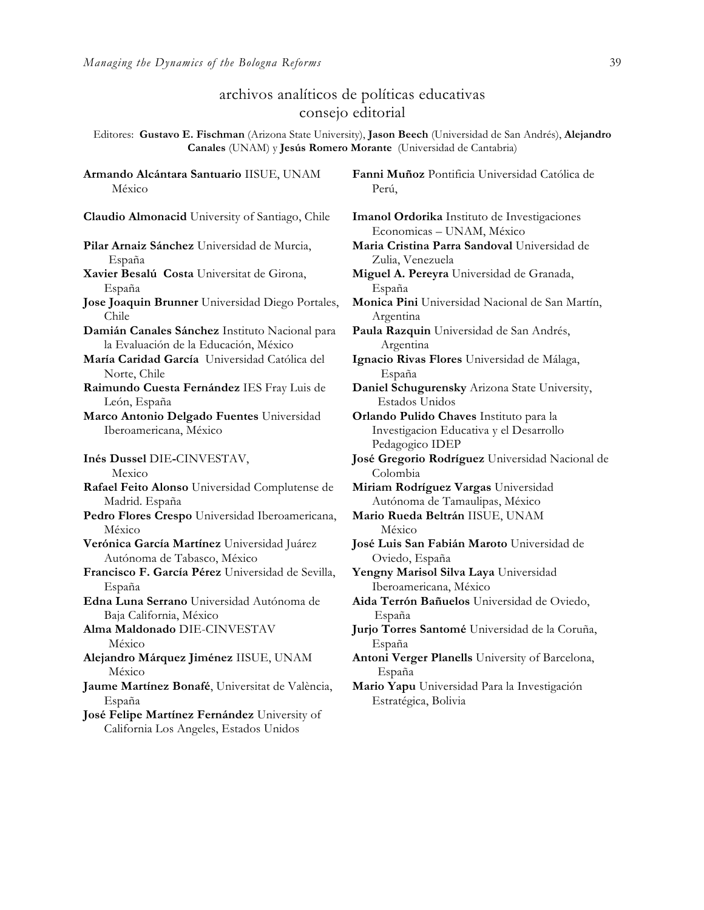## archivos analíticos de políticas educativas
## consejo editorial

Editores: **Gustavo E. Fischman** (Arizona State University), **Jason Beech** (Universidad de San Andrés), **Alejandro Canales** (UNAM) y **Jesús Romero Morante** (Universidad de Cantabria)

**Armando Alcántara Santuario** IISUE, UNAM México

**Claudio Almonacid** University of Santiago, Chile

**Pilar Arnaiz Sánchez** Universidad de Murcia, España

**Xavier Besalú Costa** Universitat de Girona, España

**Jose Joaquin Brunner** Universidad Diego Portales, Chile

**Damián Canales Sánchez** Instituto Nacional para la Evaluación de la Educación, México

**María Caridad García** Universidad Católica del Norte, Chile

**Raimundo Cuesta Fernández** IES Fray Luis de León, España

**Marco Antonio Delgado Fuentes** Universidad Iberoamericana, México

**Inés Dussel** DIE-CINVESTAV, Mexico

**Rafael Feito Alonso** Universidad Complutense de Madrid. España

**Pedro Flores Crespo** Universidad Iberoamericana, México

**Verónica García Martínez** Universidad Juárez Autónoma de Tabasco, México

**Francisco F. García Pérez** Universidad de Sevilla, España

**Edna Luna Serrano** Universidad Autónoma de Baja California, México

**Alma Maldonado** DIE-CINVESTAV México

**Alejandro Márquez Jiménez** IISUE, UNAM México

**Jaume Martínez Bonafé**, Universitat de València, España

**José Felipe Martínez Fernández** University of California Los Angeles, Estados Unidos

**Fanni Muñoz** Pontificia Universidad Católica de Perú,

**Imanol Ordorika** Instituto de Investigaciones Economicas – UNAM, México

**Maria Cristina Parra Sandoval** Universidad de Zulia, Venezuela

**Miguel A. Pereyra** Universidad de Granada, España

**Monica Pini** Universidad Nacional de San Martín, Argentina

**Paula Razquin** Universidad de San Andrés, Argentina

**Ignacio Rivas Flores** Universidad de Málaga, España

**Daniel Schugurensky** Arizona State University, Estados Unidos

**Orlando Pulido Chaves** Instituto para la Investigacion Educativa y el Desarrollo Pedagogico IDEP

**José Gregorio Rodríguez** Universidad Nacional de Colombia

**Miriam Rodríguez Vargas** Universidad Autónoma de Tamaulipas, México

**Mario Rueda Beltrán** IISUE, UNAM México

**José Luis San Fabián Maroto** Universidad de Oviedo, España

**Yengny Marisol Silva Laya** Universidad Iberoamericana, México

**Aida Terrón Bañuelos** Universidad de Oviedo, España

**Jurjo Torres Santomé** Universidad de la Coruña, España

**Antoni Verger Planells** University of Barcelona, España

**Mario Yapu** Universidad Para la Investigación Estratégica, Bolivia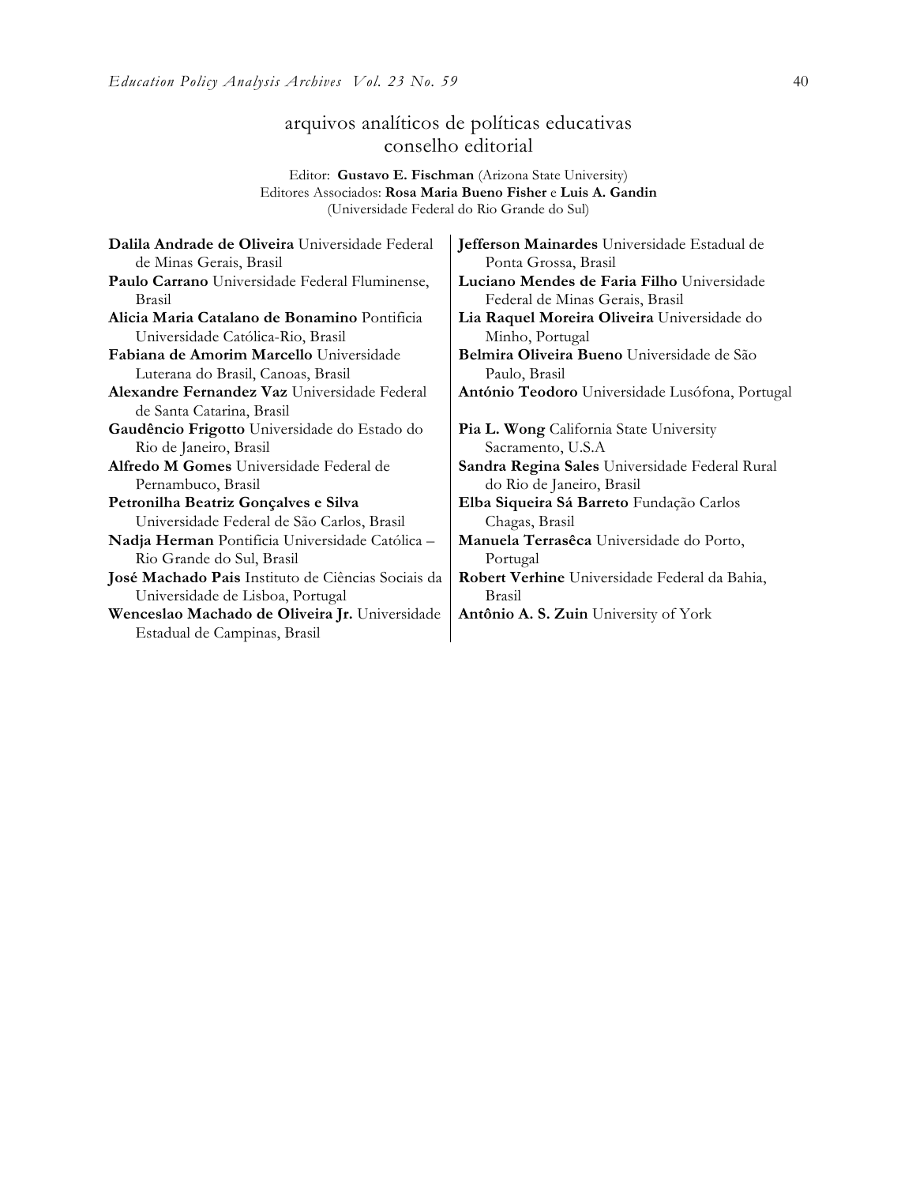## arquivos analíticos de políticas educativas
## conselho editorial

Editor: **Gustavo E. Fischman** (Arizona State University)
Editores Associados: **Rosa Maria Bueno Fisher** e **Luis A. Gandin**
(Universidade Federal do Rio Grande do Sul)

**Dalila Andrade de Oliveira** Universidade Federal de Minas Gerais, Brasil

**Paulo Carrano** Universidade Federal Fluminense, Brasil

**Alicia Maria Catalano de Bonamino** Pontificia Universidade Católica-Rio, Brasil

**Fabiana de Amorim Marcello** Universidade Luterana do Brasil, Canoas, Brasil

**Alexandre Fernandez Vaz** Universidade Federal de Santa Catarina, Brasil

**Gaudêncio Frigotto** Universidade do Estado do Rio de Janeiro, Brasil

**Alfredo M Gomes** Universidade Federal de Pernambuco, Brasil

**Petronilha Beatriz Gonçalves e Silva** Universidade Federal de São Carlos, Brasil

**Nadja Herman** Pontificia Universidade Católica – Rio Grande do Sul, Brasil

**José Machado Pais** Instituto de Ciências Sociais da Universidade de Lisboa, Portugal

**Wenceslao Machado de Oliveira Jr.** Universidade Estadual de Campinas, Brasil

**Jefferson Mainardes** Universidade Estadual de Ponta Grossa, Brasil

**Luciano Mendes de Faria Filho** Universidade Federal de Minas Gerais, Brasil

**Lia Raquel Moreira Oliveira** Universidade do Minho, Portugal

**Belmira Oliveira Bueno** Universidade de São Paulo, Brasil

**António Teodoro** Universidade Lusófona, Portugal

**Pia L. Wong** California State University Sacramento, U.S.A

**Sandra Regina Sales** Universidade Federal Rural do Rio de Janeiro, Brasil

**Elba Siqueira Sá Barreto** Fundação Carlos Chagas, Brasil

**Manuela Terrasêca** Universidade do Porto, Portugal

**Robert Verhine** Universidade Federal da Bahia, Brasil

**Antônio A. S. Zuin** University of York